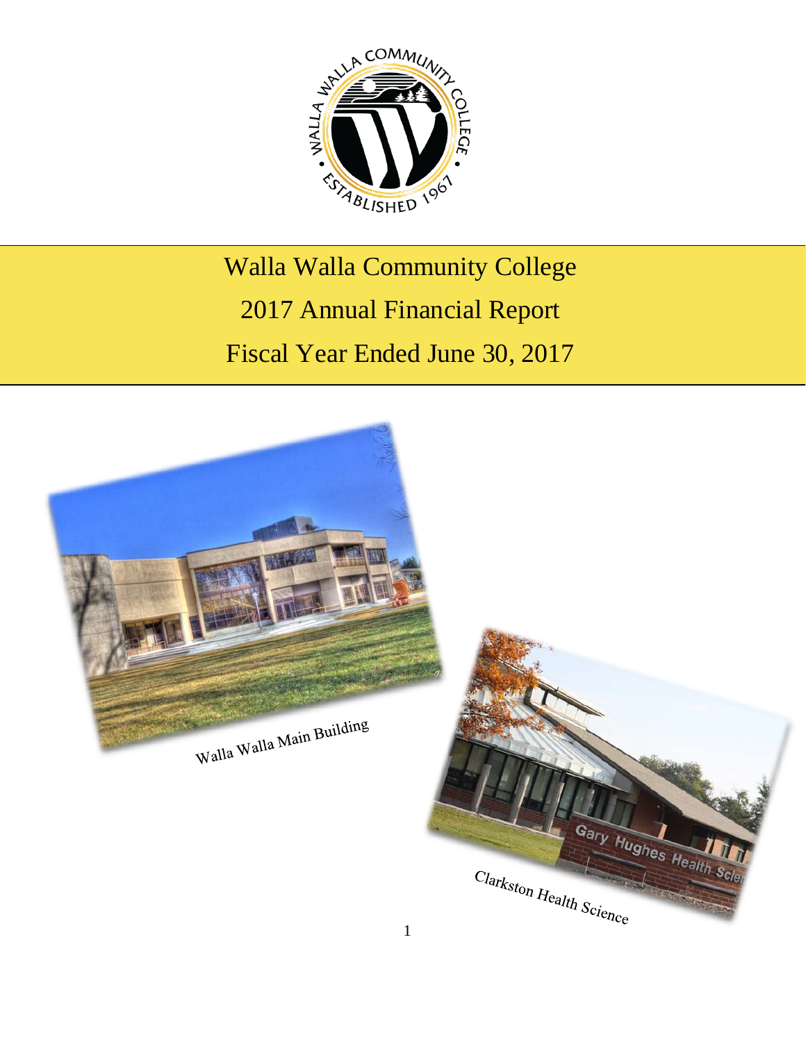# Walla Walla Community College

## 2017 Annual Financial Report

## Fiscal Year Ended June 30, 2017

Walla Walla Main Building

Clarkston Health Science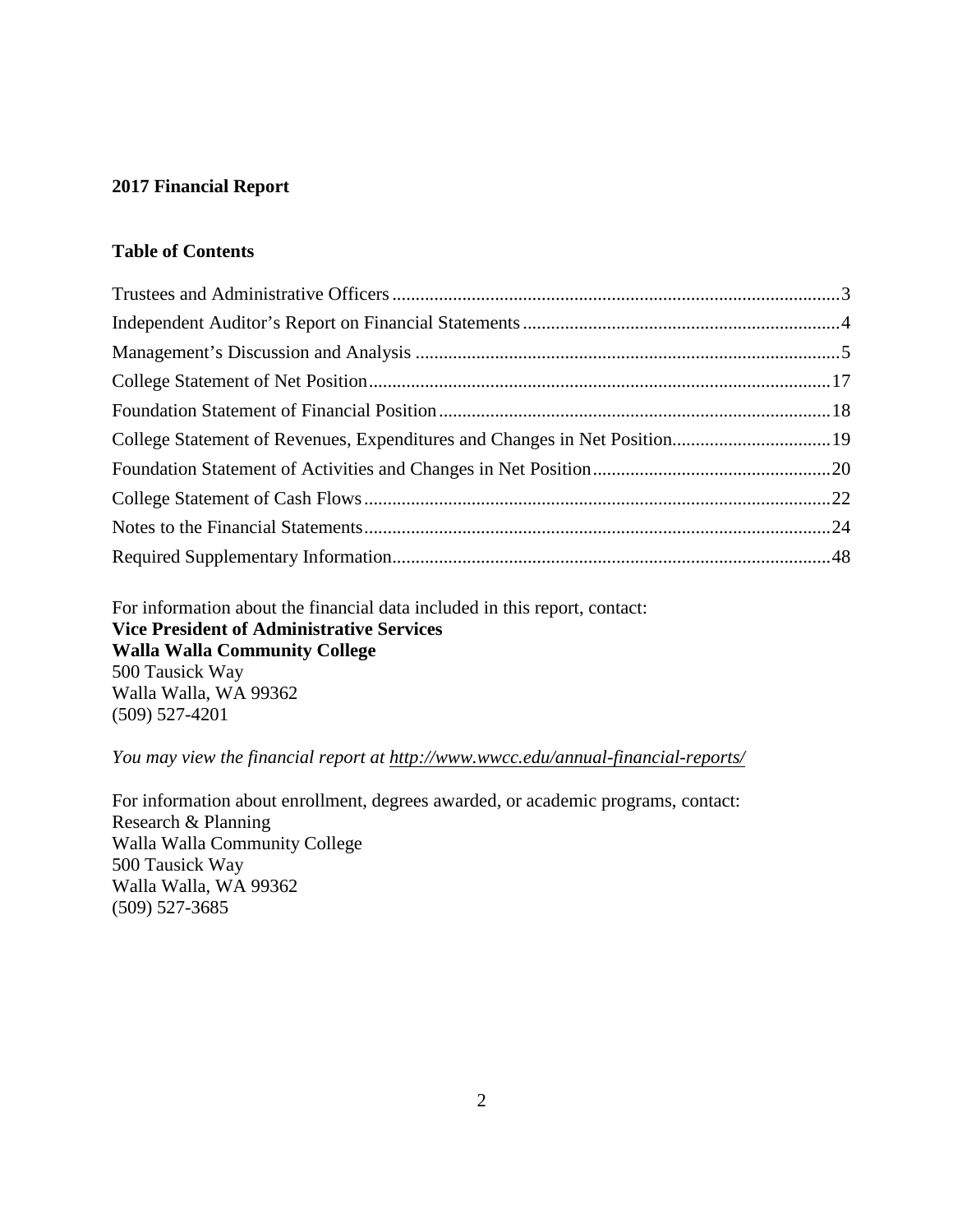## 2017 Financial Report

### Table of Contents

| | |
|---|---|
| Trustees and Administrative Officers | 3 |
| Independent Auditor's Report on Financial Statements | 4 |
| Management's Discussion and Analysis | 5 |
| College Statement of Net Position | 17 |
| Foundation Statement of Financial Position | 18 |
| College Statement of Revenues, Expenditures and Changes in Net Position | 19 |
| Foundation Statement of Activities and Changes in Net Position | 20 |
| College Statement of Cash Flows | 22 |
| Notes to the Financial Statements | 24 |
| Required Supplementary Information | 48 |

For information about the financial data included in this report, contact:
**Vice President of Administrative Services**
**Walla Walla Community College**
500 Tausick Way
Walla Walla, WA 99362
(509) 527-4201

*You may view the financial report at http://www.wwcc.edu/annual-financial-reports/*

For information about enrollment, degrees awarded, or academic programs, contact:
Research & Planning
Walla Walla Community College
500 Tausick Way
Walla Walla, WA 99362
(509) 527-3685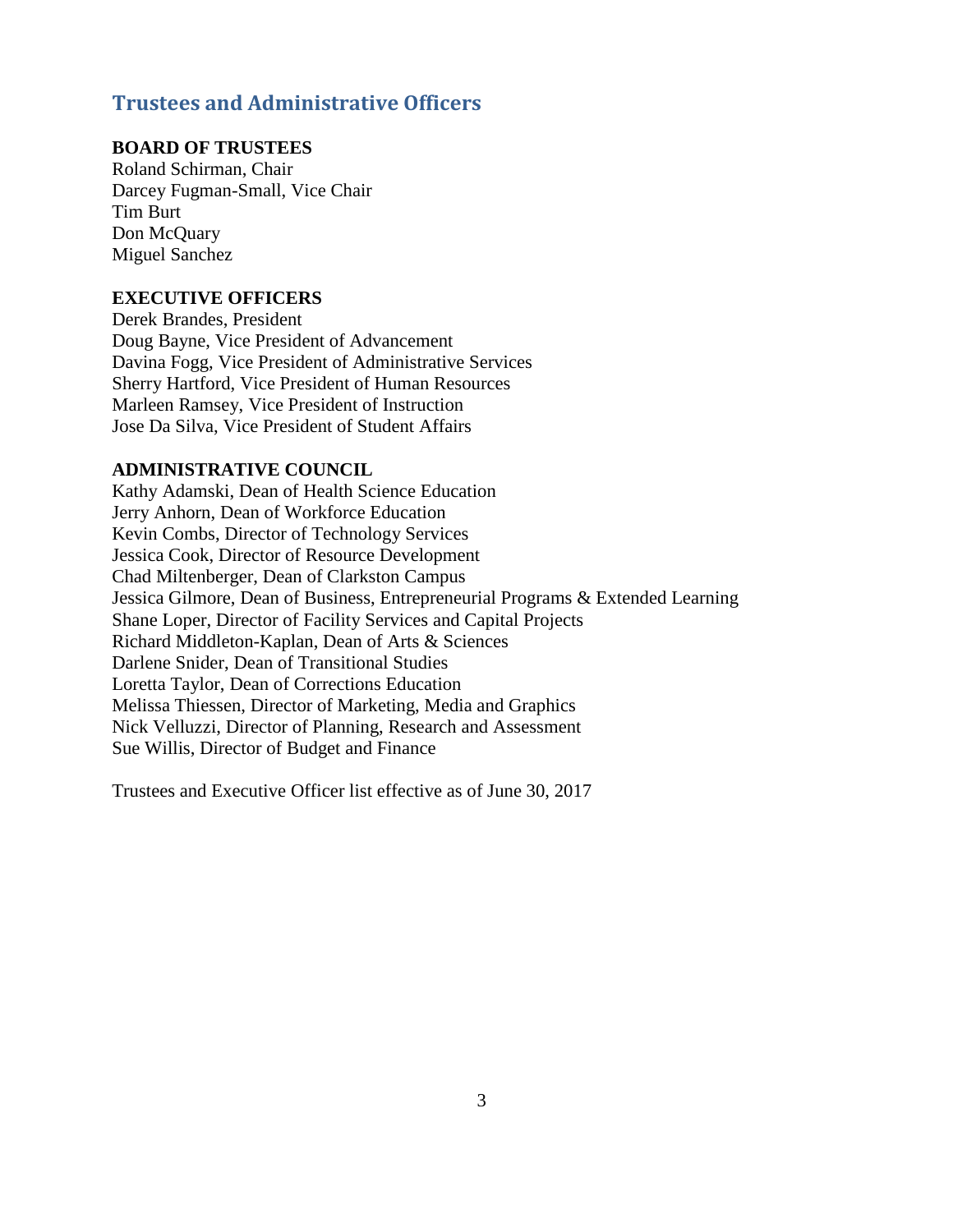## Trustees and Administrative Officers

**BOARD OF TRUSTEES**

Roland Schirman, Chair
Darcey Fugman-Small, Vice Chair
Tim Burt
Don McQuary
Miguel Sanchez

**EXECUTIVE OFFICERS**

Derek Brandes, President
Doug Bayne, Vice President of Advancement
Davina Fogg, Vice President of Administrative Services
Sherry Hartford, Vice President of Human Resources
Marleen Ramsey, Vice President of Instruction
Jose Da Silva, Vice President of Student Affairs

**ADMINISTRATIVE COUNCIL**

Kathy Adamski, Dean of Health Science Education
Jerry Anhorn, Dean of Workforce Education
Kevin Combs, Director of Technology Services
Jessica Cook, Director of Resource Development
Chad Miltenberger, Dean of Clarkston Campus
Jessica Gilmore, Dean of Business, Entrepreneurial Programs & Extended Learning
Shane Loper, Director of Facility Services and Capital Projects
Richard Middleton-Kaplan, Dean of Arts & Sciences
Darlene Snider, Dean of Transitional Studies
Loretta Taylor, Dean of Corrections Education
Melissa Thiessen, Director of Marketing, Media and Graphics
Nick Velluzzi, Director of Planning, Research and Assessment
Sue Willis, Director of Budget and Finance

Trustees and Executive Officer list effective as of June 30, 2017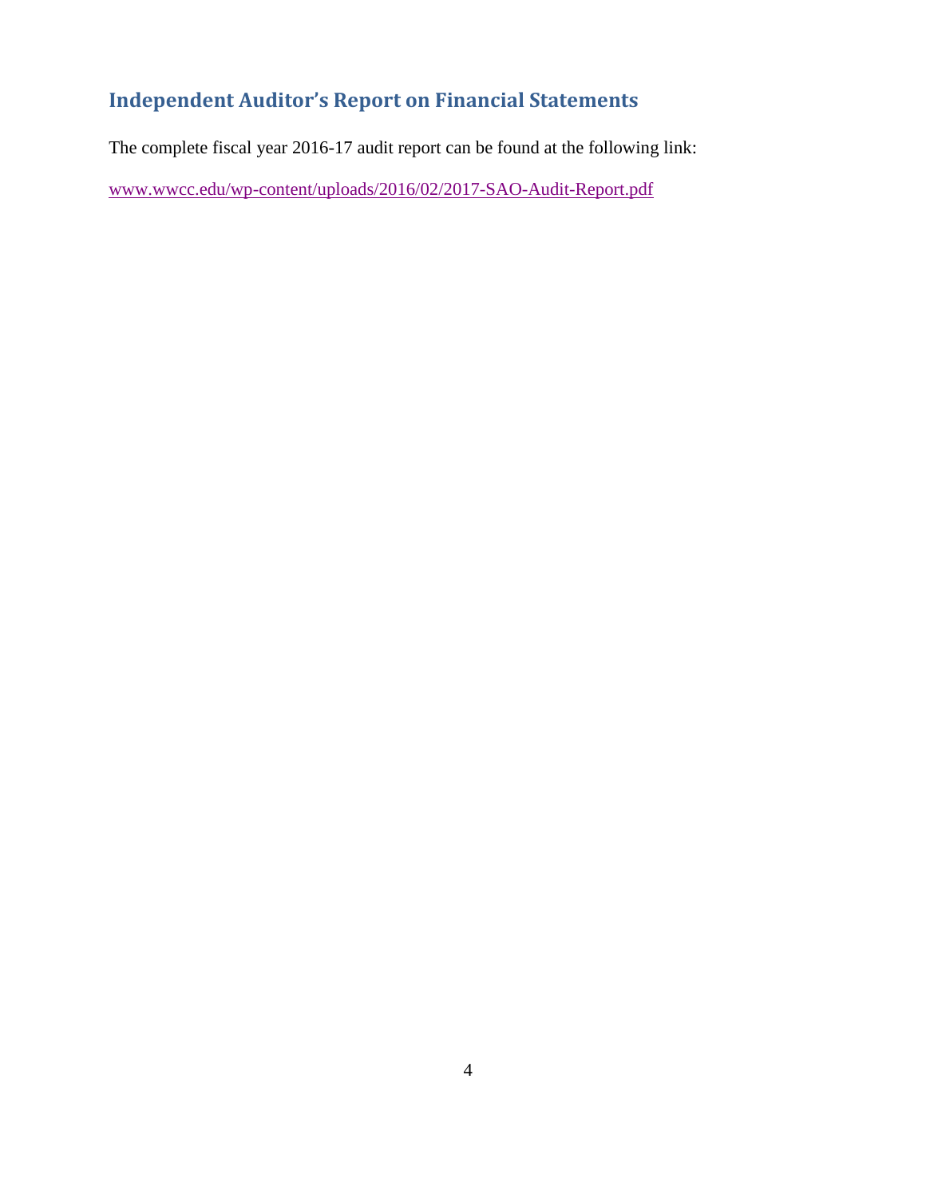## Independent Auditor's Report on Financial Statements

The complete fiscal year 2016-17 audit report can be found at the following link:

www.wwcc.edu/wp-content/uploads/2016/02/2017-SAO-Audit-Report.pdf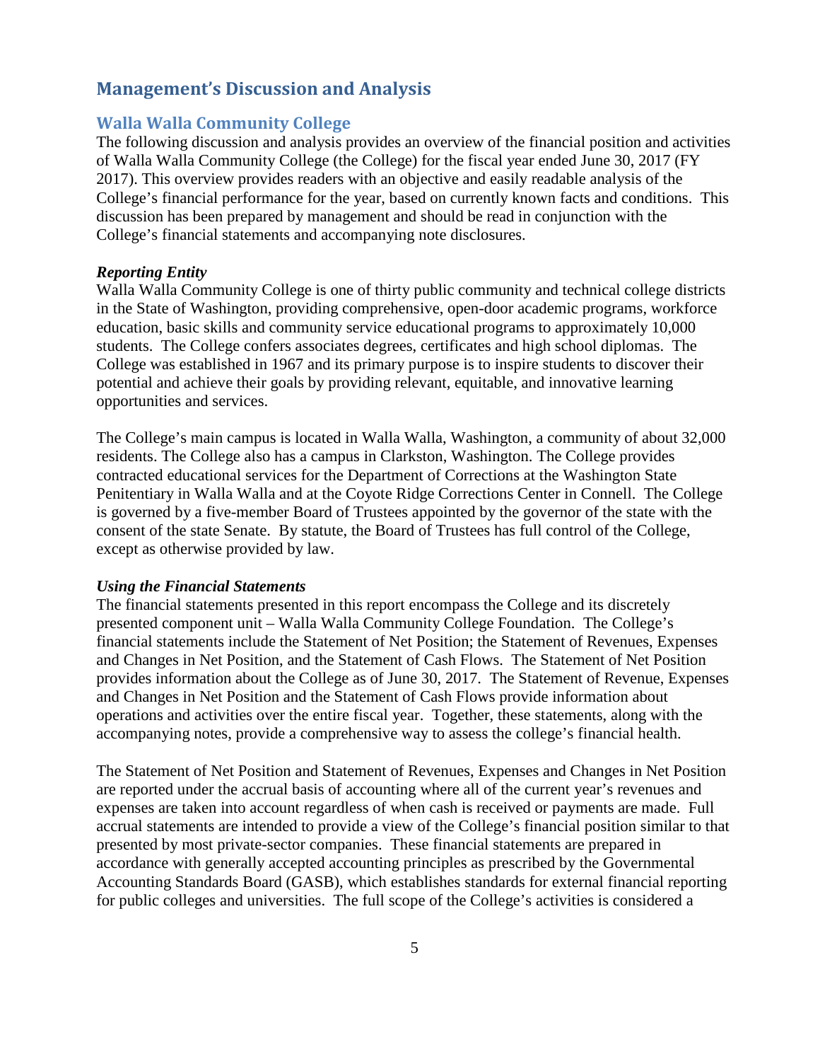# Management's Discussion and Analysis

## Walla Walla Community College

The following discussion and analysis provides an overview of the financial position and activities of Walla Walla Community College (the College) for the fiscal year ended June 30, 2017 (FY 2017). This overview provides readers with an objective and easily readable analysis of the College's financial performance for the year, based on currently known facts and conditions. This discussion has been prepared by management and should be read in conjunction with the College's financial statements and accompanying note disclosures.

### *Reporting Entity*

Walla Walla Community College is one of thirty public community and technical college districts in the State of Washington, providing comprehensive, open-door academic programs, workforce education, basic skills and community service educational programs to approximately 10,000 students. The College confers associates degrees, certificates and high school diplomas. The College was established in 1967 and its primary purpose is to inspire students to discover their potential and achieve their goals by providing relevant, equitable, and innovative learning opportunities and services.

The College's main campus is located in Walla Walla, Washington, a community of about 32,000 residents. The College also has a campus in Clarkston, Washington. The College provides contracted educational services for the Department of Corrections at the Washington State Penitentiary in Walla Walla and at the Coyote Ridge Corrections Center in Connell. The College is governed by a five-member Board of Trustees appointed by the governor of the state with the consent of the state Senate. By statute, the Board of Trustees has full control of the College, except as otherwise provided by law.

### *Using the Financial Statements*

The financial statements presented in this report encompass the College and its discretely presented component unit – Walla Walla Community College Foundation. The College's financial statements include the Statement of Net Position; the Statement of Revenues, Expenses and Changes in Net Position, and the Statement of Cash Flows. The Statement of Net Position provides information about the College as of June 30, 2017. The Statement of Revenue, Expenses and Changes in Net Position and the Statement of Cash Flows provide information about operations and activities over the entire fiscal year. Together, these statements, along with the accompanying notes, provide a comprehensive way to assess the college's financial health.

The Statement of Net Position and Statement of Revenues, Expenses and Changes in Net Position are reported under the accrual basis of accounting where all of the current year's revenues and expenses are taken into account regardless of when cash is received or payments are made. Full accrual statements are intended to provide a view of the College's financial position similar to that presented by most private-sector companies. These financial statements are prepared in accordance with generally accepted accounting principles as prescribed by the Governmental Accounting Standards Board (GASB), which establishes standards for external financial reporting for public colleges and universities. The full scope of the College's activities is considered a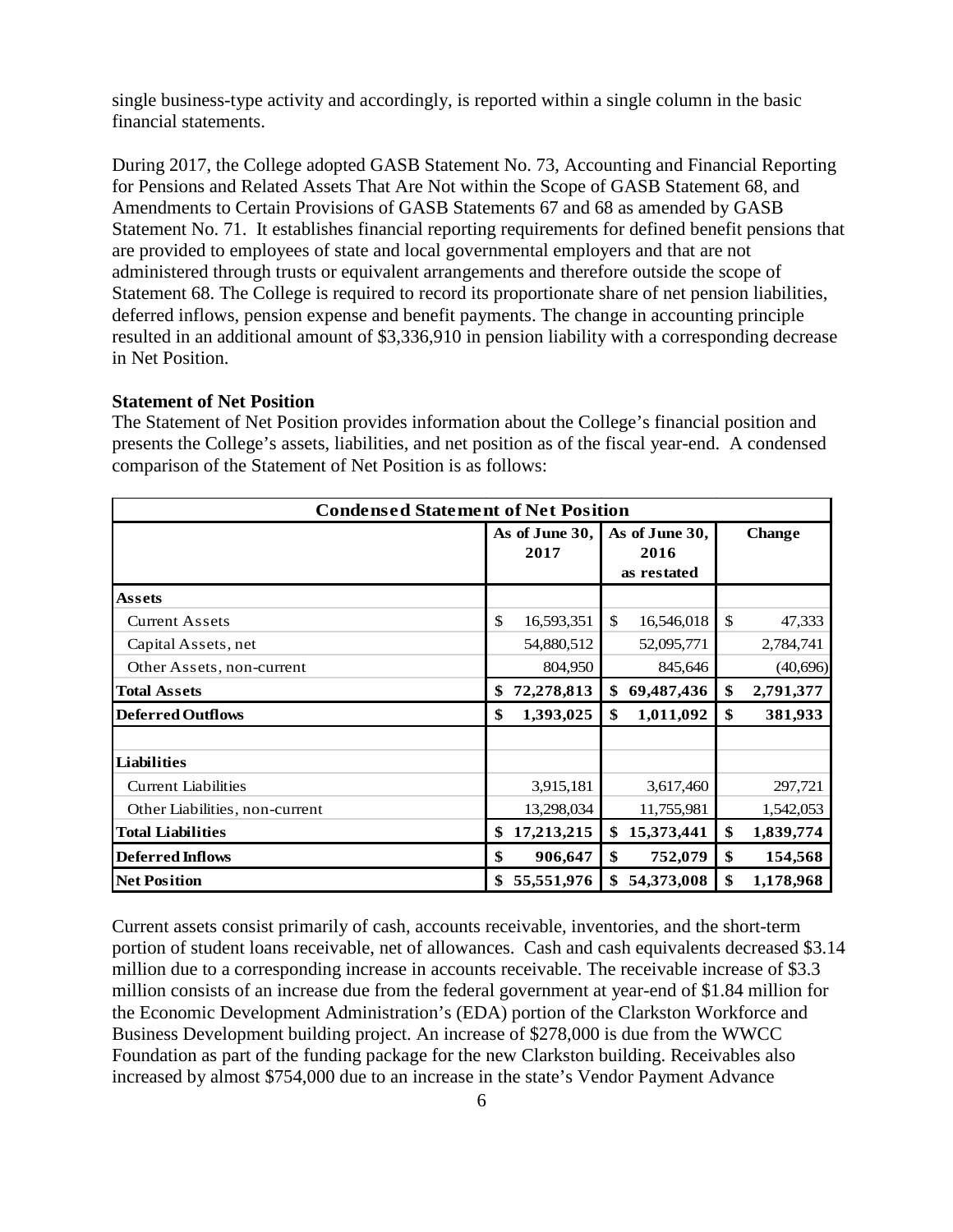single business-type activity and accordingly, is reported within a single column in the basic financial statements.

During 2017, the College adopted GASB Statement No. 73, Accounting and Financial Reporting for Pensions and Related Assets That Are Not within the Scope of GASB Statement 68, and Amendments to Certain Provisions of GASB Statements 67 and 68 as amended by GASB Statement No. 71. It establishes financial reporting requirements for defined benefit pensions that are provided to employees of state and local governmental employers and that are not administered through trusts or equivalent arrangements and therefore outside the scope of Statement 68. The College is required to record its proportionate share of net pension liabilities, deferred inflows, pension expense and benefit payments. The change in accounting principle resulted in an additional amount of $3,336,910 in pension liability with a corresponding decrease in Net Position.

**Statement of Net Position**

The Statement of Net Position provides information about the College's financial position and presents the College's assets, liabilities, and net position as of the fiscal year-end. A condensed comparison of the Statement of Net Position is as follows:

| Condensed Statement of Net Position | | | |
|---|---|---|---|
| | As of June 30, 2017 | As of June 30, 2016 as restated | Change |
| **Assets** | | | |
| Current Assets | $ 16,593,351 | $ 16,546,018 | $ 47,333 |
| Capital Assets, net | 54,880,512 | 52,095,771 | 2,784,741 |
| Other Assets, non-current | 804,950 | 845,646 | (40,696) |
| **Total Assets** | **$ 72,278,813** | **$ 69,487,436** | **$ 2,791,377** |
| **Deferred Outflows** | **$ 1,393,025** | **$ 1,011,092** | **$ 381,933** |
| | | | |
| **Liabilities** | | | |
| Current Liabilities | 3,915,181 | 3,617,460 | 297,721 |
| Other Liabilities, non-current | 13,298,034 | 11,755,981 | 1,542,053 |
| **Total Liabilities** | **$ 17,213,215** | **$ 15,373,441** | **$ 1,839,774** |
| **Deferred Inflows** | **$ 906,647** | **$ 752,079** | **$ 154,568** |
| **Net Position** | **$ 55,551,976** | **$ 54,373,008** | **$ 1,178,968** |

Current assets consist primarily of cash, accounts receivable, inventories, and the short-term portion of student loans receivable, net of allowances. Cash and cash equivalents decreased $3.14 million due to a corresponding increase in accounts receivable. The receivable increase of $3.3 million consists of an increase due from the federal government at year-end of $1.84 million for the Economic Development Administration's (EDA) portion of the Clarkston Workforce and Business Development building project. An increase of $278,000 is due from the WWCC Foundation as part of the funding package for the new Clarkston building. Receivables also increased by almost $754,000 due to an increase in the state's Vendor Payment Advance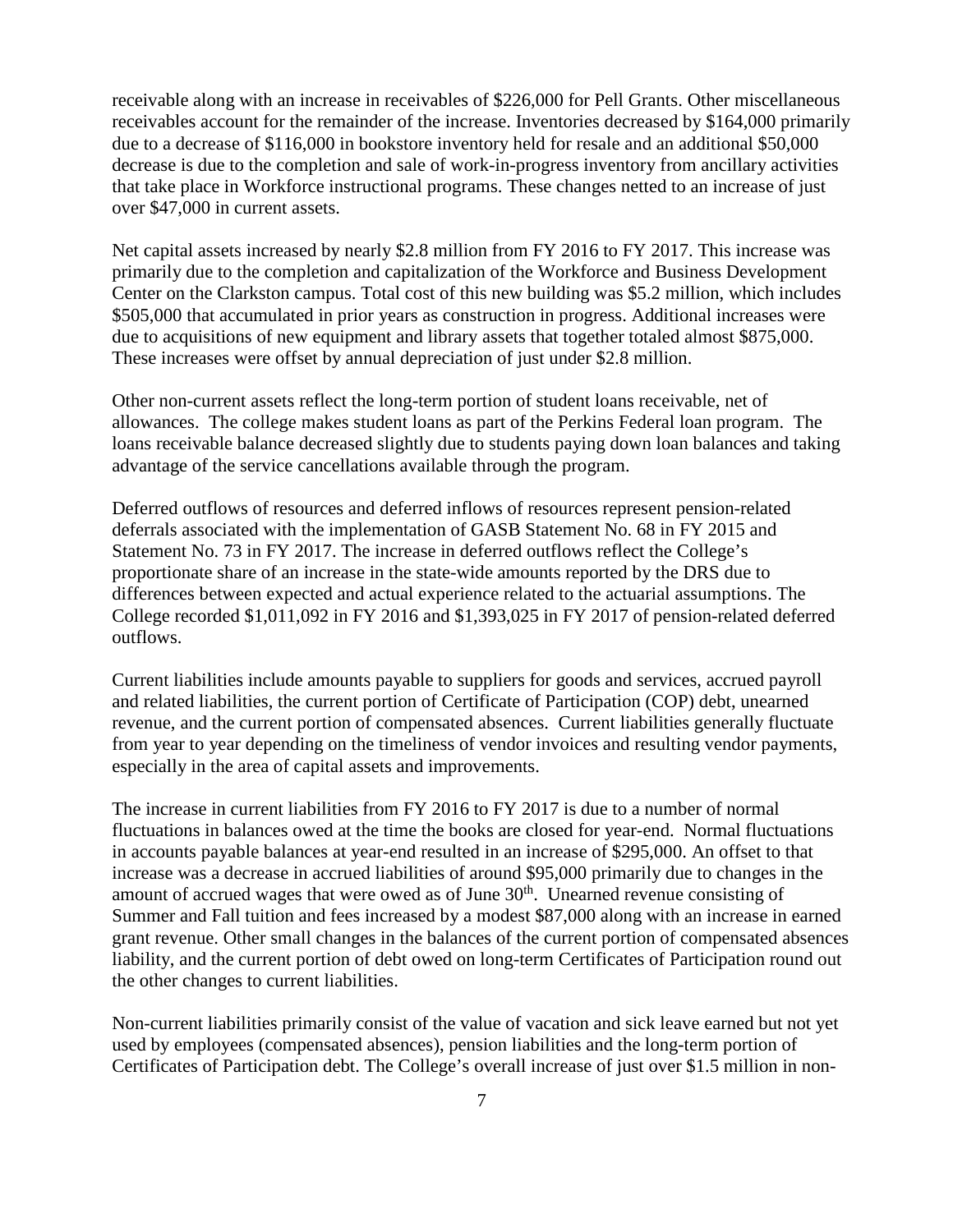receivable along with an increase in receivables of $226,000 for Pell Grants. Other miscellaneous receivables account for the remainder of the increase. Inventories decreased by $164,000 primarily due to a decrease of $116,000 in bookstore inventory held for resale and an additional $50,000 decrease is due to the completion and sale of work-in-progress inventory from ancillary activities that take place in Workforce instructional programs. These changes netted to an increase of just over $47,000 in current assets.

Net capital assets increased by nearly $2.8 million from FY 2016 to FY 2017. This increase was primarily due to the completion and capitalization of the Workforce and Business Development Center on the Clarkston campus. Total cost of this new building was $5.2 million, which includes $505,000 that accumulated in prior years as construction in progress. Additional increases were due to acquisitions of new equipment and library assets that together totaled almost $875,000. These increases were offset by annual depreciation of just under $2.8 million.

Other non-current assets reflect the long-term portion of student loans receivable, net of allowances. The college makes student loans as part of the Perkins Federal loan program. The loans receivable balance decreased slightly due to students paying down loan balances and taking advantage of the service cancellations available through the program.

Deferred outflows of resources and deferred inflows of resources represent pension-related deferrals associated with the implementation of GASB Statement No. 68 in FY 2015 and Statement No. 73 in FY 2017. The increase in deferred outflows reflect the College's proportionate share of an increase in the state-wide amounts reported by the DRS due to differences between expected and actual experience related to the actuarial assumptions. The College recorded $1,011,092 in FY 2016 and $1,393,025 in FY 2017 of pension-related deferred outflows.

Current liabilities include amounts payable to suppliers for goods and services, accrued payroll and related liabilities, the current portion of Certificate of Participation (COP) debt, unearned revenue, and the current portion of compensated absences. Current liabilities generally fluctuate from year to year depending on the timeliness of vendor invoices and resulting vendor payments, especially in the area of capital assets and improvements.

The increase in current liabilities from FY 2016 to FY 2017 is due to a number of normal fluctuations in balances owed at the time the books are closed for year-end. Normal fluctuations in accounts payable balances at year-end resulted in an increase of $295,000. An offset to that increase was a decrease in accrued liabilities of around $95,000 primarily due to changes in the amount of accrued wages that were owed as of June 30th. Unearned revenue consisting of Summer and Fall tuition and fees increased by a modest $87,000 along with an increase in earned grant revenue. Other small changes in the balances of the current portion of compensated absences liability, and the current portion of debt owed on long-term Certificates of Participation round out the other changes to current liabilities.

Non-current liabilities primarily consist of the value of vacation and sick leave earned but not yet used by employees (compensated absences), pension liabilities and the long-term portion of Certificates of Participation debt. The College's overall increase of just over $1.5 million in non-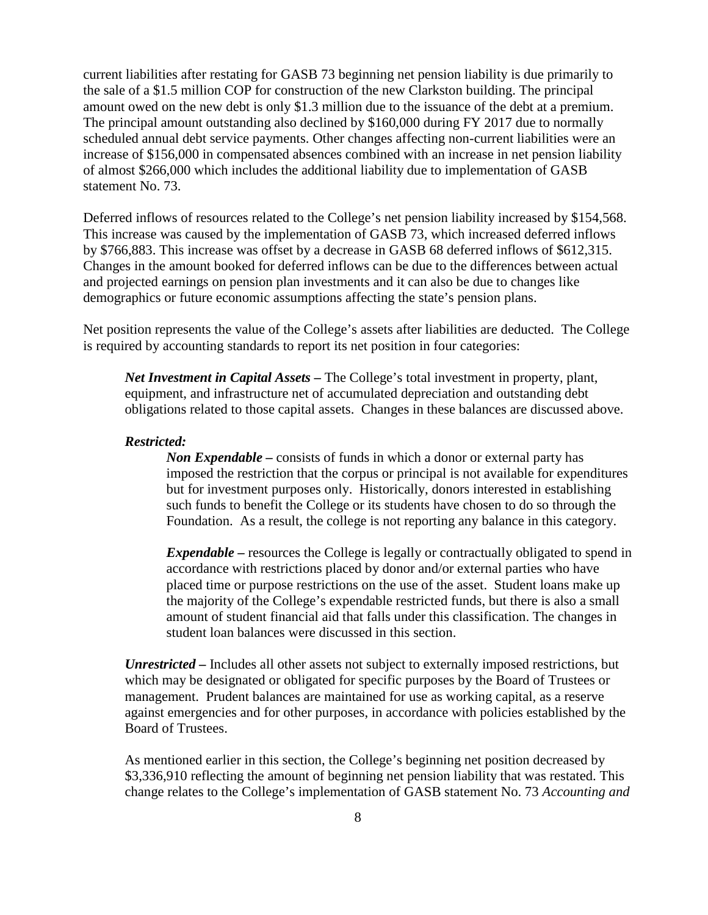current liabilities after restating for GASB 73 beginning net pension liability is due primarily to the sale of a $1.5 million COP for construction of the new Clarkston building. The principal amount owed on the new debt is only $1.3 million due to the issuance of the debt at a premium. The principal amount outstanding also declined by $160,000 during FY 2017 due to normally scheduled annual debt service payments. Other changes affecting non-current liabilities were an increase of $156,000 in compensated absences combined with an increase in net pension liability of almost $266,000 which includes the additional liability due to implementation of GASB statement No. 73.

Deferred inflows of resources related to the College's net pension liability increased by $154,568. This increase was caused by the implementation of GASB 73, which increased deferred inflows by $766,883. This increase was offset by a decrease in GASB 68 deferred inflows of $612,315. Changes in the amount booked for deferred inflows can be due to the differences between actual and projected earnings on pension plan investments and it can also be due to changes like demographics or future economic assumptions affecting the state's pension plans.

Net position represents the value of the College's assets after liabilities are deducted. The College is required by accounting standards to report its net position in four categories:

> ***Net Investment in Capital Assets –*** The College's total investment in property, plant, equipment, and infrastructure net of accumulated depreciation and outstanding debt obligations related to those capital assets. Changes in these balances are discussed above.
>
> ***Restricted:***
>
> > ***Non Expendable –*** consists of funds in which a donor or external party has imposed the restriction that the corpus or principal is not available for expenditures but for investment purposes only. Historically, donors interested in establishing such funds to benefit the College or its students have chosen to do so through the Foundation. As a result, the college is not reporting any balance in this category.
> >
> > ***Expendable –*** resources the College is legally or contractually obligated to spend in accordance with restrictions placed by donor and/or external parties who have placed time or purpose restrictions on the use of the asset. Student loans make up the majority of the College's expendable restricted funds, but there is also a small amount of student financial aid that falls under this classification. The changes in student loan balances were discussed in this section.
>
> ***Unrestricted –*** Includes all other assets not subject to externally imposed restrictions, but which may be designated or obligated for specific purposes by the Board of Trustees or management. Prudent balances are maintained for use as working capital, as a reserve against emergencies and for other purposes, in accordance with policies established by the Board of Trustees.
>
> As mentioned earlier in this section, the College's beginning net position decreased by $3,336,910 reflecting the amount of beginning net pension liability that was restated. This change relates to the College's implementation of GASB statement No. 73 *Accounting and*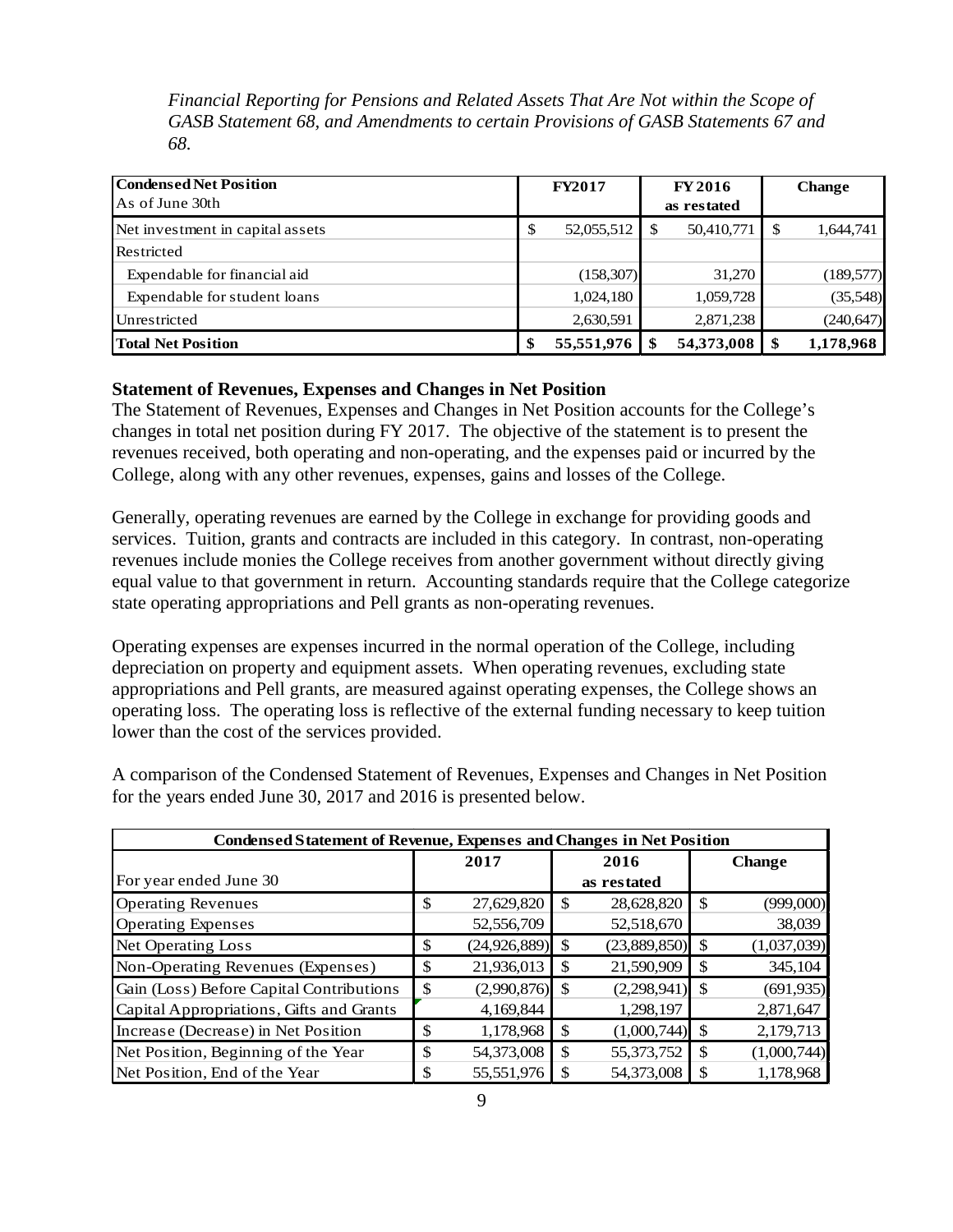*Financial Reporting for Pensions and Related Assets That Are Not within the Scope of GASB Statement 68, and Amendments to certain Provisions of GASB Statements 67 and 68.*

| **Condensed Net Position**<br>As of June 30th | **FY2017** | **FY 2016**<br>**as restated** | **Change** |
|---|---|---|---|
| Net investment in capital assets | $ 52,055,512 | $ 50,410,771 | $ 1,644,741 |
| Restricted | | | |
| Expendable for financial aid | (158,307) | 31,270 | (189,577) |
| Expendable for student loans | 1,024,180 | 1,059,728 | (35,548) |
| Unrestricted | 2,630,591 | 2,871,238 | (240,647) |
| **Total Net Position** | **$ 55,551,976** | **$ 54,373,008** | **$ 1,178,968** |

### Statement of Revenues, Expenses and Changes in Net Position

The Statement of Revenues, Expenses and Changes in Net Position accounts for the College's changes in total net position during FY 2017. The objective of the statement is to present the revenues received, both operating and non-operating, and the expenses paid or incurred by the College, along with any other revenues, expenses, gains and losses of the College.

Generally, operating revenues are earned by the College in exchange for providing goods and services. Tuition, grants and contracts are included in this category. In contrast, non-operating revenues include monies the College receives from another government without directly giving equal value to that government in return. Accounting standards require that the College categorize state operating appropriations and Pell grants as non-operating revenues.

Operating expenses are expenses incurred in the normal operation of the College, including depreciation on property and equipment assets. When operating revenues, excluding state appropriations and Pell grants, are measured against operating expenses, the College shows an operating loss. The operating loss is reflective of the external funding necessary to keep tuition lower than the cost of the services provided.

A comparison of the Condensed Statement of Revenues, Expenses and Changes in Net Position for the years ended June 30, 2017 and 2016 is presented below.

| **Condensed Statement of Revenue, Expenses and Changes in Net Position** | | | |
|---|---|---|---|
| For year ended June 30 | **2017** | **2016**<br>**as restated** | **Change** |
| Operating Revenues | $ 27,629,820 | $ 28,628,820 | $ (999,000) |
| Operating Expenses | 52,556,709 | 52,518,670 | 38,039 |
| Net Operating Loss | $ (24,926,889) | $ (23,889,850) | $ (1,037,039) |
| Non-Operating Revenues (Expenses) | $ 21,936,013 | $ 21,590,909 | $ 345,104 |
| Gain (Loss) Before Capital Contributions | $ (2,990,876) | $ (2,298,941) | $ (691,935) |
| Capital Appropriations, Gifts and Grants | 4,169,844 | 1,298,197 | 2,871,647 |
| Increase (Decrease) in Net Position | $ 1,178,968 | $ (1,000,744) | $ 2,179,713 |
| Net Position, Beginning of the Year | $ 54,373,008 | $ 55,373,752 | $ (1,000,744) |
| Net Position, End of the Year | $ 55,551,976 | $ 54,373,008 | $ 1,178,968 |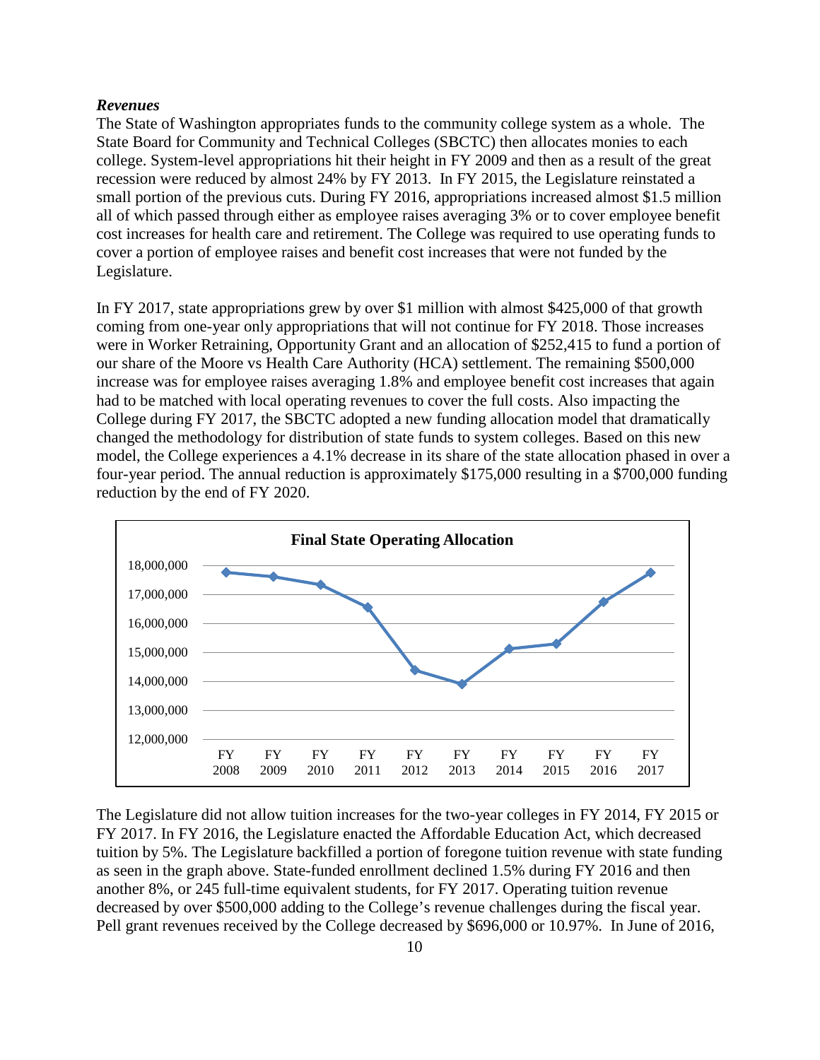***Revenues***

The State of Washington appropriates funds to the community college system as a whole. The State Board for Community and Technical Colleges (SBCTC) then allocates monies to each college. System-level appropriations hit their height in FY 2009 and then as a result of the great recession were reduced by almost 24% by FY 2013. In FY 2015, the Legislature reinstated a small portion of the previous cuts. During FY 2016, appropriations increased almost $1.5 million all of which passed through either as employee raises averaging 3% or to cover employee benefit cost increases for health care and retirement. The College was required to use operating funds to cover a portion of employee raises and benefit cost increases that were not funded by the Legislature.

In FY 2017, state appropriations grew by over $1 million with almost $425,000 of that growth coming from one-year only appropriations that will not continue for FY 2018. Those increases were in Worker Retraining, Opportunity Grant and an allocation of $252,415 to fund a portion of our share of the Moore vs Health Care Authority (HCA) settlement. The remaining $500,000 increase was for employee raises averaging 1.8% and employee benefit cost increases that again had to be matched with local operating revenues to cover the full costs. Also impacting the College during FY 2017, the SBCTC adopted a new funding allocation model that dramatically changed the methodology for distribution of state funds to system colleges. Based on this new model, the College experiences a 4.1% decrease in its share of the state allocation phased in over a four-year period. The annual reduction is approximately $175,000 resulting in a $700,000 funding reduction by the end of FY 2020.

**Final State Operating Allocation**

(Line chart: y-axis 12,000,000 to 18,000,000; x-axis FY 2008 through FY 2017. Approximate values: FY 2008 ~17,750,000; FY 2009 ~17,600,000; FY 2010 ~17,330,000; FY 2011 ~16,550,000; FY 2012 ~14,400,000; FY 2013 ~13,900,000; FY 2014 ~15,120,000; FY 2015 ~15,300,000; FY 2016 ~16,750,000; FY 2017 ~17,750,000.)

The Legislature did not allow tuition increases for the two-year colleges in FY 2014, FY 2015 or FY 2017. In FY 2016, the Legislature enacted the Affordable Education Act, which decreased tuition by 5%. The Legislature backfilled a portion of foregone tuition revenue with state funding as seen in the graph above. State-funded enrollment declined 1.5% during FY 2016 and then another 8%, or 245 full-time equivalent students, for FY 2017. Operating tuition revenue decreased by over $500,000 adding to the College's revenue challenges during the fiscal year. Pell grant revenues received by the College decreased by $696,000 or 10.97%. In June of 2016,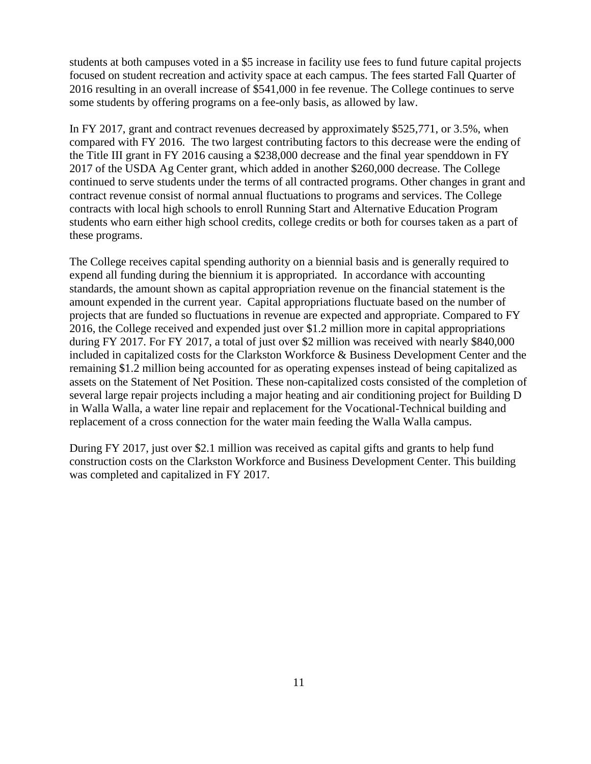students at both campuses voted in a $5 increase in facility use fees to fund future capital projects focused on student recreation and activity space at each campus. The fees started Fall Quarter of 2016 resulting in an overall increase of $541,000 in fee revenue. The College continues to serve some students by offering programs on a fee-only basis, as allowed by law.

In FY 2017, grant and contract revenues decreased by approximately $525,771, or 3.5%, when compared with FY 2016. The two largest contributing factors to this decrease were the ending of the Title III grant in FY 2016 causing a $238,000 decrease and the final year spenddown in FY 2017 of the USDA Ag Center grant, which added in another $260,000 decrease. The College continued to serve students under the terms of all contracted programs. Other changes in grant and contract revenue consist of normal annual fluctuations to programs and services. The College contracts with local high schools to enroll Running Start and Alternative Education Program students who earn either high school credits, college credits or both for courses taken as a part of these programs.

The College receives capital spending authority on a biennial basis and is generally required to expend all funding during the biennium it is appropriated. In accordance with accounting standards, the amount shown as capital appropriation revenue on the financial statement is the amount expended in the current year. Capital appropriations fluctuate based on the number of projects that are funded so fluctuations in revenue are expected and appropriate. Compared to FY 2016, the College received and expended just over $1.2 million more in capital appropriations during FY 2017. For FY 2017, a total of just over $2 million was received with nearly $840,000 included in capitalized costs for the Clarkston Workforce & Business Development Center and the remaining $1.2 million being accounted for as operating expenses instead of being capitalized as assets on the Statement of Net Position. These non-capitalized costs consisted of the completion of several large repair projects including a major heating and air conditioning project for Building D in Walla Walla, a water line repair and replacement for the Vocational-Technical building and replacement of a cross connection for the water main feeding the Walla Walla campus.

During FY 2017, just over $2.1 million was received as capital gifts and grants to help fund construction costs on the Clarkston Workforce and Business Development Center. This building was completed and capitalized in FY 2017.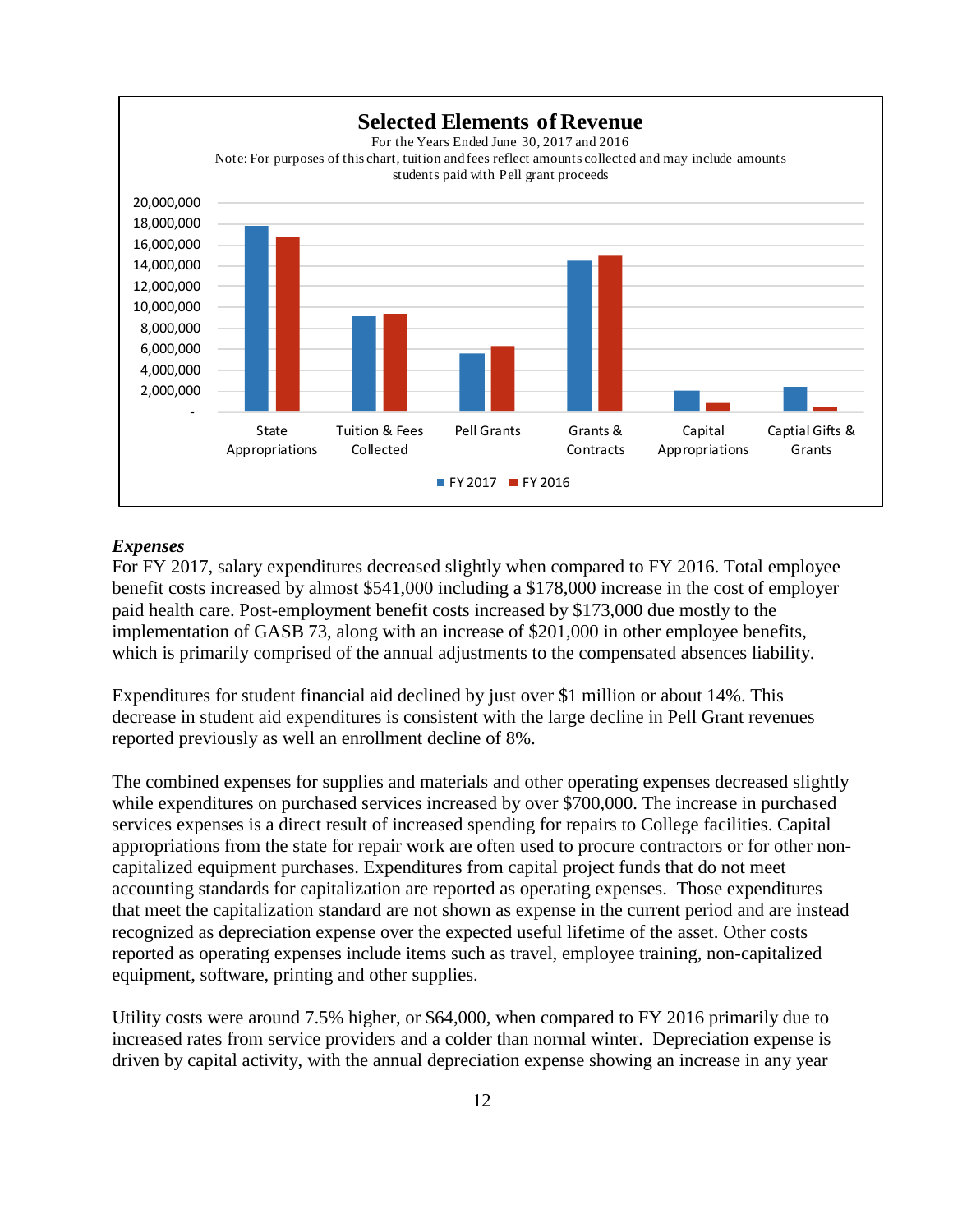**Selected Elements of Revenue**

For the Years Ended June 30, 2017 and 2016

Note: For purposes of this chart, tuition and fees reflect amounts collected and may include amounts students paid with Pell grant proceeds

### *Expenses*

For FY 2017, salary expenditures decreased slightly when compared to FY 2016. Total employee benefit costs increased by almost $541,000 including a $178,000 increase in the cost of employer paid health care. Post-employment benefit costs increased by $173,000 due mostly to the implementation of GASB 73, along with an increase of $201,000 in other employee benefits, which is primarily comprised of the annual adjustments to the compensated absences liability.

Expenditures for student financial aid declined by just over $1 million or about 14%. This decrease in student aid expenditures is consistent with the large decline in Pell Grant revenues reported previously as well an enrollment decline of 8%.

The combined expenses for supplies and materials and other operating expenses decreased slightly while expenditures on purchased services increased by over $700,000. The increase in purchased services expenses is a direct result of increased spending for repairs to College facilities. Capital appropriations from the state for repair work are often used to procure contractors or for other non-capitalized equipment purchases. Expenditures from capital project funds that do not meet accounting standards for capitalization are reported as operating expenses. Those expenditures that meet the capitalization standard are not shown as expense in the current period and are instead recognized as depreciation expense over the expected useful lifetime of the asset. Other costs reported as operating expenses include items such as travel, employee training, non-capitalized equipment, software, printing and other supplies.

Utility costs were around 7.5% higher, or $64,000, when compared to FY 2016 primarily due to increased rates from service providers and a colder than normal winter. Depreciation expense is driven by capital activity, with the annual depreciation expense showing an increase in any year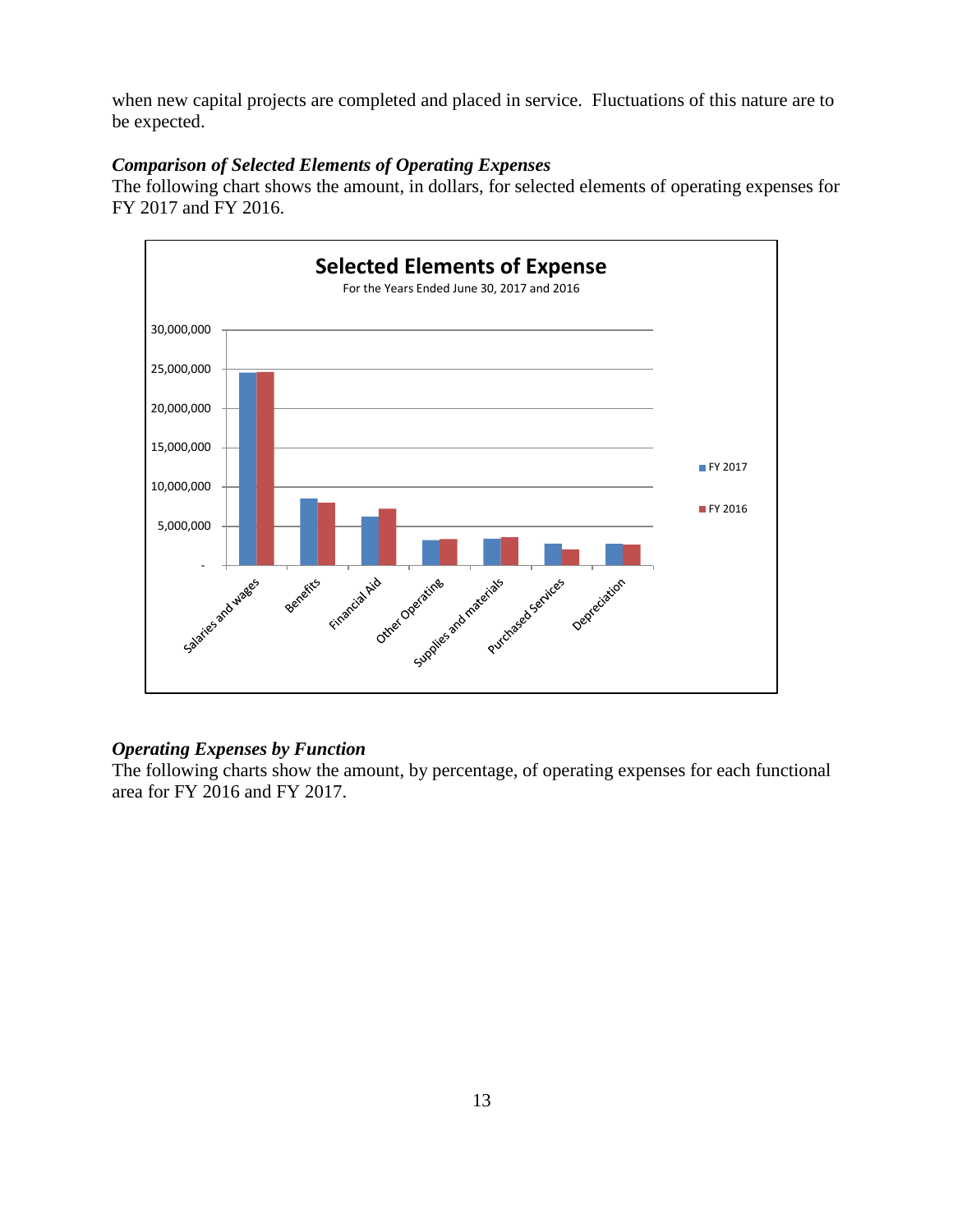when new capital projects are completed and placed in service. Fluctuations of this nature are to be expected.

***Comparison of Selected Elements of Operating Expenses***

The following chart shows the amount, in dollars, for selected elements of operating expenses for FY 2017 and FY 2016.

**Selected Elements of Expense**

For the Years Ended June 30, 2017 and 2016

***Operating Expenses by Function***

The following charts show the amount, by percentage, of operating expenses for each functional area for FY 2016 and FY 2017.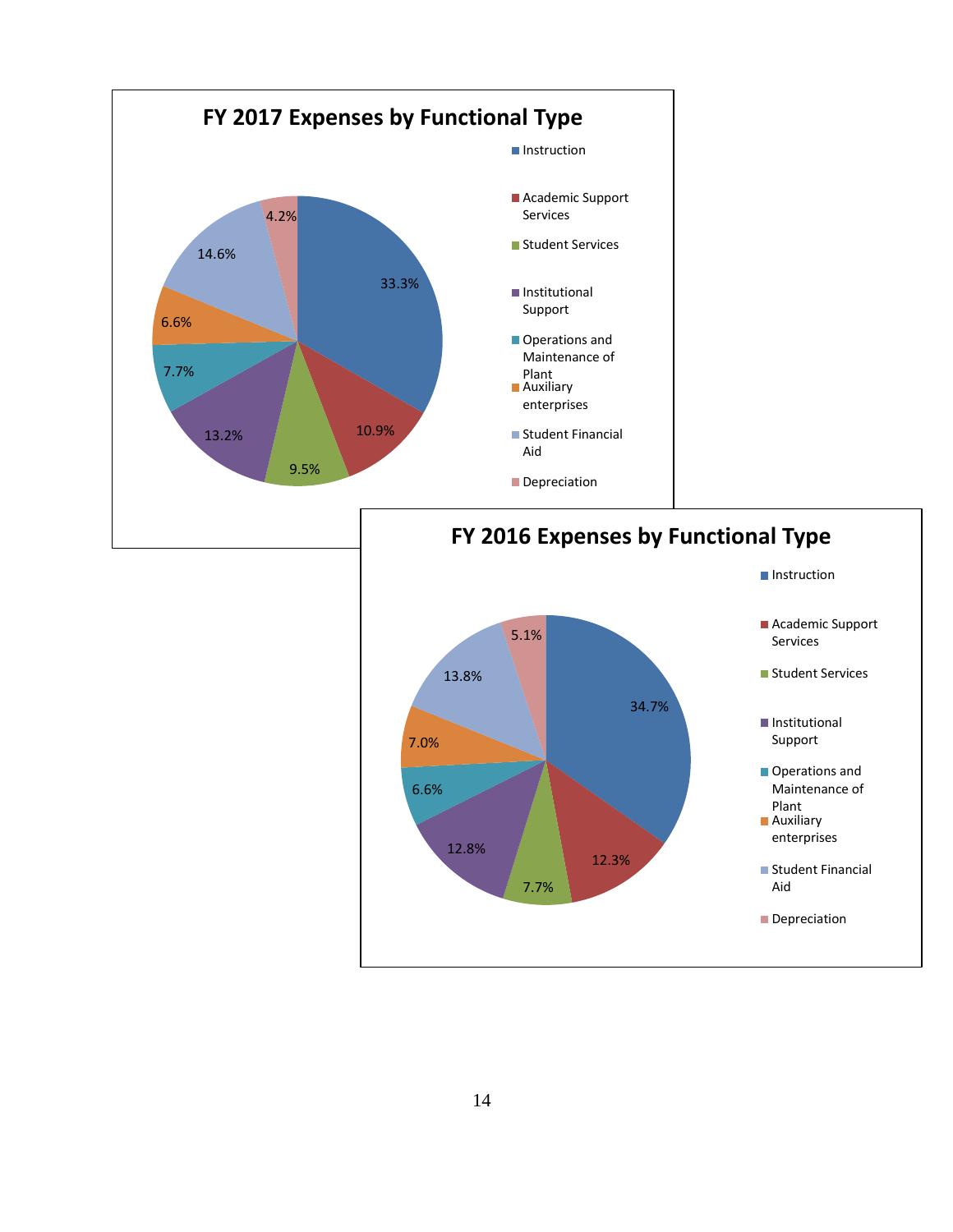## FY 2017 Expenses by Functional Type

| Functional Type | Percentage |
|---|---|
| Instruction | 33.3% |
| Academic Support Services | 10.9% |
| Student Services | 9.5% |
| Institutional Support | 13.2% |
| Operations and Maintenance of Plant | 7.7% |
| Auxiliary enterprises | 6.6% |
| Student Financial Aid | 14.6% |
| Depreciation | 4.2% |

## FY 2016 Expenses by Functional Type

| Functional Type | Percentage |
|---|---|
| Instruction | 34.7% |
| Academic Support Services | 12.3% |
| Student Services | 7.7% |
| Institutional Support | 12.8% |
| Operations and Maintenance of Plant | 6.6% |
| Auxiliary enterprises | 7.0% |
| Student Financial Aid | 13.8% |
| Depreciation | 5.1% |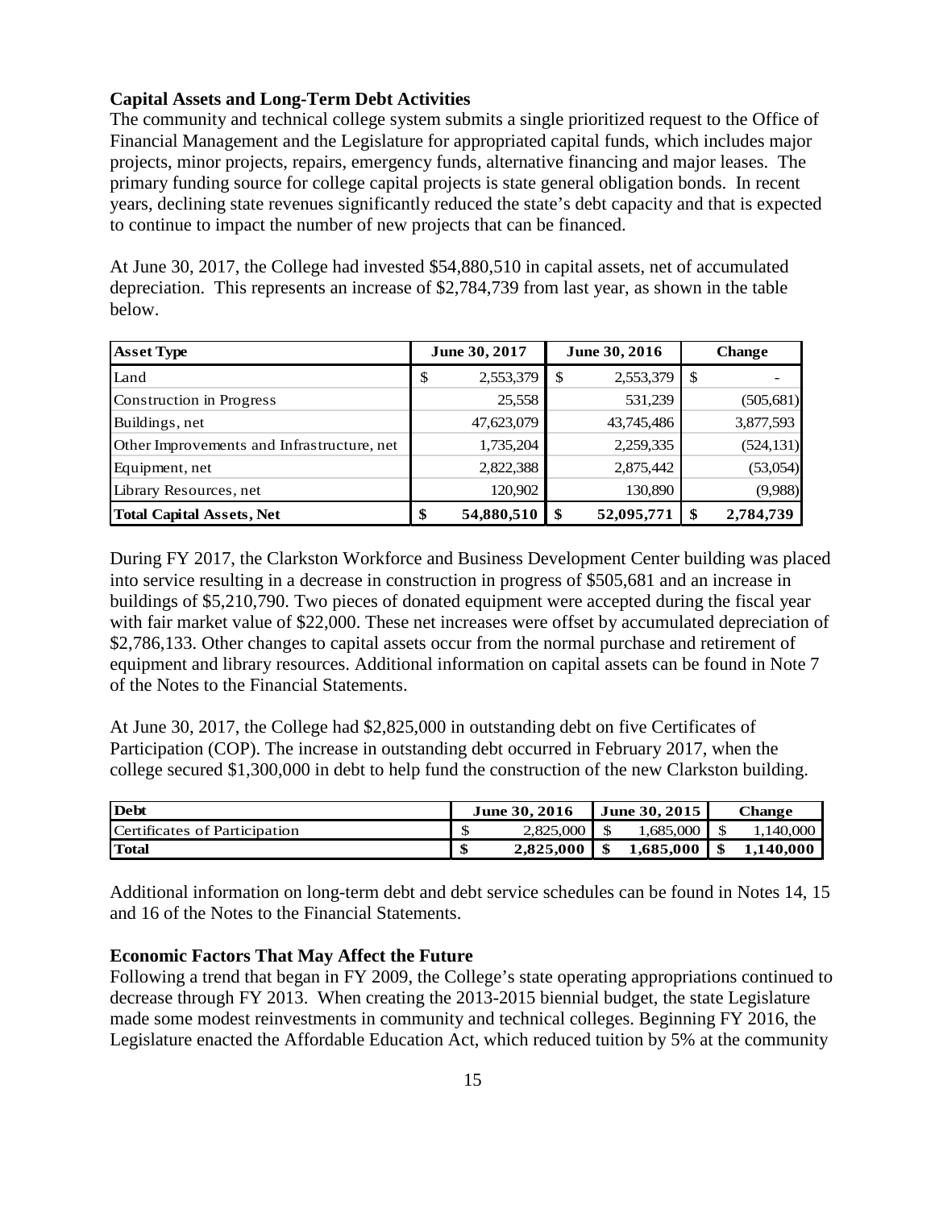**Capital Assets and Long-Term Debt Activities**

The community and technical college system submits a single prioritized request to the Office of Financial Management and the Legislature for appropriated capital funds, which includes major projects, minor projects, repairs, emergency funds, alternative financing and major leases. The primary funding source for college capital projects is state general obligation bonds. In recent years, declining state revenues significantly reduced the state's debt capacity and that is expected to continue to impact the number of new projects that can be financed.

At June 30, 2017, the College had invested $54,880,510 in capital assets, net of accumulated depreciation. This represents an increase of $2,784,739 from last year, as shown in the table below.

| Asset Type | June 30, 2017 | June 30, 2016 | Change |
|---|---|---|---|
| Land | $ 2,553,379 | $ 2,553,379 | $ - |
| Construction in Progress | 25,558 | 531,239 | (505,681) |
| Buildings, net | 47,623,079 | 43,745,486 | 3,877,593 |
| Other Improvements and Infrastructure, net | 1,735,204 | 2,259,335 | (524,131) |
| Equipment, net | 2,822,388 | 2,875,442 | (53,054) |
| Library Resources, net | 120,902 | 130,890 | (9,988) |
| **Total Capital Assets, Net** | **$ 54,880,510** | **$ 52,095,771** | **$ 2,784,739** |

During FY 2017, the Clarkston Workforce and Business Development Center building was placed into service resulting in a decrease in construction in progress of $505,681 and an increase in buildings of $5,210,790. Two pieces of donated equipment were accepted during the fiscal year with fair market value of $22,000. These net increases were offset by accumulated depreciation of $2,786,133. Other changes to capital assets occur from the normal purchase and retirement of equipment and library resources. Additional information on capital assets can be found in Note 7 of the Notes to the Financial Statements.

At June 30, 2017, the College had $2,825,000 in outstanding debt on five Certificates of Participation (COP). The increase in outstanding debt occurred in February 2017, when the college secured $1,300,000 in debt to help fund the construction of the new Clarkston building.

| Debt | June 30, 2016 | June 30, 2015 | Change |
|---|---|---|---|
| Certificates of Participation | $ 2,825,000 | $ 1,685,000 | $ 1,140,000 |
| **Total** | **$ 2,825,000** | **$ 1,685,000** | **$ 1,140,000** |

Additional information on long-term debt and debt service schedules can be found in Notes 14, 15 and 16 of the Notes to the Financial Statements.

**Economic Factors That May Affect the Future**

Following a trend that began in FY 2009, the College's state operating appropriations continued to decrease through FY 2013. When creating the 2013-2015 biennial budget, the state Legislature made some modest reinvestments in community and technical colleges. Beginning FY 2016, the Legislature enacted the Affordable Education Act, which reduced tuition by 5% at the community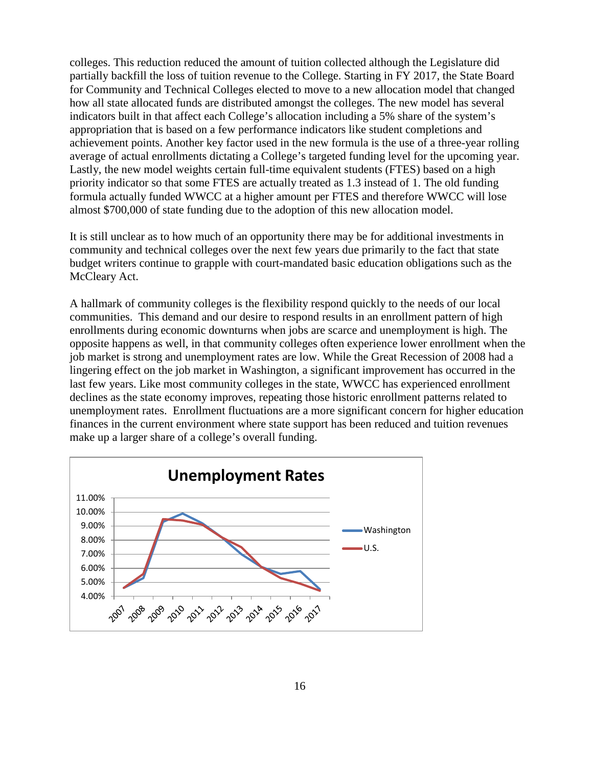colleges. This reduction reduced the amount of tuition collected although the Legislature did partially backfill the loss of tuition revenue to the College. Starting in FY 2017, the State Board for Community and Technical Colleges elected to move to a new allocation model that changed how all state allocated funds are distributed amongst the colleges. The new model has several indicators built in that affect each College's allocation including a 5% share of the system's appropriation that is based on a few performance indicators like student completions and achievement points. Another key factor used in the new formula is the use of a three-year rolling average of actual enrollments dictating a College's targeted funding level for the upcoming year. Lastly, the new model weights certain full-time equivalent students (FTES) based on a high priority indicator so that some FTES are actually treated as 1.3 instead of 1. The old funding formula actually funded WWCC at a higher amount per FTES and therefore WWCC will lose almost $700,000 of state funding due to the adoption of this new allocation model.

It is still unclear as to how much of an opportunity there may be for additional investments in community and technical colleges over the next few years due primarily to the fact that state budget writers continue to grapple with court-mandated basic education obligations such as the McCleary Act.

A hallmark of community colleges is the flexibility respond quickly to the needs of our local communities. This demand and our desire to respond results in an enrollment pattern of high enrollments during economic downturns when jobs are scarce and unemployment is high. The opposite happens as well, in that community colleges often experience lower enrollment when the job market is strong and unemployment rates are low. While the Great Recession of 2008 had a lingering effect on the job market in Washington, a significant improvement has occurred in the last few years. Like most community colleges in the state, WWCC has experienced enrollment declines as the state economy improves, repeating those historic enrollment patterns related to unemployment rates. Enrollment fluctuations are a more significant concern for higher education finances in the current environment where state support has been reduced and tuition revenues make up a larger share of a college's overall funding.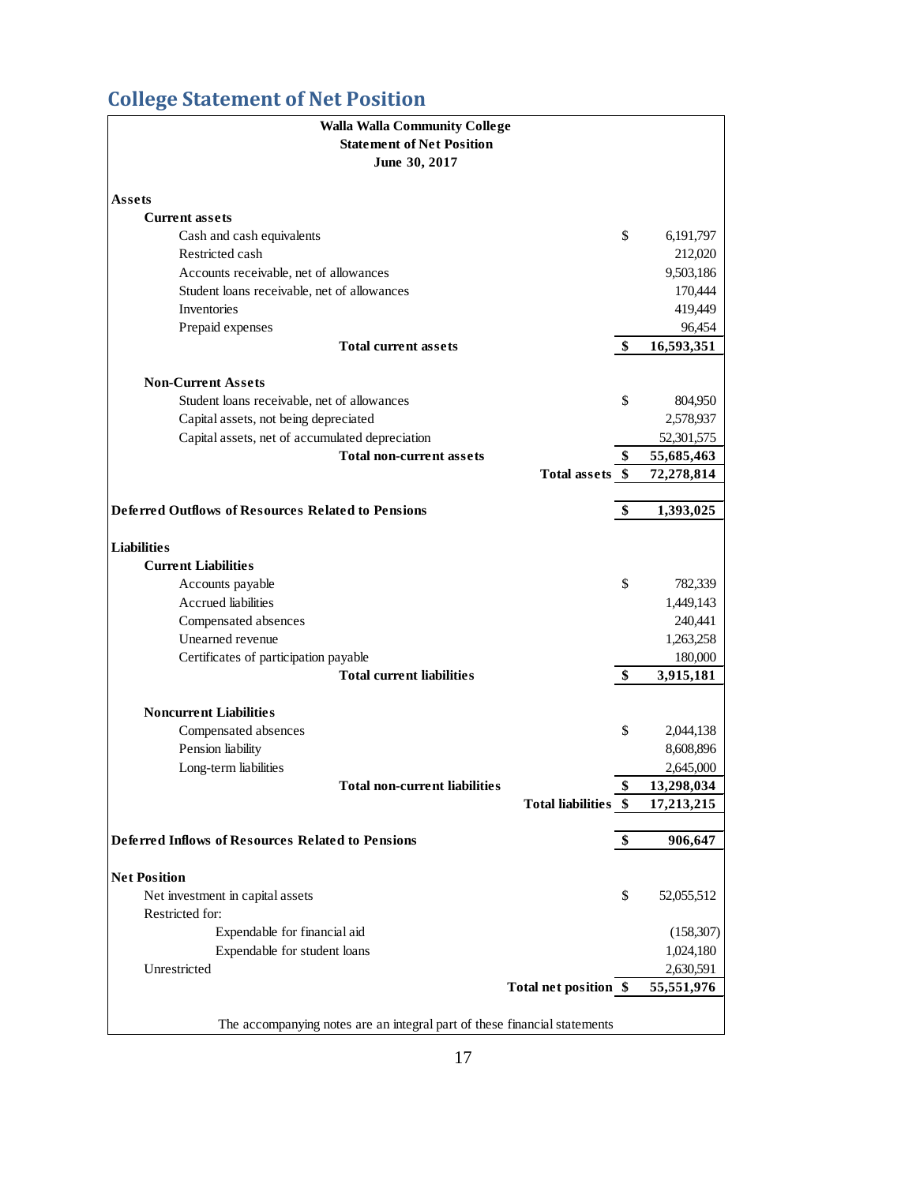## College Statement of Net Position

**Walla Walla Community College**
**Statement of Net Position**
**June 30, 2017**

| | | |
|---|---|---|
| **Assets** | | |
| **Current assets** | | |
| Cash and cash equivalents | $ | 6,191,797 |
| Restricted cash | | 212,020 |
| Accounts receivable, net of allowances | | 9,503,186 |
| Student loans receivable, net of allowances | | 170,444 |
| Inventories | | 419,449 |
| Prepaid expenses | | 96,454 |
| **Total current assets** | **$** | **16,593,351** |
| **Non-Current Assets** | | |
| Student loans receivable, net of allowances | $ | 804,950 |
| Capital assets, not being depreciated | | 2,578,937 |
| Capital assets, net of accumulated depreciation | | 52,301,575 |
| **Total non-current assets** | **$** | **55,685,463** |
| **Total assets** | **$** | **72,278,814** |
| **Deferred Outflows of Resources Related to Pensions** | **$** | **1,393,025** |
| **Liabilities** | | |
| **Current Liabilities** | | |
| Accounts payable | $ | 782,339 |
| Accrued liabilities | | 1,449,143 |
| Compensated absences | | 240,441 |
| Unearned revenue | | 1,263,258 |
| Certificates of participation payable | | 180,000 |
| **Total current liabilities** | **$** | **3,915,181** |
| **Noncurrent Liabilities** | | |
| Compensated absences | $ | 2,044,138 |
| Pension liability | | 8,608,896 |
| Long-term liabilities | | 2,645,000 |
| **Total non-current liabilities** | **$** | **13,298,034** |
| **Total liabilities** | **$** | **17,213,215** |
| **Deferred Inflows of Resources Related to Pensions** | **$** | **906,647** |
| **Net Position** | | |
| Net investment in capital assets | $ | 52,055,512 |
| Restricted for: | | |
| Expendable for financial aid | | (158,307) |
| Expendable for student loans | | 1,024,180 |
| Unrestricted | | 2,630,591 |
| **Total net position** | **$** | **55,551,976** |

The accompanying notes are an integral part of these financial statements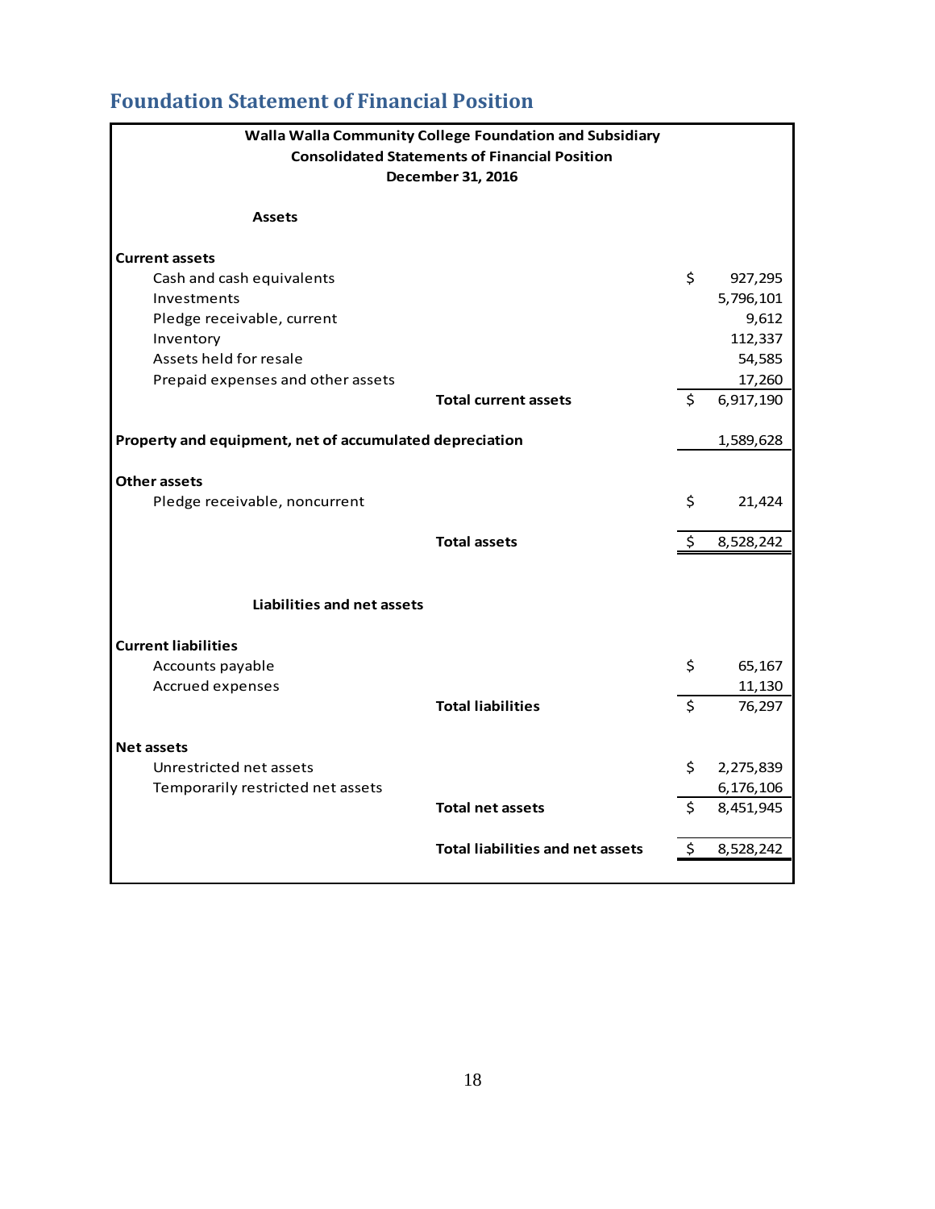## Foundation Statement of Financial Position

| Walla Walla Community College Foundation and Subsidiary<br>Consolidated Statements of Financial Position<br>December 31, 2016 | |
|---|---|
| **Assets** | |
| **Current assets** | |
| Cash and cash equivalents | $ 927,295 |
| Investments | 5,796,101 |
| Pledge receivable, current | 9,612 |
| Inventory | 112,337 |
| Assets held for resale | 54,585 |
| Prepaid expenses and other assets | 17,260 |
| **Total current assets** | $ 6,917,190 |
| **Property and equipment, net of accumulated depreciation** | 1,589,628 |
| **Other assets** | |
| Pledge receivable, noncurrent | $ 21,424 |
| **Total assets** | $ 8,528,242 |
| **Liabilities and net assets** | |
| **Current liabilities** | |
| Accounts payable | $ 65,167 |
| Accrued expenses | 11,130 |
| **Total liabilities** | $ 76,297 |
| **Net assets** | |
| Unrestricted net assets | $ 2,275,839 |
| Temporarily restricted net assets | 6,176,106 |
| **Total net assets** | $ 8,451,945 |
| **Total liabilities and net assets** | $ 8,528,242 |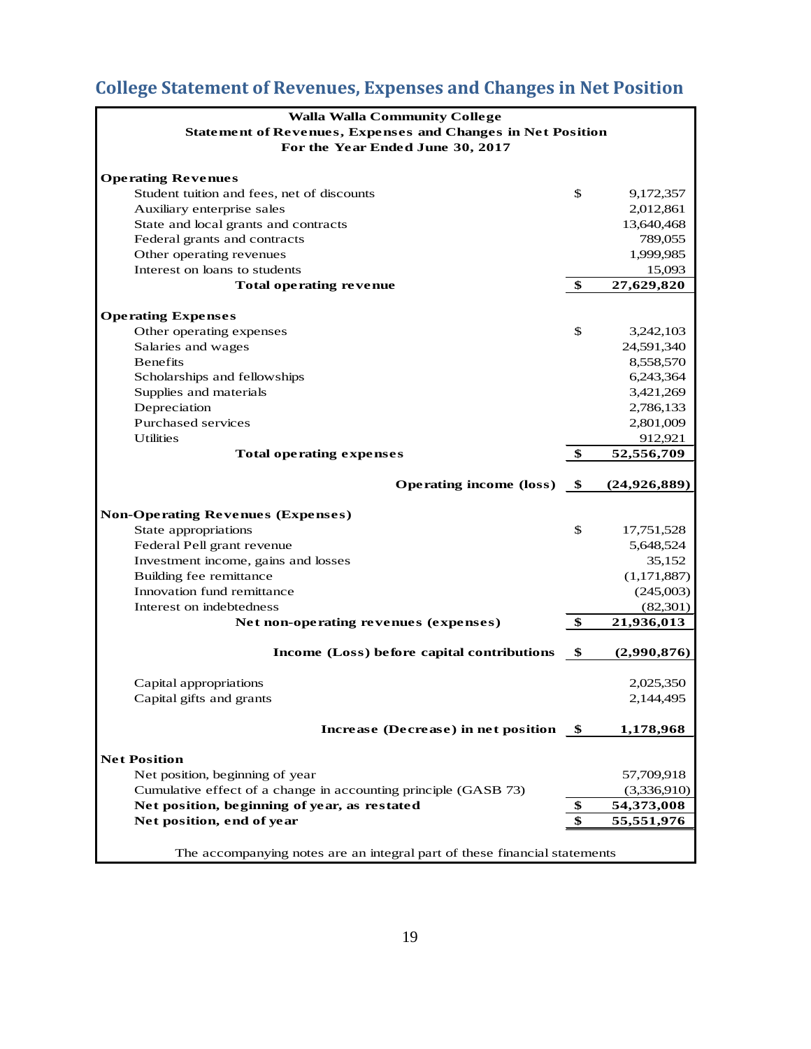## College Statement of Revenues, Expenses and Changes in Net Position

**Walla Walla Community College**
**Statement of Revenues, Expenses and Changes in Net Position**
**For the Year Ended June 30, 2017**

| | | |
|---|---|---|
| **Operating Revenues** | | |
| Student tuition and fees, net of discounts | $ | 9,172,357 |
| Auxiliary enterprise sales | | 2,012,861 |
| State and local grants and contracts | | 13,640,468 |
| Federal grants and contracts | | 789,055 |
| Other operating revenues | | 1,999,985 |
| Interest on loans to students | | 15,093 |
| **Total operating revenue** | **$** | **27,629,820** |
| **Operating Expenses** | | |
| Other operating expenses | $ | 3,242,103 |
| Salaries and wages | | 24,591,340 |
| Benefits | | 8,558,570 |
| Scholarships and fellowships | | 6,243,364 |
| Supplies and materials | | 3,421,269 |
| Depreciation | | 2,786,133 |
| Purchased services | | 2,801,009 |
| Utilities | | 912,921 |
| **Total operating expenses** | **$** | **52,556,709** |
| **Operating income (loss)** | **$** | **(24,926,889)** |
| **Non-Operating Revenues (Expenses)** | | |
| State appropriations | $ | 17,751,528 |
| Federal Pell grant revenue | | 5,648,524 |
| Investment income, gains and losses | | 35,152 |
| Building fee remittance | | (1,171,887) |
| Innovation fund remittance | | (245,003) |
| Interest on indebtedness | | (82,301) |
| **Net non-operating revenues (expenses)** | **$** | **21,936,013** |
| **Income (Loss) before capital contributions** | **$** | **(2,990,876)** |
| Capital appropriations | | 2,025,350 |
| Capital gifts and grants | | 2,144,495 |
| **Increase (Decrease) in net position** | **$** | **1,178,968** |
| **Net Position** | | |
| Net position, beginning of year | | 57,709,918 |
| Cumulative effect of a change in accounting principle (GASB 73) | | (3,336,910) |
| **Net position, beginning of year, as restated** | **$** | **54,373,008** |
| **Net position, end of year** | **$** | **55,551,976** |

The accompanying notes are an integral part of these financial statements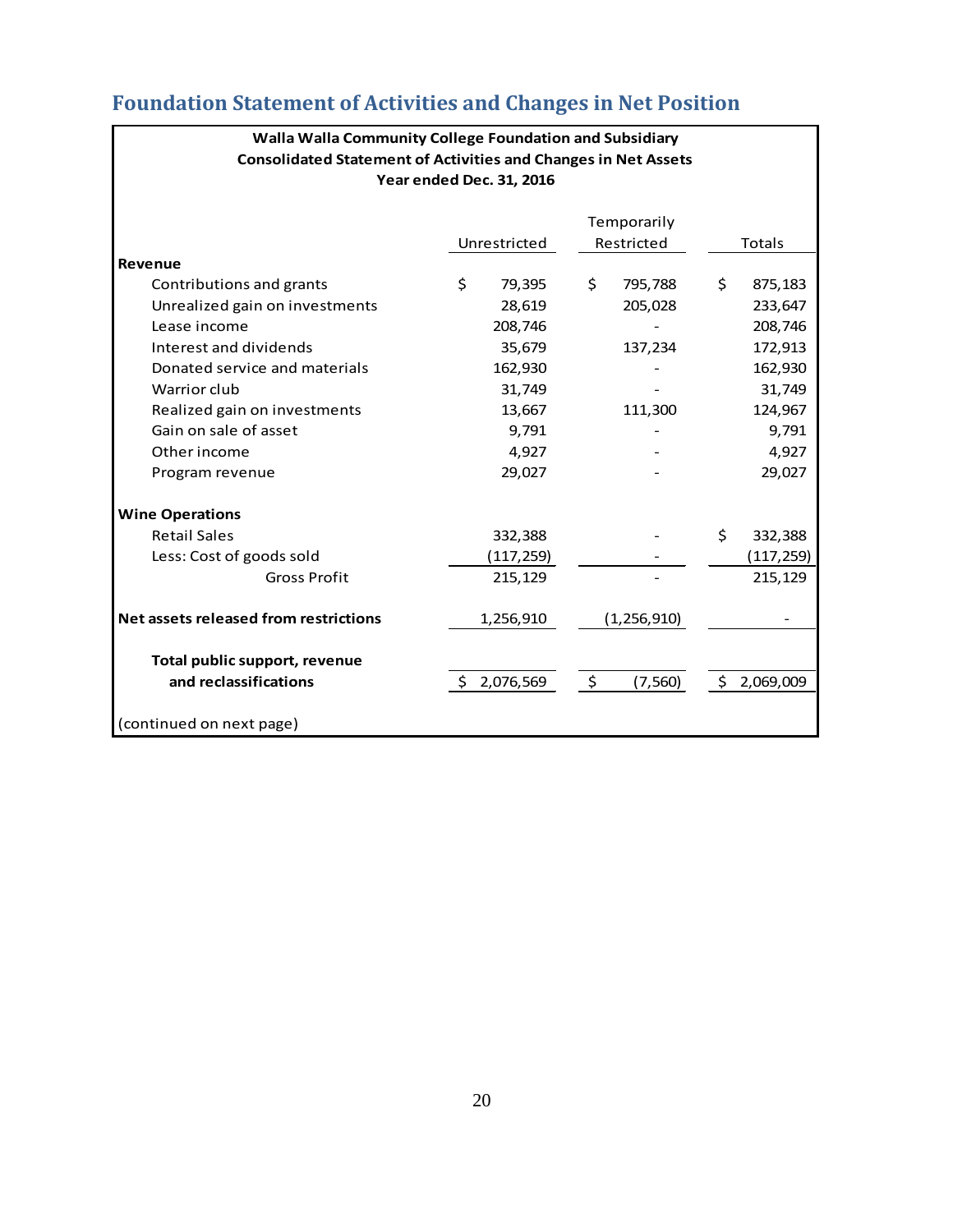## Foundation Statement of Activities and Changes in Net Position

**Walla Walla Community College Foundation and Subsidiary**
**Consolidated Statement of Activities and Changes in Net Assets**
**Year ended Dec. 31, 2016**

| | Unrestricted | Temporarily Restricted | Totals |
|---|---|---|---|
| **Revenue** | | | |
| Contributions and grants | $ 79,395 | $ 795,788 | $ 875,183 |
| Unrealized gain on investments | 28,619 | 205,028 | 233,647 |
| Lease income | 208,746 | - | 208,746 |
| Interest and dividends | 35,679 | 137,234 | 172,913 |
| Donated service and materials | 162,930 | - | 162,930 |
| Warrior club | 31,749 | - | 31,749 |
| Realized gain on investments | 13,667 | 111,300 | 124,967 |
| Gain on sale of asset | 9,791 | - | 9,791 |
| Other income | 4,927 | - | 4,927 |
| Program revenue | 29,027 | - | 29,027 |
| **Wine Operations** | | | |
| Retail Sales | 332,388 | - | $ 332,388 |
| Less: Cost of goods sold | (117,259) | - | (117,259) |
| Gross Profit | 215,129 | - | 215,129 |
| **Net assets released from restrictions** | 1,256,910 | (1,256,910) | - |
| **Total public support, revenue and reclassifications** | $ 2,076,569 | $ (7,560) | $ 2,069,009 |

(continued on next page)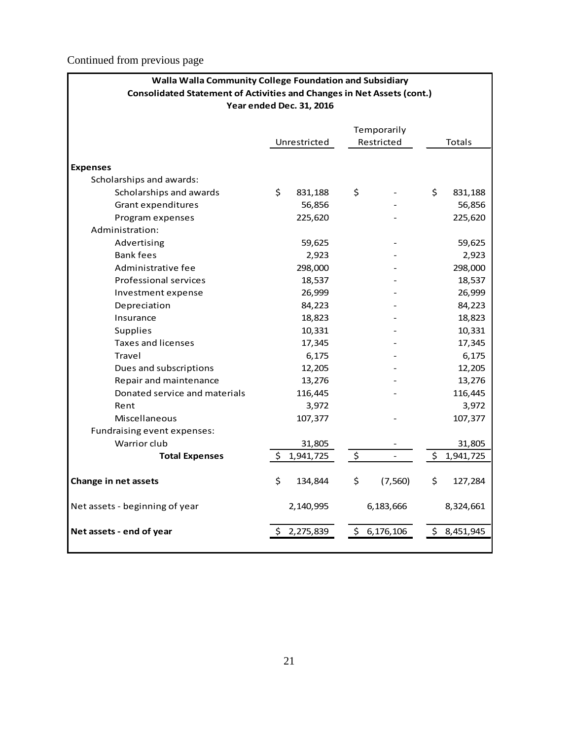Continued from previous page

**Walla Walla Community College Foundation and Subsidiary**
**Consolidated Statement of Activities and Changes in Net Assets (cont.)**
**Year ended Dec. 31, 2016**

| | Unrestricted | Temporarily Restricted | Totals |
|---|---|---|---|
| **Expenses** | | | |
| Scholarships and awards: | | | |
| Scholarships and awards | $ 831,188 | $ - | $ 831,188 |
| Grant expenditures | 56,856 | - | 56,856 |
| Program expenses | 225,620 | - | 225,620 |
| Administration: | | | |
| Advertising | 59,625 | - | 59,625 |
| Bank fees | 2,923 | - | 2,923 |
| Administrative fee | 298,000 | - | 298,000 |
| Professional services | 18,537 | - | 18,537 |
| Investment expense | 26,999 | - | 26,999 |
| Depreciation | 84,223 | - | 84,223 |
| Insurance | 18,823 | - | 18,823 |
| Supplies | 10,331 | - | 10,331 |
| Taxes and licenses | 17,345 | - | 17,345 |
| Travel | 6,175 | - | 6,175 |
| Dues and subscriptions | 12,205 | - | 12,205 |
| Repair and maintenance | 13,276 | - | 13,276 |
| Donated service and materials | 116,445 | - | 116,445 |
| Rent | 3,972 | | 3,972 |
| Miscellaneous | 107,377 | - | 107,377 |
| Fundraising event expenses: | | | |
| Warrior club | 31,805 | - | 31,805 |
| **Total Expenses** | $ 1,941,725 | $ - | $ 1,941,725 |
| **Change in net assets** | $ 134,844 | $ (7,560) | $ 127,284 |
| Net assets - beginning of year | 2,140,995 | 6,183,666 | 8,324,661 |
| **Net assets - end of year** | $ 2,275,839 | $ 6,176,106 | $ 8,451,945 |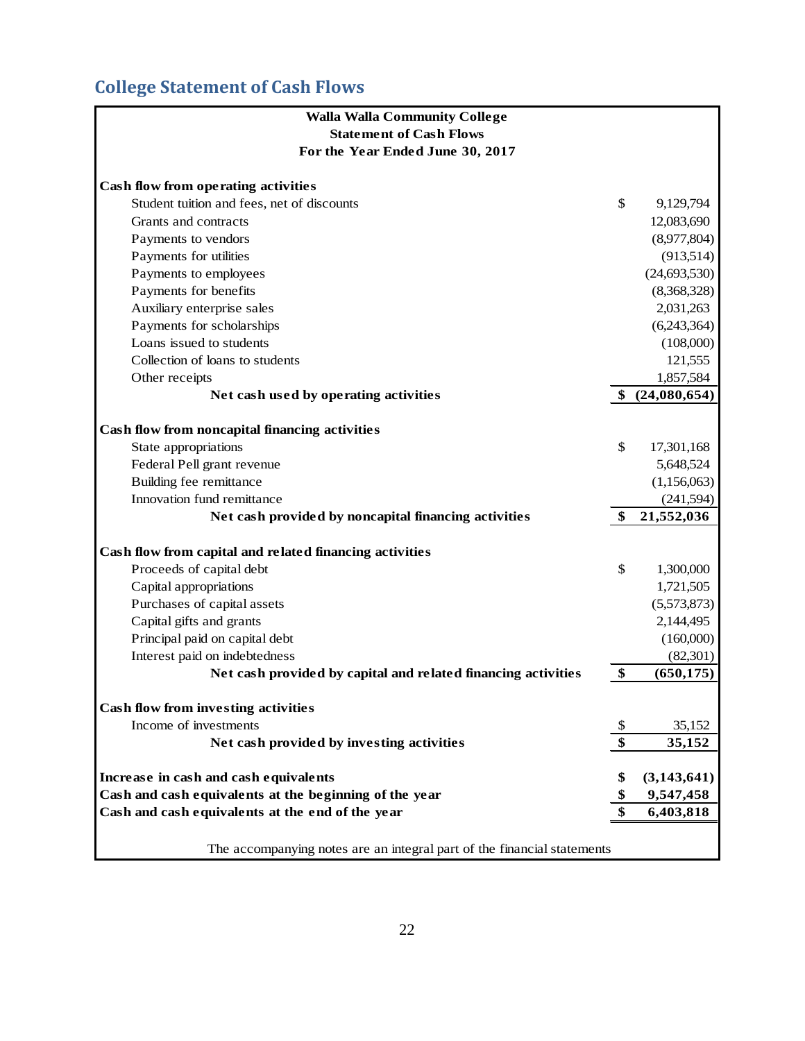## College Statement of Cash Flows

**Walla Walla Community College**
**Statement of Cash Flows**
**For the Year Ended June 30, 2017**

| | | |
|---|---|---|
| **Cash flow from operating activities** | | |
| Student tuition and fees, net of discounts | $ | 9,129,794 |
| Grants and contracts | | 12,083,690 |
| Payments to vendors | | (8,977,804) |
| Payments for utilities | | (913,514) |
| Payments to employees | | (24,693,530) |
| Payments for benefits | | (8,368,328) |
| Auxiliary enterprise sales | | 2,031,263 |
| Payments for scholarships | | (6,243,364) |
| Loans issued to students | | (108,000) |
| Collection of loans to students | | 121,555 |
| Other receipts | | 1,857,584 |
| **Net cash used by operating activities** | **$** | **(24,080,654)** |
| **Cash flow from noncapital financing activities** | | |
| State appropriations | $ | 17,301,168 |
| Federal Pell grant revenue | | 5,648,524 |
| Building fee remittance | | (1,156,063) |
| Innovation fund remittance | | (241,594) |
| **Net cash provided by noncapital financing activities** | **$** | **21,552,036** |
| **Cash flow from capital and related financing activities** | | |
| Proceeds of capital debt | $ | 1,300,000 |
| Capital appropriations | | 1,721,505 |
| Purchases of capital assets | | (5,573,873) |
| Capital gifts and grants | | 2,144,495 |
| Principal paid on capital debt | | (160,000) |
| Interest paid on indebtedness | | (82,301) |
| **Net cash provided by capital and related financing activities** | **$** | **(650,175)** |
| **Cash flow from investing activities** | | |
| Income of investments | $ | 35,152 |
| **Net cash provided by investing activities** | **$** | **35,152** |
| **Increase in cash and cash equivalents** | **$** | **(3,143,641)** |
| **Cash and cash equivalents at the beginning of the year** | **$** | **9,547,458** |
| **Cash and cash equivalents at the end of the year** | **$** | **6,403,818** |

The accompanying notes are an integral part of the financial statements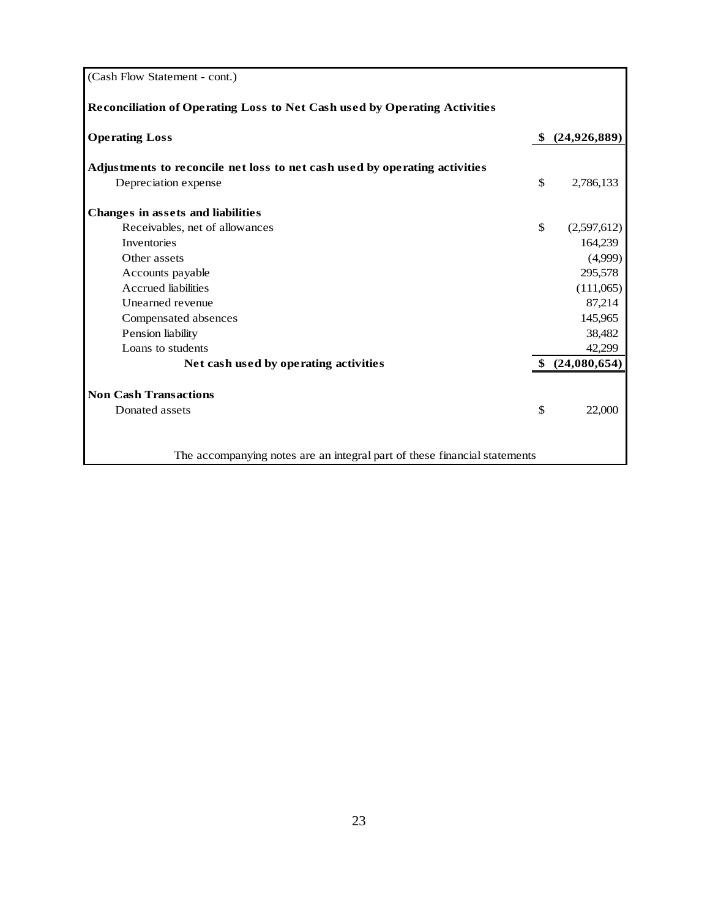(Cash Flow Statement - cont.)

**Reconciliation of Operating Loss to Net Cash used by Operating Activities**

| | | |
|---|---|---|
| **Operating Loss** | **$** | **(24,926,889)** |
| **Adjustments to reconcile net loss to net cash used by operating activities** | | |
| Depreciation expense | $ | 2,786,133 |
| **Changes in assets and liabilities** | | |
| Receivables, net of allowances | $ | (2,597,612) |
| Inventories | | 164,239 |
| Other assets | | (4,999) |
| Accounts payable | | 295,578 |
| Accrued liabilities | | (111,065) |
| Unearned revenue | | 87,214 |
| Compensated absences | | 145,965 |
| Pension liability | | 38,482 |
| Loans to students | | 42,299 |
| **Net cash used by operating activities** | **$** | **(24,080,654)** |
| **Non Cash Transactions** | | |
| Donated assets | $ | 22,000 |

The accompanying notes are an integral part of these financial statements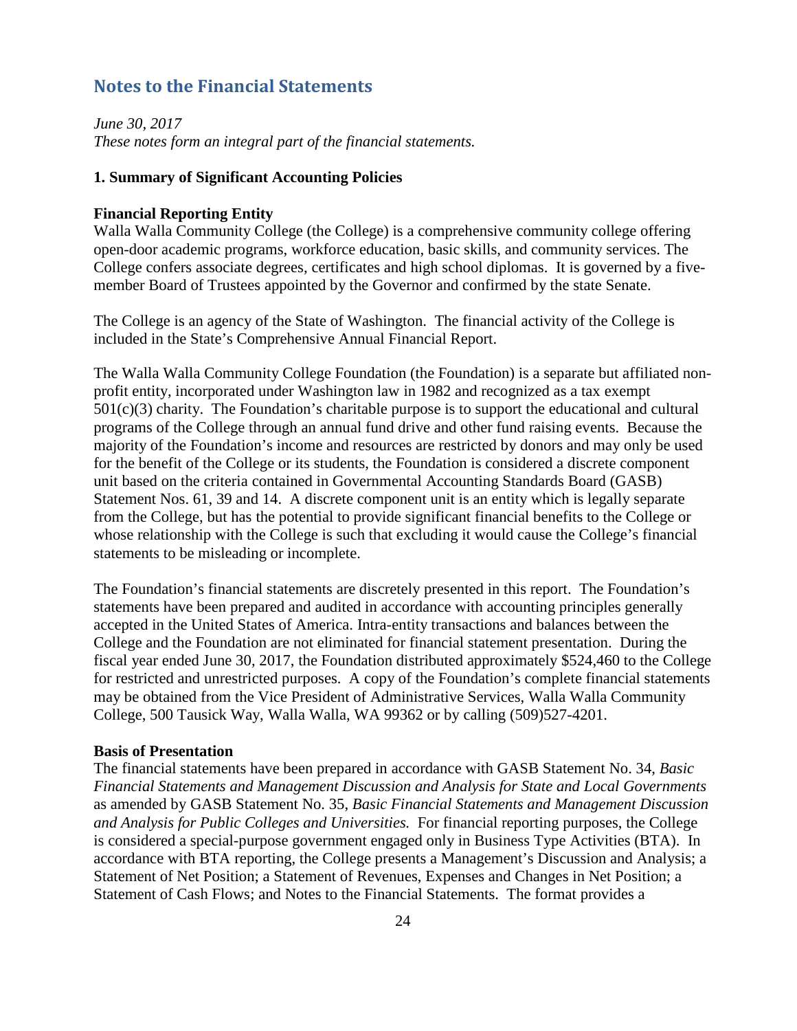## Notes to the Financial Statements

*June 30, 2017*
*These notes form an integral part of the financial statements.*

### 1. Summary of Significant Accounting Policies

**Financial Reporting Entity**
Walla Walla Community College (the College) is a comprehensive community college offering open-door academic programs, workforce education, basic skills, and community services. The College confers associate degrees, certificates and high school diplomas. It is governed by a five-member Board of Trustees appointed by the Governor and confirmed by the state Senate.

The College is an agency of the State of Washington. The financial activity of the College is included in the State's Comprehensive Annual Financial Report.

The Walla Walla Community College Foundation (the Foundation) is a separate but affiliated non-profit entity, incorporated under Washington law in 1982 and recognized as a tax exempt 501(c)(3) charity. The Foundation's charitable purpose is to support the educational and cultural programs of the College through an annual fund drive and other fund raising events. Because the majority of the Foundation's income and resources are restricted by donors and may only be used for the benefit of the College or its students, the Foundation is considered a discrete component unit based on the criteria contained in Governmental Accounting Standards Board (GASB) Statement Nos. 61, 39 and 14. A discrete component unit is an entity which is legally separate from the College, but has the potential to provide significant financial benefits to the College or whose relationship with the College is such that excluding it would cause the College's financial statements to be misleading or incomplete.

The Foundation's financial statements are discretely presented in this report. The Foundation's statements have been prepared and audited in accordance with accounting principles generally accepted in the United States of America. Intra-entity transactions and balances between the College and the Foundation are not eliminated for financial statement presentation. During the fiscal year ended June 30, 2017, the Foundation distributed approximately $524,460 to the College for restricted and unrestricted purposes. A copy of the Foundation's complete financial statements may be obtained from the Vice President of Administrative Services, Walla Walla Community College, 500 Tausick Way, Walla Walla, WA 99362 or by calling (509)527-4201.

**Basis of Presentation**
The financial statements have been prepared in accordance with GASB Statement No. 34, *Basic Financial Statements and Management Discussion and Analysis for State and Local Governments* as amended by GASB Statement No. 35, *Basic Financial Statements and Management Discussion and Analysis for Public Colleges and Universities.* For financial reporting purposes, the College is considered a special-purpose government engaged only in Business Type Activities (BTA). In accordance with BTA reporting, the College presents a Management's Discussion and Analysis; a Statement of Net Position; a Statement of Revenues, Expenses and Changes in Net Position; a Statement of Cash Flows; and Notes to the Financial Statements. The format provides a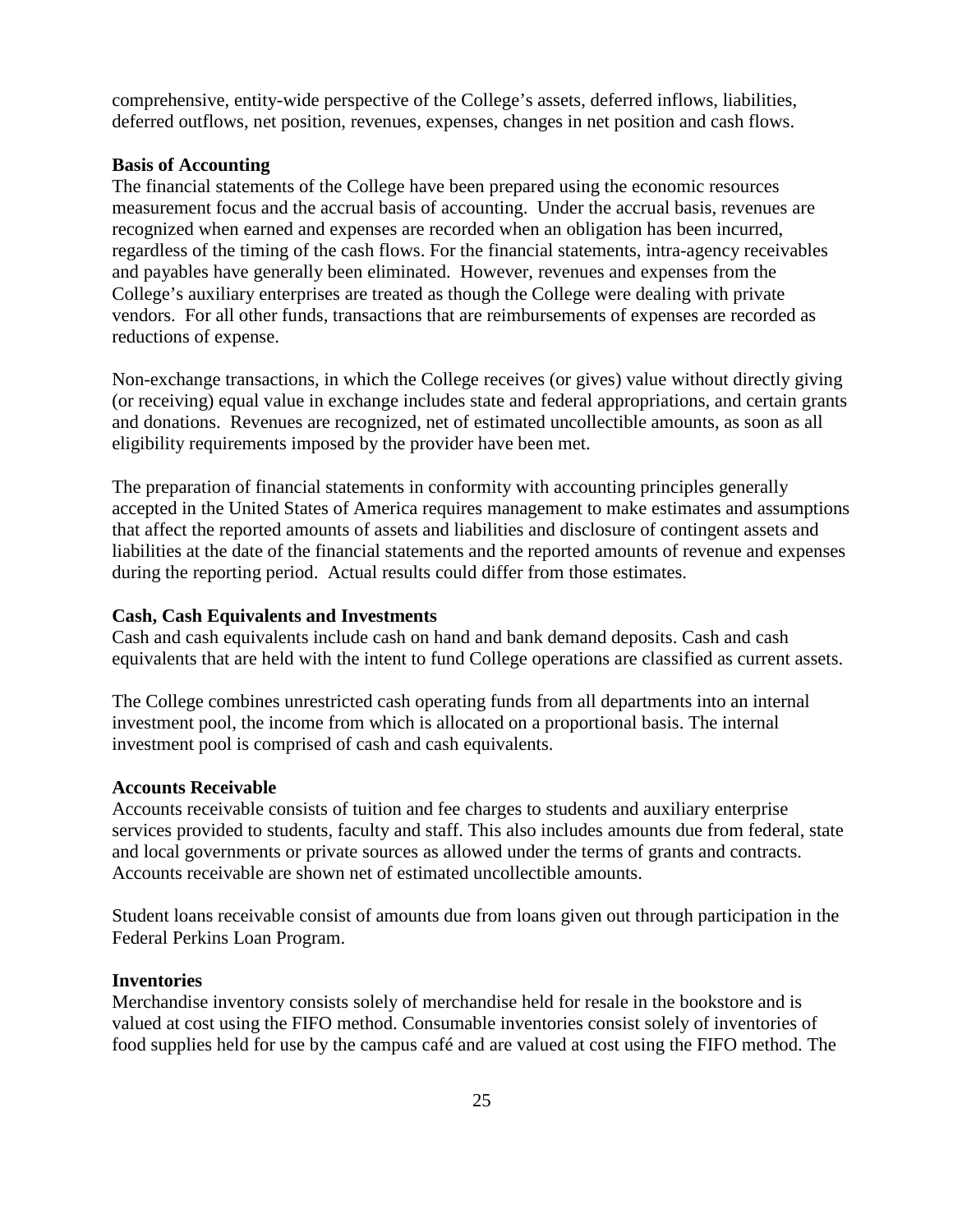comprehensive, entity-wide perspective of the College's assets, deferred inflows, liabilities, deferred outflows, net position, revenues, expenses, changes in net position and cash flows.

**Basis of Accounting**

The financial statements of the College have been prepared using the economic resources measurement focus and the accrual basis of accounting. Under the accrual basis, revenues are recognized when earned and expenses are recorded when an obligation has been incurred, regardless of the timing of the cash flows. For the financial statements, intra-agency receivables and payables have generally been eliminated. However, revenues and expenses from the College's auxiliary enterprises are treated as though the College were dealing with private vendors. For all other funds, transactions that are reimbursements of expenses are recorded as reductions of expense.

Non-exchange transactions, in which the College receives (or gives) value without directly giving (or receiving) equal value in exchange includes state and federal appropriations, and certain grants and donations. Revenues are recognized, net of estimated uncollectible amounts, as soon as all eligibility requirements imposed by the provider have been met.

The preparation of financial statements in conformity with accounting principles generally accepted in the United States of America requires management to make estimates and assumptions that affect the reported amounts of assets and liabilities and disclosure of contingent assets and liabilities at the date of the financial statements and the reported amounts of revenue and expenses during the reporting period. Actual results could differ from those estimates.

**Cash, Cash Equivalents and Investments**

Cash and cash equivalents include cash on hand and bank demand deposits. Cash and cash equivalents that are held with the intent to fund College operations are classified as current assets.

The College combines unrestricted cash operating funds from all departments into an internal investment pool, the income from which is allocated on a proportional basis. The internal investment pool is comprised of cash and cash equivalents.

**Accounts Receivable**

Accounts receivable consists of tuition and fee charges to students and auxiliary enterprise services provided to students, faculty and staff. This also includes amounts due from federal, state and local governments or private sources as allowed under the terms of grants and contracts. Accounts receivable are shown net of estimated uncollectible amounts.

Student loans receivable consist of amounts due from loans given out through participation in the Federal Perkins Loan Program.

**Inventories**

Merchandise inventory consists solely of merchandise held for resale in the bookstore and is valued at cost using the FIFO method. Consumable inventories consist solely of inventories of food supplies held for use by the campus café and are valued at cost using the FIFO method. The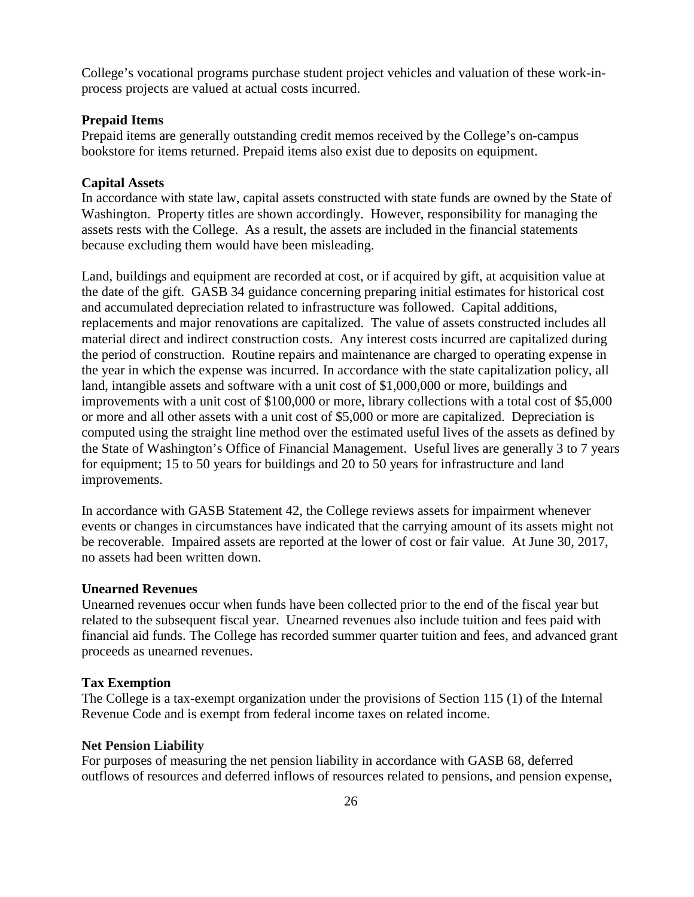College's vocational programs purchase student project vehicles and valuation of these work-in-process projects are valued at actual costs incurred.

**Prepaid Items**

Prepaid items are generally outstanding credit memos received by the College's on-campus bookstore for items returned. Prepaid items also exist due to deposits on equipment.

**Capital Assets**

In accordance with state law, capital assets constructed with state funds are owned by the State of Washington. Property titles are shown accordingly. However, responsibility for managing the assets rests with the College. As a result, the assets are included in the financial statements because excluding them would have been misleading.

Land, buildings and equipment are recorded at cost, or if acquired by gift, at acquisition value at the date of the gift. GASB 34 guidance concerning preparing initial estimates for historical cost and accumulated depreciation related to infrastructure was followed. Capital additions, replacements and major renovations are capitalized. The value of assets constructed includes all material direct and indirect construction costs. Any interest costs incurred are capitalized during the period of construction. Routine repairs and maintenance are charged to operating expense in the year in which the expense was incurred. In accordance with the state capitalization policy, all land, intangible assets and software with a unit cost of $1,000,000 or more, buildings and improvements with a unit cost of $100,000 or more, library collections with a total cost of $5,000 or more and all other assets with a unit cost of $5,000 or more are capitalized. Depreciation is computed using the straight line method over the estimated useful lives of the assets as defined by the State of Washington's Office of Financial Management. Useful lives are generally 3 to 7 years for equipment; 15 to 50 years for buildings and 20 to 50 years for infrastructure and land improvements.

In accordance with GASB Statement 42, the College reviews assets for impairment whenever events or changes in circumstances have indicated that the carrying amount of its assets might not be recoverable. Impaired assets are reported at the lower of cost or fair value. At June 30, 2017, no assets had been written down.

**Unearned Revenues**

Unearned revenues occur when funds have been collected prior to the end of the fiscal year but related to the subsequent fiscal year. Unearned revenues also include tuition and fees paid with financial aid funds. The College has recorded summer quarter tuition and fees, and advanced grant proceeds as unearned revenues.

**Tax Exemption**

The College is a tax-exempt organization under the provisions of Section 115 (1) of the Internal Revenue Code and is exempt from federal income taxes on related income.

**Net Pension Liability**

For purposes of measuring the net pension liability in accordance with GASB 68, deferred outflows of resources and deferred inflows of resources related to pensions, and pension expense,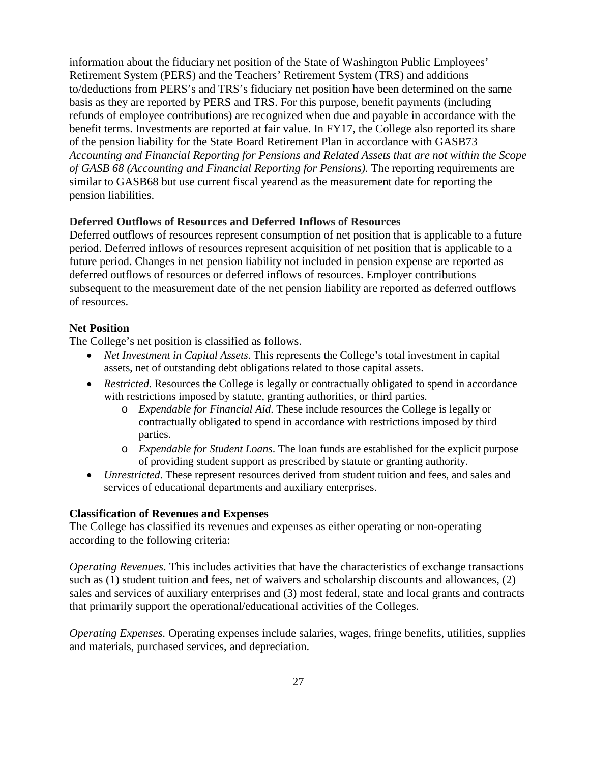information about the fiduciary net position of the State of Washington Public Employees' Retirement System (PERS) and the Teachers' Retirement System (TRS) and additions to/deductions from PERS's and TRS's fiduciary net position have been determined on the same basis as they are reported by PERS and TRS. For this purpose, benefit payments (including refunds of employee contributions) are recognized when due and payable in accordance with the benefit terms. Investments are reported at fair value. In FY17, the College also reported its share of the pension liability for the State Board Retirement Plan in accordance with GASB73 *Accounting and Financial Reporting for Pensions and Related Assets that are not within the Scope of GASB 68 (Accounting and Financial Reporting for Pensions).* The reporting requirements are similar to GASB68 but use current fiscal yearend as the measurement date for reporting the pension liabilities.

### Deferred Outflows of Resources and Deferred Inflows of Resources

Deferred outflows of resources represent consumption of net position that is applicable to a future period. Deferred inflows of resources represent acquisition of net position that is applicable to a future period. Changes in net pension liability not included in pension expense are reported as deferred outflows of resources or deferred inflows of resources. Employer contributions subsequent to the measurement date of the net pension liability are reported as deferred outflows of resources.

### Net Position

The College's net position is classified as follows.

- *Net Investment in Capital Assets*. This represents the College's total investment in capital assets, net of outstanding debt obligations related to those capital assets.
- *Restricted.* Resources the College is legally or contractually obligated to spend in accordance with restrictions imposed by statute, granting authorities, or third parties.
  - *Expendable for Financial Aid*. These include resources the College is legally or contractually obligated to spend in accordance with restrictions imposed by third parties.
  - *Expendable for Student Loans*. The loan funds are established for the explicit purpose of providing student support as prescribed by statute or granting authority.
- *Unrestricted*. These represent resources derived from student tuition and fees, and sales and services of educational departments and auxiliary enterprises.

### Classification of Revenues and Expenses

The College has classified its revenues and expenses as either operating or non-operating according to the following criteria:

*Operating Revenues*. This includes activities that have the characteristics of exchange transactions such as (1) student tuition and fees, net of waivers and scholarship discounts and allowances, (2) sales and services of auxiliary enterprises and (3) most federal, state and local grants and contracts that primarily support the operational/educational activities of the Colleges.

*Operating Expenses.* Operating expenses include salaries, wages, fringe benefits, utilities, supplies and materials, purchased services, and depreciation.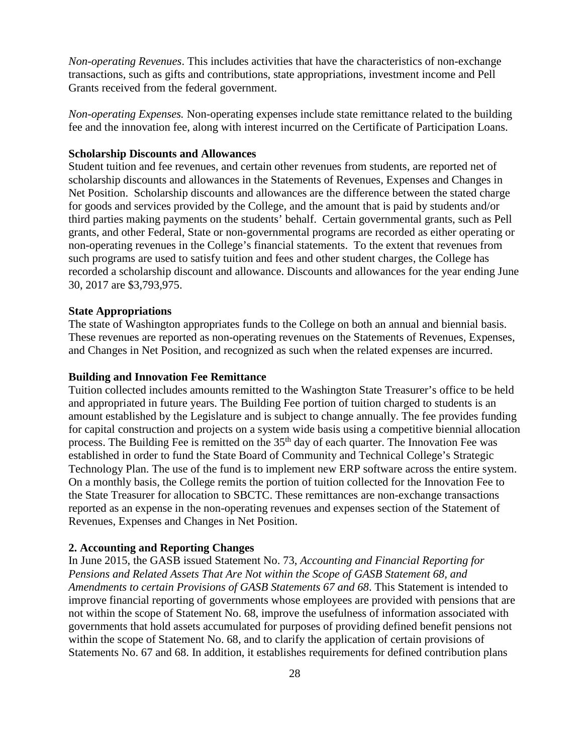*Non-operating Revenues*. This includes activities that have the characteristics of non-exchange transactions, such as gifts and contributions, state appropriations, investment income and Pell Grants received from the federal government.

*Non-operating Expenses.* Non-operating expenses include state remittance related to the building fee and the innovation fee, along with interest incurred on the Certificate of Participation Loans.

**Scholarship Discounts and Allowances**

Student tuition and fee revenues, and certain other revenues from students, are reported net of scholarship discounts and allowances in the Statements of Revenues, Expenses and Changes in Net Position. Scholarship discounts and allowances are the difference between the stated charge for goods and services provided by the College, and the amount that is paid by students and/or third parties making payments on the students' behalf. Certain governmental grants, such as Pell grants, and other Federal, State or non-governmental programs are recorded as either operating or non-operating revenues in the College's financial statements. To the extent that revenues from such programs are used to satisfy tuition and fees and other student charges, the College has recorded a scholarship discount and allowance. Discounts and allowances for the year ending June 30, 2017 are $3,793,975.

**State Appropriations**

The state of Washington appropriates funds to the College on both an annual and biennial basis. These revenues are reported as non-operating revenues on the Statements of Revenues, Expenses, and Changes in Net Position, and recognized as such when the related expenses are incurred.

**Building and Innovation Fee Remittance**

Tuition collected includes amounts remitted to the Washington State Treasurer's office to be held and appropriated in future years. The Building Fee portion of tuition charged to students is an amount established by the Legislature and is subject to change annually. The fee provides funding for capital construction and projects on a system wide basis using a competitive biennial allocation process. The Building Fee is remitted on the 35th day of each quarter. The Innovation Fee was established in order to fund the State Board of Community and Technical College's Strategic Technology Plan. The use of the fund is to implement new ERP software across the entire system. On a monthly basis, the College remits the portion of tuition collected for the Innovation Fee to the State Treasurer for allocation to SBCTC. These remittances are non-exchange transactions reported as an expense in the non-operating revenues and expenses section of the Statement of Revenues, Expenses and Changes in Net Position.

## 2. Accounting and Reporting Changes

In June 2015, the GASB issued Statement No. 73, *Accounting and Financial Reporting for Pensions and Related Assets That Are Not within the Scope of GASB Statement 68, and Amendments to certain Provisions of GASB Statements 67 and 68*. This Statement is intended to improve financial reporting of governments whose employees are provided with pensions that are not within the scope of Statement No. 68, improve the usefulness of information associated with governments that hold assets accumulated for purposes of providing defined benefit pensions not within the scope of Statement No. 68, and to clarify the application of certain provisions of Statements No. 67 and 68. In addition, it establishes requirements for defined contribution plans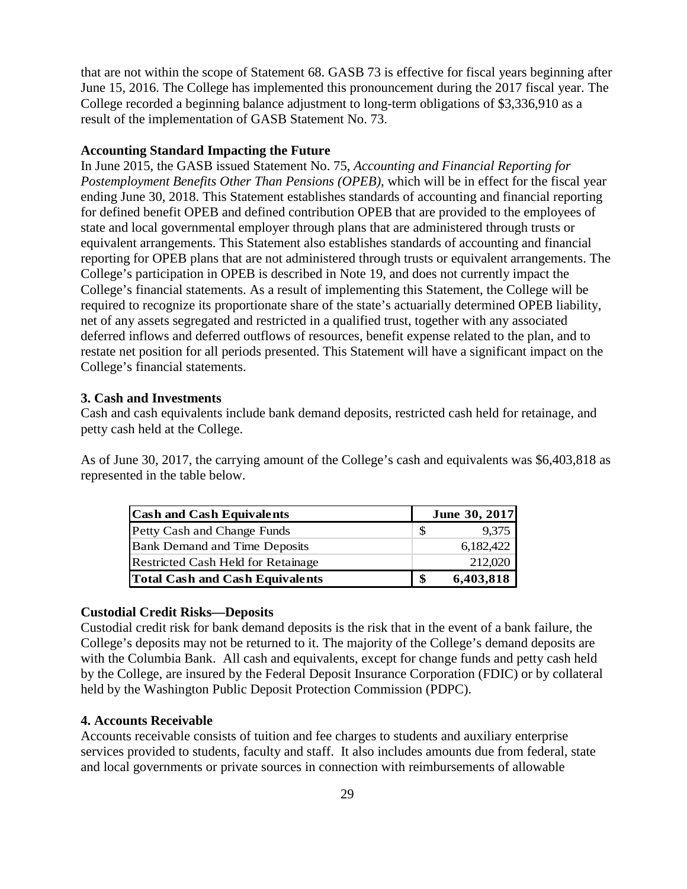that are not within the scope of Statement 68. GASB 73 is effective for fiscal years beginning after June 15, 2016. The College has implemented this pronouncement during the 2017 fiscal year. The College recorded a beginning balance adjustment to long-term obligations of $3,336,910 as a result of the implementation of GASB Statement No. 73.

**Accounting Standard Impacting the Future**

In June 2015, the GASB issued Statement No. 75, *Accounting and Financial Reporting for Postemployment Benefits Other Than Pensions (OPEB),* which will be in effect for the fiscal year ending June 30, 2018. This Statement establishes standards of accounting and financial reporting for defined benefit OPEB and defined contribution OPEB that are provided to the employees of state and local governmental employer through plans that are administered through trusts or equivalent arrangements. This Statement also establishes standards of accounting and financial reporting for OPEB plans that are not administered through trusts or equivalent arrangements. The College's participation in OPEB is described in Note 19, and does not currently impact the College's financial statements. As a result of implementing this Statement, the College will be required to recognize its proportionate share of the state's actuarially determined OPEB liability, net of any assets segregated and restricted in a qualified trust, together with any associated deferred inflows and deferred outflows of resources, benefit expense related to the plan, and to restate net position for all periods presented. This Statement will have a significant impact on the College's financial statements.

## 3. Cash and Investments

Cash and cash equivalents include bank demand deposits, restricted cash held for retainage, and petty cash held at the College.

As of June 30, 2017, the carrying amount of the College's cash and equivalents was $6,403,818 as represented in the table below.

| Cash and Cash Equivalents | June 30, 2017 |
|---|---|
| Petty Cash and Change Funds | $ 9,375 |
| Bank Demand and Time Deposits | 6,182,422 |
| Restricted Cash Held for Retainage | 212,020 |
| **Total Cash and Cash Equivalents** | **$ 6,403,818** |

**Custodial Credit Risks—Deposits**

Custodial credit risk for bank demand deposits is the risk that in the event of a bank failure, the College's deposits may not be returned to it. The majority of the College's demand deposits are with the Columbia Bank. All cash and equivalents, except for change funds and petty cash held by the College, are insured by the Federal Deposit Insurance Corporation (FDIC) or by collateral held by the Washington Public Deposit Protection Commission (PDPC).

## 4. Accounts Receivable

Accounts receivable consists of tuition and fee charges to students and auxiliary enterprise services provided to students, faculty and staff. It also includes amounts due from federal, state and local governments or private sources in connection with reimbursements of allowable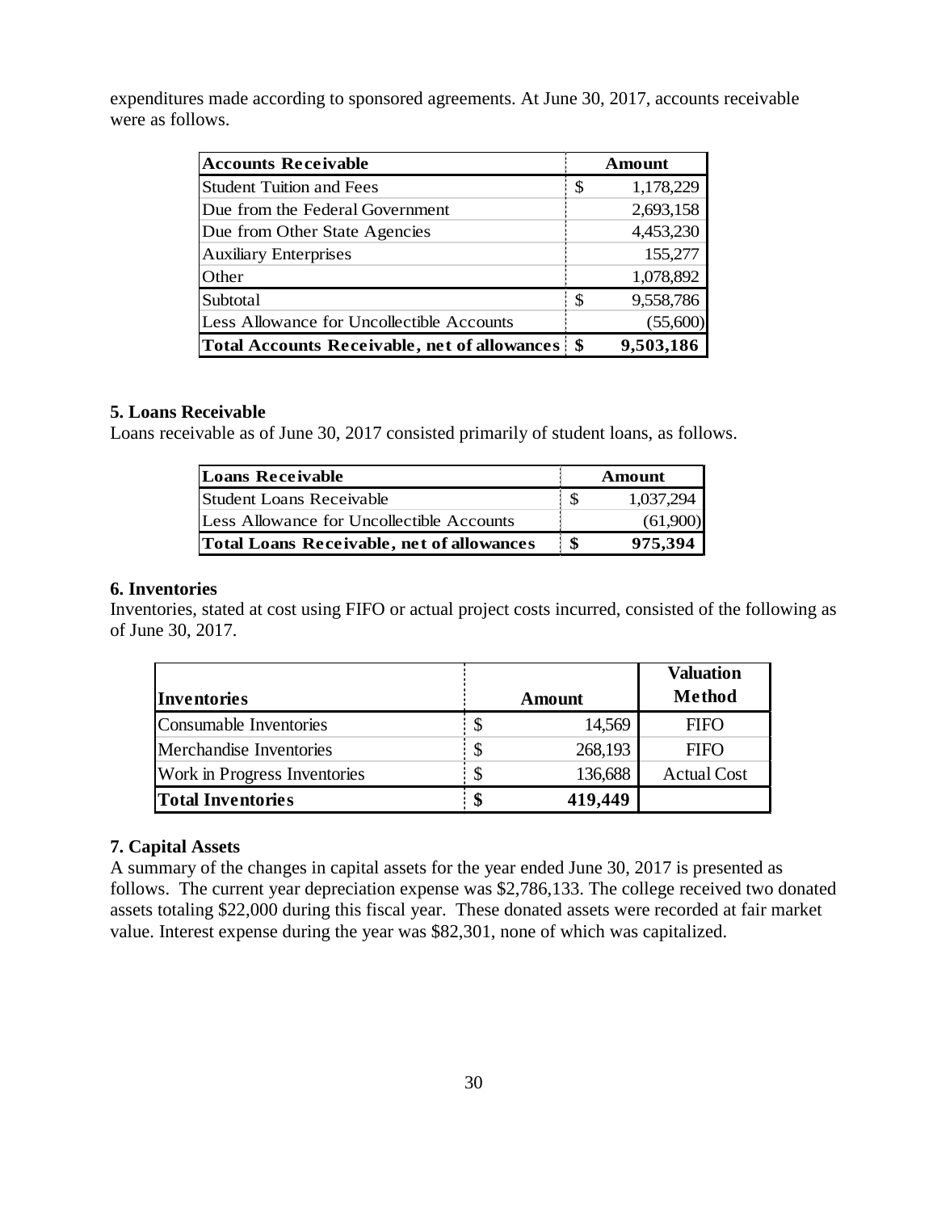expenditures made according to sponsored agreements. At June 30, 2017, accounts receivable were as follows.

| **Accounts Receivable** | | **Amount** |
|---|---|---|
| Student Tuition and Fees | $ | 1,178,229 |
| Due from the Federal Government | | 2,693,158 |
| Due from Other State Agencies | | 4,453,230 |
| Auxiliary Enterprises | | 155,277 |
| Other | | 1,078,892 |
| Subtotal | $ | 9,558,786 |
| Less Allowance for Uncollectible Accounts | | (55,600) |
| **Total Accounts Receivable, net of allowances** | **$** | **9,503,186** |

### 5. Loans Receivable

Loans receivable as of June 30, 2017 consisted primarily of student loans, as follows.

| **Loans Receivable** | | **Amount** |
|---|---|---|
| Student Loans Receivable | $ | 1,037,294 |
| Less Allowance for Uncollectible Accounts | | (61,900) |
| **Total Loans Receivable, net of allowances** | **$** | **975,394** |

### 6. Inventories

Inventories, stated at cost using FIFO or actual project costs incurred, consisted of the following as of June 30, 2017.

| **Inventories** | | **Amount** | **Valuation Method** |
|---|---|---|---|
| Consumable Inventories | $ | 14,569 | FIFO |
| Merchandise Inventories | $ | 268,193 | FIFO |
| Work in Progress Inventories | $ | 136,688 | Actual Cost |
| **Total Inventories** | **$** | **419,449** | |

### 7. Capital Assets

A summary of the changes in capital assets for the year ended June 30, 2017 is presented as follows. The current year depreciation expense was $2,786,133. The college received two donated assets totaling $22,000 during this fiscal year. These donated assets were recorded at fair market value. Interest expense during the year was $82,301, none of which was capitalized.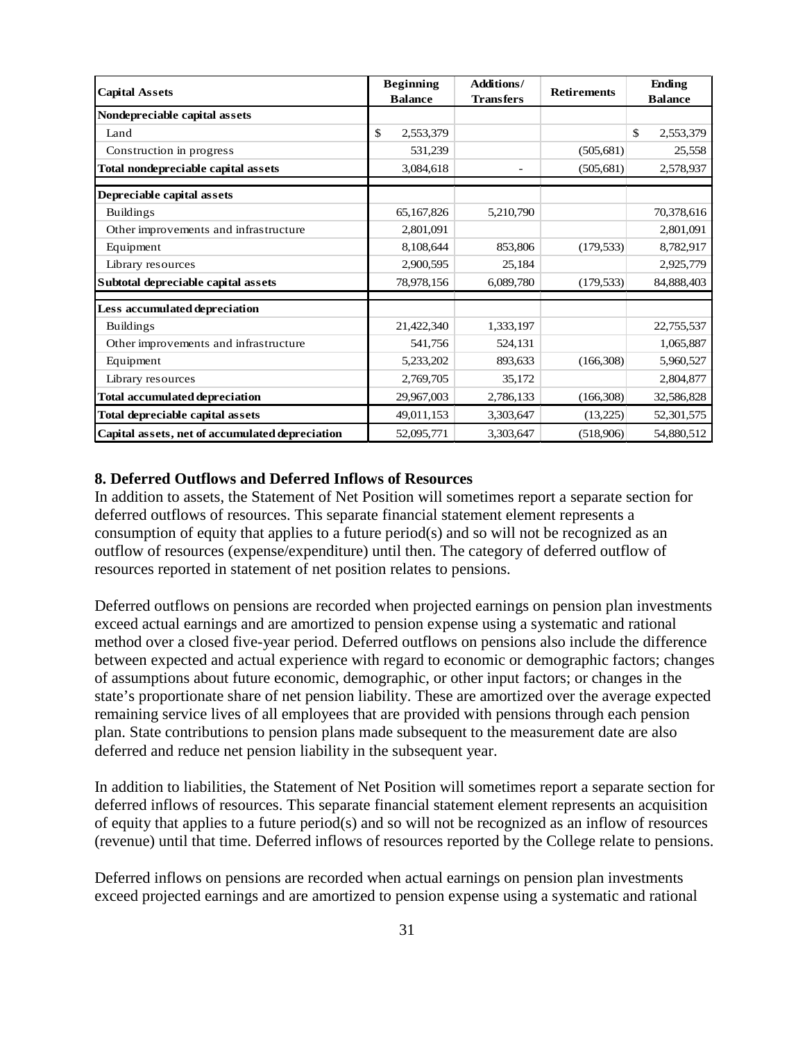| Capital Assets | Beginning Balance | Additions/ Transfers | Retirements | Ending Balance |
|---|---|---|---|---|
| **Nondepreciable capital assets** | | | | |
| Land | $ 2,553,379 | | | $ 2,553,379 |
| Construction in progress | 531,239 | | (505,681) | 25,558 |
| **Total nondepreciable capital assets** | 3,084,618 | - | (505,681) | 2,578,937 |
| **Depreciable capital assets** | | | | |
| Buildings | 65,167,826 | 5,210,790 | | 70,378,616 |
| Other improvements and infrastructure | 2,801,091 | | | 2,801,091 |
| Equipment | 8,108,644 | 853,806 | (179,533) | 8,782,917 |
| Library resources | 2,900,595 | 25,184 | | 2,925,779 |
| **Subtotal depreciable capital assets** | 78,978,156 | 6,089,780 | (179,533) | 84,888,403 |
| **Less accumulated depreciation** | | | | |
| Buildings | 21,422,340 | 1,333,197 | | 22,755,537 |
| Other improvements and infrastructure | 541,756 | 524,131 | | 1,065,887 |
| Equipment | 5,233,202 | 893,633 | (166,308) | 5,960,527 |
| Library resources | 2,769,705 | 35,172 | | 2,804,877 |
| **Total accumulated depreciation** | 29,967,003 | 2,786,133 | (166,308) | 32,586,828 |
| **Total depreciable capital assets** | 49,011,153 | 3,303,647 | (13,225) | 52,301,575 |
| **Capital assets, net of accumulated depreciation** | 52,095,771 | 3,303,647 | (518,906) | 54,880,512 |

## 8. Deferred Outflows and Deferred Inflows of Resources

In addition to assets, the Statement of Net Position will sometimes report a separate section for deferred outflows of resources. This separate financial statement element represents a consumption of equity that applies to a future period(s) and so will not be recognized as an outflow of resources (expense/expenditure) until then. The category of deferred outflow of resources reported in statement of net position relates to pensions.

Deferred outflows on pensions are recorded when projected earnings on pension plan investments exceed actual earnings and are amortized to pension expense using a systematic and rational method over a closed five-year period. Deferred outflows on pensions also include the difference between expected and actual experience with regard to economic or demographic factors; changes of assumptions about future economic, demographic, or other input factors; or changes in the state's proportionate share of net pension liability. These are amortized over the average expected remaining service lives of all employees that are provided with pensions through each pension plan. State contributions to pension plans made subsequent to the measurement date are also deferred and reduce net pension liability in the subsequent year.

In addition to liabilities, the Statement of Net Position will sometimes report a separate section for deferred inflows of resources. This separate financial statement element represents an acquisition of equity that applies to a future period(s) and so will not be recognized as an inflow of resources (revenue) until that time. Deferred inflows of resources reported by the College relate to pensions.

Deferred inflows on pensions are recorded when actual earnings on pension plan investments exceed projected earnings and are amortized to pension expense using a systematic and rational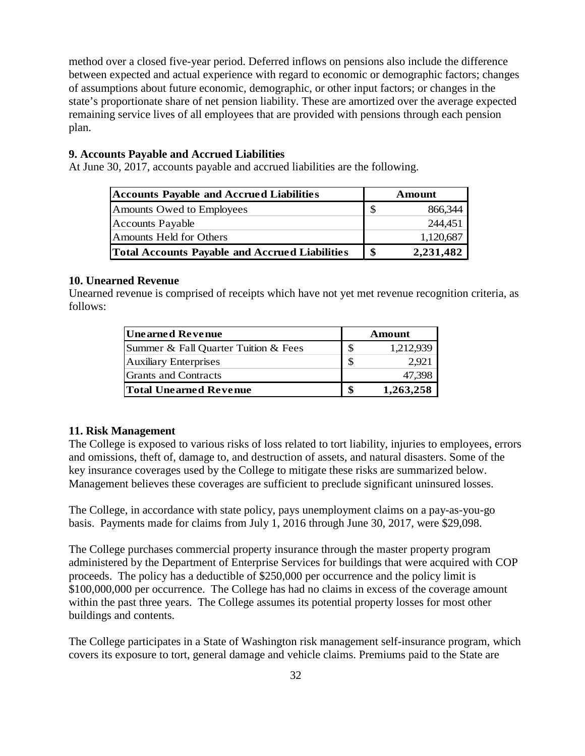method over a closed five-year period. Deferred inflows on pensions also include the difference between expected and actual experience with regard to economic or demographic factors; changes of assumptions about future economic, demographic, or other input factors; or changes in the state's proportionate share of net pension liability. These are amortized over the average expected remaining service lives of all employees that are provided with pensions through each pension plan.

### 9. Accounts Payable and Accrued Liabilities

At June 30, 2017, accounts payable and accrued liabilities are the following.

| Accounts Payable and Accrued Liabilities | Amount |
|---|---|
| Amounts Owed to Employees | $ 866,344 |
| Accounts Payable | 244,451 |
| Amounts Held for Others | 1,120,687 |
| **Total Accounts Payable and Accrued Liabilities** | **$ 2,231,482** |

### 10. Unearned Revenue

Unearned revenue is comprised of receipts which have not yet met revenue recognition criteria, as follows:

| Unearned Revenue | Amount |
|---|---|
| Summer & Fall Quarter Tuition & Fees | $ 1,212,939 |
| Auxiliary Enterprises | $ 2,921 |
| Grants and Contracts | 47,398 |
| **Total Unearned Revenue** | **$ 1,263,258** |

### 11. Risk Management

The College is exposed to various risks of loss related to tort liability, injuries to employees, errors and omissions, theft of, damage to, and destruction of assets, and natural disasters. Some of the key insurance coverages used by the College to mitigate these risks are summarized below. Management believes these coverages are sufficient to preclude significant uninsured losses.

The College, in accordance with state policy, pays unemployment claims on a pay-as-you-go basis. Payments made for claims from July 1, 2016 through June 30, 2017, were $29,098.

The College purchases commercial property insurance through the master property program administered by the Department of Enterprise Services for buildings that were acquired with COP proceeds. The policy has a deductible of $250,000 per occurrence and the policy limit is $100,000,000 per occurrence. The College has had no claims in excess of the coverage amount within the past three years. The College assumes its potential property losses for most other buildings and contents.

The College participates in a State of Washington risk management self-insurance program, which covers its exposure to tort, general damage and vehicle claims. Premiums paid to the State are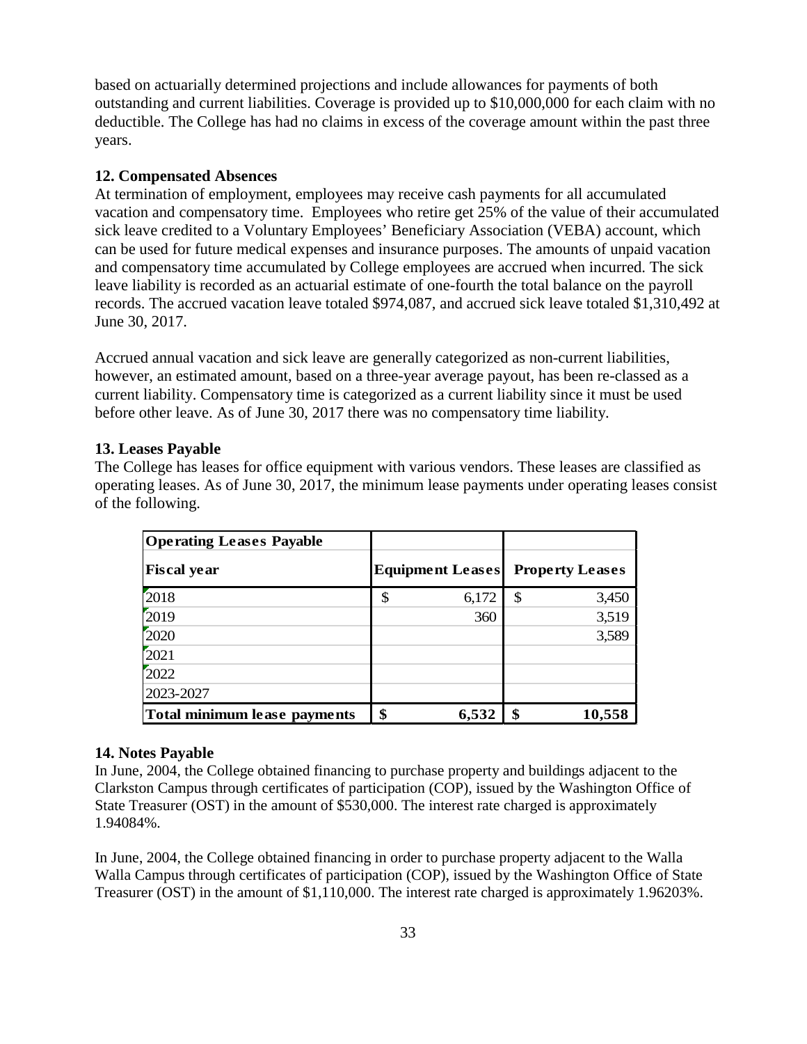based on actuarially determined projections and include allowances for payments of both outstanding and current liabilities. Coverage is provided up to $10,000,000 for each claim with no deductible. The College has had no claims in excess of the coverage amount within the past three years.

**12. Compensated Absences**

At termination of employment, employees may receive cash payments for all accumulated vacation and compensatory time. Employees who retire get 25% of the value of their accumulated sick leave credited to a Voluntary Employees' Beneficiary Association (VEBA) account, which can be used for future medical expenses and insurance purposes. The amounts of unpaid vacation and compensatory time accumulated by College employees are accrued when incurred. The sick leave liability is recorded as an actuarial estimate of one-fourth the total balance on the payroll records. The accrued vacation leave totaled $974,087, and accrued sick leave totaled $1,310,492 at June 30, 2017.

Accrued annual vacation and sick leave are generally categorized as non-current liabilities, however, an estimated amount, based on a three-year average payout, has been re-classed as a current liability. Compensatory time is categorized as a current liability since it must be used before other leave. As of June 30, 2017 there was no compensatory time liability.

**13. Leases Payable**

The College has leases for office equipment with various vendors. These leases are classified as operating leases. As of June 30, 2017, the minimum lease payments under operating leases consist of the following.

| **Operating Leases Payable** | | |
|---|---|---|
| **Fiscal year** | **Equipment Leases** | **Property Leases** |
| 2018 | $ 6,172 | $ 3,450 |
| 2019 | 360 | 3,519 |
| 2020 | | 3,589 |
| 2021 | | |
| 2022 | | |
| 2023-2027 | | |
| **Total minimum lease payments** | **$ 6,532** | **$ 10,558** |

**14. Notes Payable**

In June, 2004, the College obtained financing to purchase property and buildings adjacent to the Clarkston Campus through certificates of participation (COP), issued by the Washington Office of State Treasurer (OST) in the amount of $530,000. The interest rate charged is approximately 1.94084%.

In June, 2004, the College obtained financing in order to purchase property adjacent to the Walla Walla Campus through certificates of participation (COP), issued by the Washington Office of State Treasurer (OST) in the amount of $1,110,000. The interest rate charged is approximately 1.96203%.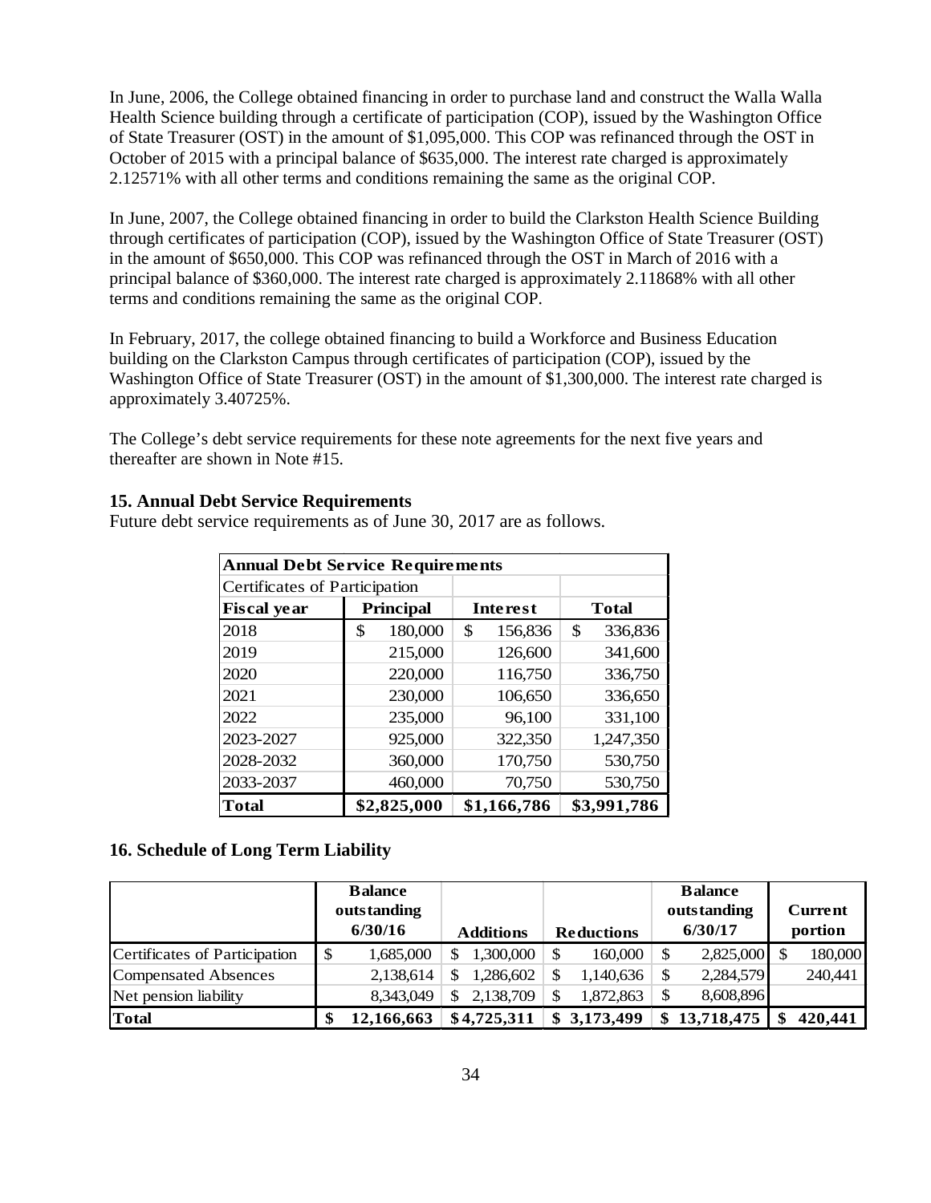In June, 2006, the College obtained financing in order to purchase land and construct the Walla Walla Health Science building through a certificate of participation (COP), issued by the Washington Office of State Treasurer (OST) in the amount of $1,095,000. This COP was refinanced through the OST in October of 2015 with a principal balance of $635,000. The interest rate charged is approximately 2.12571% with all other terms and conditions remaining the same as the original COP.

In June, 2007, the College obtained financing in order to build the Clarkston Health Science Building through certificates of participation (COP), issued by the Washington Office of State Treasurer (OST) in the amount of $650,000. This COP was refinanced through the OST in March of 2016 with a principal balance of $360,000. The interest rate charged is approximately 2.11868% with all other terms and conditions remaining the same as the original COP.

In February, 2017, the college obtained financing to build a Workforce and Business Education building on the Clarkston Campus through certificates of participation (COP), issued by the Washington Office of State Treasurer (OST) in the amount of $1,300,000. The interest rate charged is approximately 3.40725%.

The College's debt service requirements for these note agreements for the next five years and thereafter are shown in Note #15.

## 15. Annual Debt Service Requirements

Future debt service requirements as of June 30, 2017 are as follows.

| Annual Debt Service Requirements | | | |
|---|---|---|---|
| Certificates of Participation | | | |
| **Fiscal year** | **Principal** | **Interest** | **Total** |
| 2018 | $ 180,000 | $ 156,836 | $ 336,836 |
| 2019 | 215,000 | 126,600 | 341,600 |
| 2020 | 220,000 | 116,750 | 336,750 |
| 2021 | 230,000 | 106,650 | 336,650 |
| 2022 | 235,000 | 96,100 | 331,100 |
| 2023-2027 | 925,000 | 322,350 | 1,247,350 |
| 2028-2032 | 360,000 | 170,750 | 530,750 |
| 2033-2037 | 460,000 | 70,750 | 530,750 |
| **Total** | **$2,825,000** | **$1,166,786** | **$3,991,786** |

## 16. Schedule of Long Term Liability

| | Balance outstanding 6/30/16 | Additions | Reductions | Balance outstanding 6/30/17 | Current portion |
|---|---|---|---|---|---|
| Certificates of Participation | $ 1,685,000 | $ 1,300,000 | $ 160,000 | $ 2,825,000 | $ 180,000 |
| Compensated Absences | 2,138,614 | $ 1,286,602 | $ 1,140,636 | $ 2,284,579 | 240,441 |
| Net pension liability | 8,343,049 | $ 2,138,709 | $ 1,872,863 | $ 8,608,896 | |
| **Total** | **$ 12,166,663** | **$4,725,311** | **$ 3,173,499** | **$ 13,718,475** | **$ 420,441** |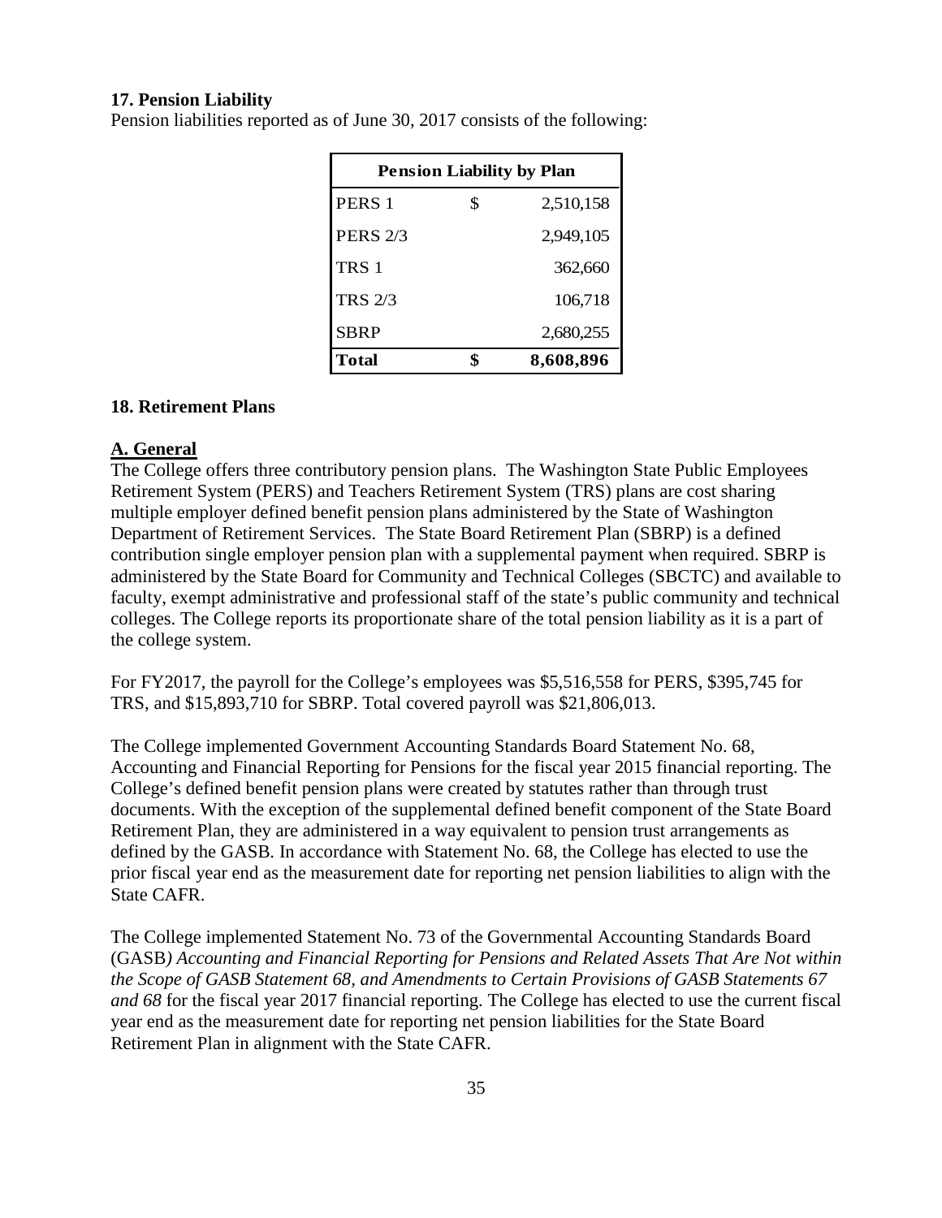**17. Pension Liability**

Pension liabilities reported as of June 30, 2017 consists of the following:

| Pension Liability by Plan | | |
|---|---|---|
| PERS 1 | $ | 2,510,158 |
| PERS 2/3 | | 2,949,105 |
| TRS 1 | | 362,660 |
| TRS 2/3 | | 106,718 |
| SBRP | | 2,680,255 |
| **Total** | **$** | **8,608,896** |

**18. Retirement Plans**

**A. General**

The College offers three contributory pension plans. The Washington State Public Employees Retirement System (PERS) and Teachers Retirement System (TRS) plans are cost sharing multiple employer defined benefit pension plans administered by the State of Washington Department of Retirement Services. The State Board Retirement Plan (SBRP) is a defined contribution single employer pension plan with a supplemental payment when required. SBRP is administered by the State Board for Community and Technical Colleges (SBCTC) and available to faculty, exempt administrative and professional staff of the state's public community and technical colleges. The College reports its proportionate share of the total pension liability as it is a part of the college system.

For FY2017, the payroll for the College's employees was $5,516,558 for PERS, $395,745 for TRS, and $15,893,710 for SBRP. Total covered payroll was $21,806,013.

The College implemented Government Accounting Standards Board Statement No. 68, Accounting and Financial Reporting for Pensions for the fiscal year 2015 financial reporting. The College's defined benefit pension plans were created by statutes rather than through trust documents. With the exception of the supplemental defined benefit component of the State Board Retirement Plan, they are administered in a way equivalent to pension trust arrangements as defined by the GASB. In accordance with Statement No. 68, the College has elected to use the prior fiscal year end as the measurement date for reporting net pension liabilities to align with the State CAFR.

The College implemented Statement No. 73 of the Governmental Accounting Standards Board (GASB*) Accounting and Financial Reporting for Pensions and Related Assets That Are Not within the Scope of GASB Statement 68, and Amendments to Certain Provisions of GASB Statements 67 and 68* for the fiscal year 2017 financial reporting. The College has elected to use the current fiscal year end as the measurement date for reporting net pension liabilities for the State Board Retirement Plan in alignment with the State CAFR.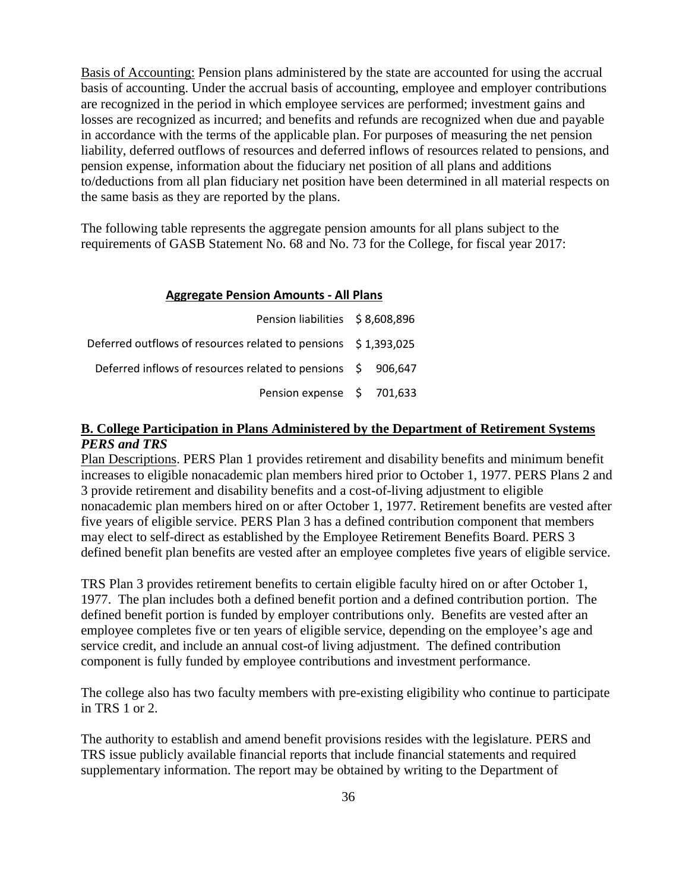<u>Basis of Accounting:</u> Pension plans administered by the state are accounted for using the accrual basis of accounting. Under the accrual basis of accounting, employee and employer contributions are recognized in the period in which employee services are performed; investment gains and losses are recognized as incurred; and benefits and refunds are recognized when due and payable in accordance with the terms of the applicable plan. For purposes of measuring the net pension liability, deferred outflows of resources and deferred inflows of resources related to pensions, and pension expense, information about the fiduciary net position of all plans and additions to/deductions from all plan fiduciary net position have been determined in all material respects on the same basis as they are reported by the plans.

The following table represents the aggregate pension amounts for all plans subject to the requirements of GASB Statement No. 68 and No. 73 for the College, for fiscal year 2017:

| Aggregate Pension Amounts - All Plans | |
|---|---|
| Pension liabilities | $ 8,608,896 |
| Deferred outflows of resources related to pensions | $ 1,393,025 |
| Deferred inflows of resources related to pensions | $ 906,647 |
| Pension expense | $ 701,633 |

## B. College Participation in Plans Administered by the Department of Retirement Systems

### *PERS and TRS*

<u>Plan Descriptions</u>. PERS Plan 1 provides retirement and disability benefits and minimum benefit increases to eligible nonacademic plan members hired prior to October 1, 1977. PERS Plans 2 and 3 provide retirement and disability benefits and a cost-of-living adjustment to eligible nonacademic plan members hired on or after October 1, 1977. Retirement benefits are vested after five years of eligible service. PERS Plan 3 has a defined contribution component that members may elect to self-direct as established by the Employee Retirement Benefits Board. PERS 3 defined benefit plan benefits are vested after an employee completes five years of eligible service.

TRS Plan 3 provides retirement benefits to certain eligible faculty hired on or after October 1, 1977. The plan includes both a defined benefit portion and a defined contribution portion. The defined benefit portion is funded by employer contributions only. Benefits are vested after an employee completes five or ten years of eligible service, depending on the employee's age and service credit, and include an annual cost-of living adjustment. The defined contribution component is fully funded by employee contributions and investment performance.

The college also has two faculty members with pre-existing eligibility who continue to participate in TRS 1 or 2.

The authority to establish and amend benefit provisions resides with the legislature. PERS and TRS issue publicly available financial reports that include financial statements and required supplementary information. The report may be obtained by writing to the Department of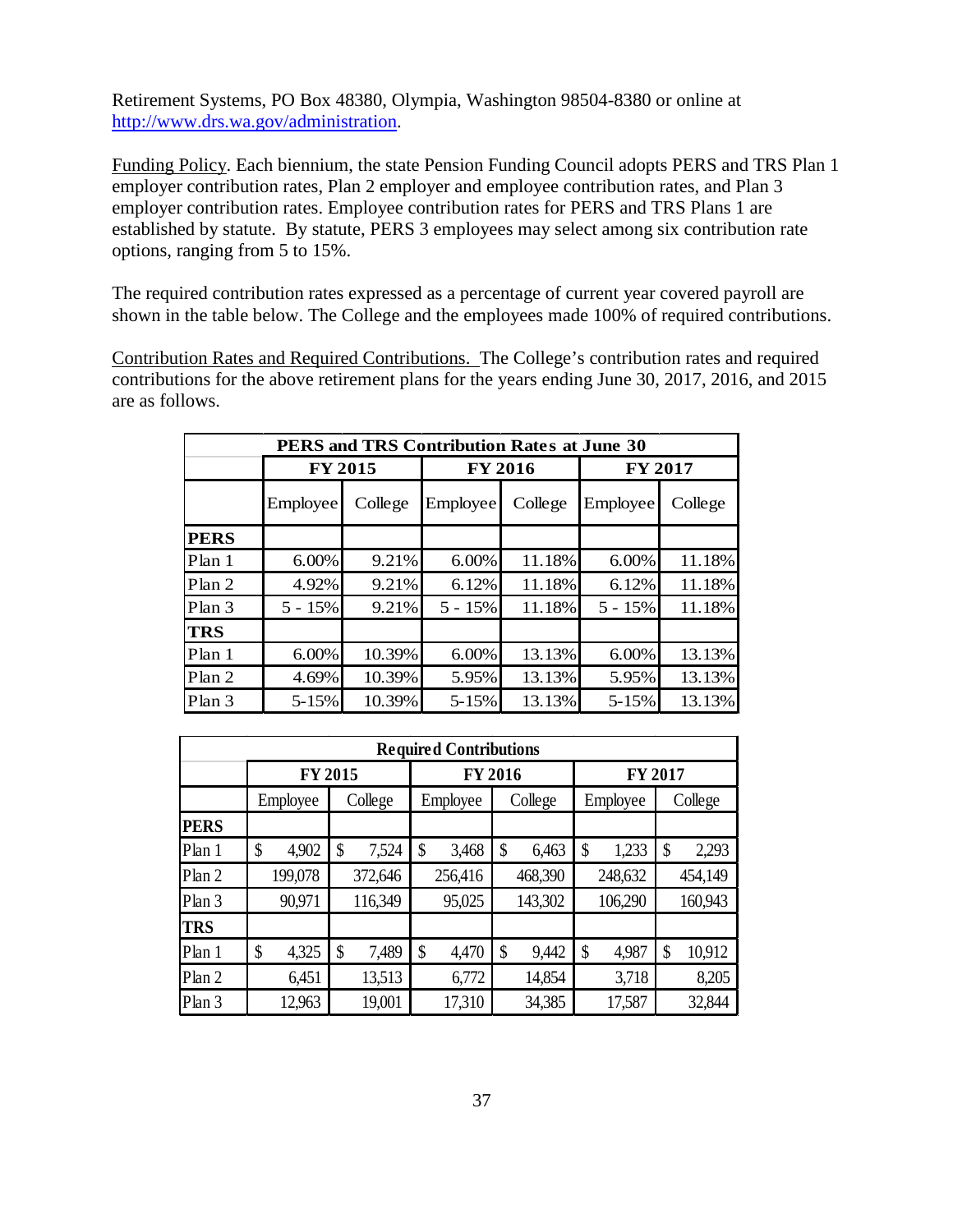Retirement Systems, PO Box 48380, Olympia, Washington 98504-8380 or online at http://www.drs.wa.gov/administration.

Funding Policy. Each biennium, the state Pension Funding Council adopts PERS and TRS Plan 1 employer contribution rates, Plan 2 employer and employee contribution rates, and Plan 3 employer contribution rates. Employee contribution rates for PERS and TRS Plans 1 are established by statute. By statute, PERS 3 employees may select among six contribution rate options, ranging from 5 to 15%.

The required contribution rates expressed as a percentage of current year covered payroll are shown in the table below. The College and the employees made 100% of required contributions.

Contribution Rates and Required Contributions. The College's contribution rates and required contributions for the above retirement plans for the years ending June 30, 2017, 2016, and 2015 are as follows.

| PERS and TRS Contribution Rates at June 30 | | | | | | |
|---|---|---|---|---|---|---|
| | FY 2015 | | FY 2016 | | FY 2017 | |
| | Employee | College | Employee | College | Employee | College |
| **PERS** | | | | | | |
| Plan 1 | 6.00% | 9.21% | 6.00% | 11.18% | 6.00% | 11.18% |
| Plan 2 | 4.92% | 9.21% | 6.12% | 11.18% | 6.12% | 11.18% |
| Plan 3 | 5 - 15% | 9.21% | 5 - 15% | 11.18% | 5 - 15% | 11.18% |
| **TRS** | | | | | | |
| Plan 1 | 6.00% | 10.39% | 6.00% | 13.13% | 6.00% | 13.13% |
| Plan 2 | 4.69% | 10.39% | 5.95% | 13.13% | 5.95% | 13.13% |
| Plan 3 | 5-15% | 10.39% | 5-15% | 13.13% | 5-15% | 13.13% |

| Required Contributions | | | | | | |
|---|---|---|---|---|---|---|
| | FY 2015 | | FY 2016 | | FY 2017 | |
| | Employee | College | Employee | College | Employee | College |
| **PERS** | | | | | | |
| Plan 1 | $ 4,902 | $ 7,524 | $ 3,468 | $ 6,463 | $ 1,233 | $ 2,293 |
| Plan 2 | 199,078 | 372,646 | 256,416 | 468,390 | 248,632 | 454,149 |
| Plan 3 | 90,971 | 116,349 | 95,025 | 143,302 | 106,290 | 160,943 |
| **TRS** | | | | | | |
| Plan 1 | $ 4,325 | $ 7,489 | $ 4,470 | $ 9,442 | $ 4,987 | $ 10,912 |
| Plan 2 | 6,451 | 13,513 | 6,772 | 14,854 | 3,718 | 8,205 |
| Plan 3 | 12,963 | 19,001 | 17,310 | 34,385 | 17,587 | 32,844 |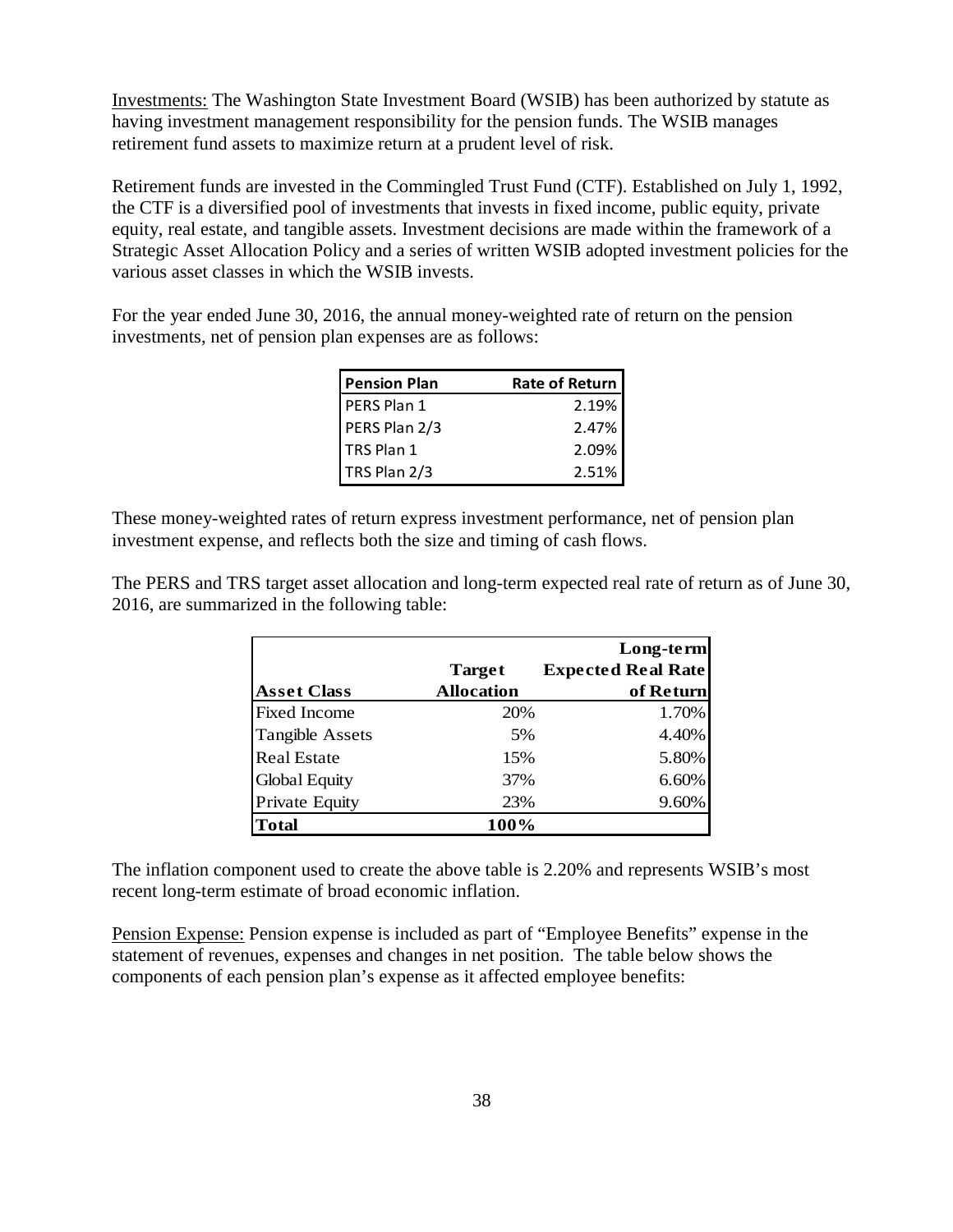Investments: The Washington State Investment Board (WSIB) has been authorized by statute as having investment management responsibility for the pension funds. The WSIB manages retirement fund assets to maximize return at a prudent level of risk.

Retirement funds are invested in the Commingled Trust Fund (CTF). Established on July 1, 1992, the CTF is a diversified pool of investments that invests in fixed income, public equity, private equity, real estate, and tangible assets. Investment decisions are made within the framework of a Strategic Asset Allocation Policy and a series of written WSIB adopted investment policies for the various asset classes in which the WSIB invests.

For the year ended June 30, 2016, the annual money-weighted rate of return on the pension investments, net of pension plan expenses are as follows:

| Pension Plan | Rate of Return |
|---|---|
| PERS Plan 1 | 2.19% |
| PERS Plan 2/3 | 2.47% |
| TRS Plan 1 | 2.09% |
| TRS Plan 2/3 | 2.51% |

These money-weighted rates of return express investment performance, net of pension plan investment expense, and reflects both the size and timing of cash flows.

The PERS and TRS target asset allocation and long-term expected real rate of return as of June 30, 2016, are summarized in the following table:

| Asset Class | Target Allocation | Long-term Expected Real Rate of Return |
|---|---|---|
| Fixed Income | 20% | 1.70% |
| Tangible Assets | 5% | 4.40% |
| Real Estate | 15% | 5.80% |
| Global Equity | 37% | 6.60% |
| Private Equity | 23% | 9.60% |
| **Total** | **100%** | |

The inflation component used to create the above table is 2.20% and represents WSIB's most recent long-term estimate of broad economic inflation.

Pension Expense: Pension expense is included as part of "Employee Benefits" expense in the statement of revenues, expenses and changes in net position. The table below shows the components of each pension plan's expense as it affected employee benefits: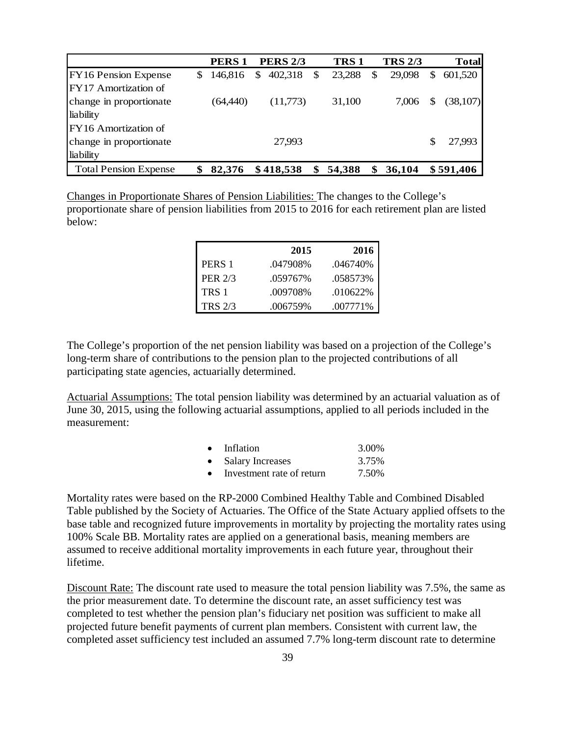| | PERS 1 | PERS 2/3 | TRS 1 | TRS 2/3 | Total |
|---|---|---|---|---|---|
| FY16 Pension Expense | $ 146,816 | $ 402,318 | $ 23,288 | $ 29,098 | $ 601,520 |
| FY17 Amortization of change in proportionate liability | (64,440) | (11,773) | 31,100 | 7,006 | $ (38,107) |
| FY16 Amortization of change in proportionate liability | | 27,993 | | | $ 27,993 |
| **Total Pension Expense** | **$ 82,376** | **$ 418,538** | **$ 54,388** | **$ 36,104** | **$ 591,406** |

Changes in Proportionate Shares of Pension Liabilities: The changes to the College's proportionate share of pension liabilities from 2015 to 2016 for each retirement plan are listed below:

| | 2015 | 2016 |
|---|---|---|
| PERS 1 | .047908% | .046740% |
| PER 2/3 | .059767% | .058573% |
| TRS 1 | .009708% | .010622% |
| TRS 2/3 | .006759% | .007771% |

The College's proportion of the net pension liability was based on a projection of the College's long-term share of contributions to the pension plan to the projected contributions of all participating state agencies, actuarially determined.

Actuarial Assumptions: The total pension liability was determined by an actuarial valuation as of June 30, 2015, using the following actuarial assumptions, applied to all periods included in the measurement:

- Inflation 3.00%
- Salary Increases 3.75%
- Investment rate of return 7.50%

Mortality rates were based on the RP-2000 Combined Healthy Table and Combined Disabled Table published by the Society of Actuaries. The Office of the State Actuary applied offsets to the base table and recognized future improvements in mortality by projecting the mortality rates using 100% Scale BB. Mortality rates are applied on a generational basis, meaning members are assumed to receive additional mortality improvements in each future year, throughout their lifetime.

Discount Rate: The discount rate used to measure the total pension liability was 7.5%, the same as the prior measurement date. To determine the discount rate, an asset sufficiency test was completed to test whether the pension plan's fiduciary net position was sufficient to make all projected future benefit payments of current plan members. Consistent with current law, the completed asset sufficiency test included an assumed 7.7% long-term discount rate to determine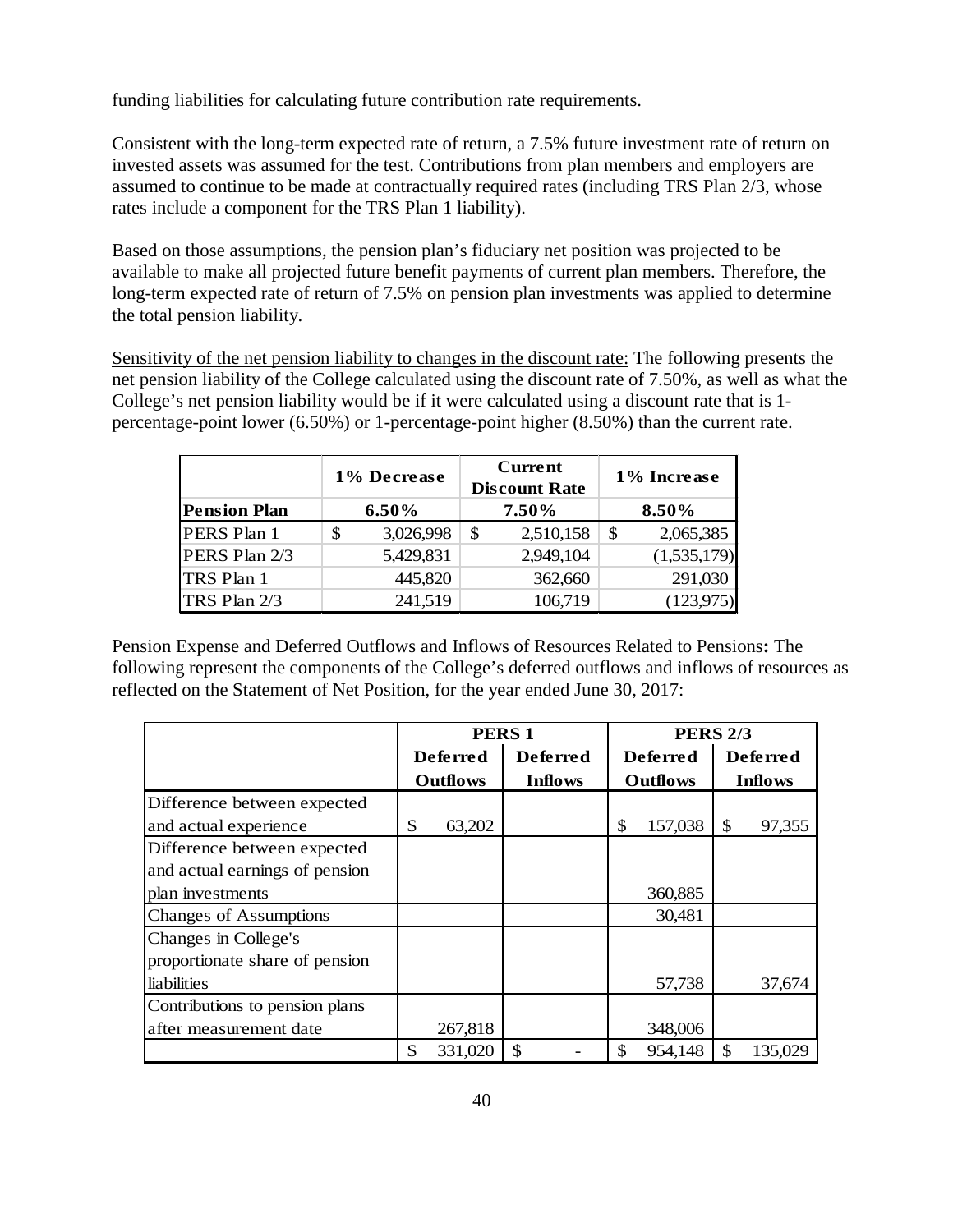funding liabilities for calculating future contribution rate requirements.

Consistent with the long-term expected rate of return, a 7.5% future investment rate of return on invested assets was assumed for the test. Contributions from plan members and employers are assumed to continue to be made at contractually required rates (including TRS Plan 2/3, whose rates include a component for the TRS Plan 1 liability).

Based on those assumptions, the pension plan's fiduciary net position was projected to be available to make all projected future benefit payments of current plan members. Therefore, the long-term expected rate of return of 7.5% on pension plan investments was applied to determine the total pension liability.

Sensitivity of the net pension liability to changes in the discount rate: The following presents the net pension liability of the College calculated using the discount rate of 7.50%, as well as what the College's net pension liability would be if it were calculated using a discount rate that is 1-percentage-point lower (6.50%) or 1-percentage-point higher (8.50%) than the current rate.

| | 1% Decrease | Current Discount Rate | 1% Increase |
|---|---|---|---|
| **Pension Plan** | **6.50%** | **7.50%** | **8.50%** |
| PERS Plan 1 | $ 3,026,998 | $ 2,510,158 | $ 2,065,385 |
| PERS Plan 2/3 | 5,429,831 | 2,949,104 | (1,535,179) |
| TRS Plan 1 | 445,820 | 362,660 | 291,030 |
| TRS Plan 2/3 | 241,519 | 106,719 | (123,975) |

Pension Expense and Deferred Outflows and Inflows of Resources Related to Pensions**:** The following represent the components of the College's deferred outflows and inflows of resources as reflected on the Statement of Net Position, for the year ended June 30, 2017:

| | PERS 1 | | PERS 2/3 | |
|---|---|---|---|---|
| | Deferred Outflows | Deferred Inflows | Deferred Outflows | Deferred Inflows |
| Difference between expected and actual experience | $ 63,202 | | $ 157,038 | $ 97,355 |
| Difference between expected and actual earnings of pension plan investments | | | 360,885 | |
| Changes of Assumptions | | | 30,481 | |
| Changes in College's proportionate share of pension liabilities | | | 57,738 | 37,674 |
| Contributions to pension plans after measurement date | 267,818 | | 348,006 | |
| | $ 331,020 | $ - | $ 954,148 | $ 135,029 |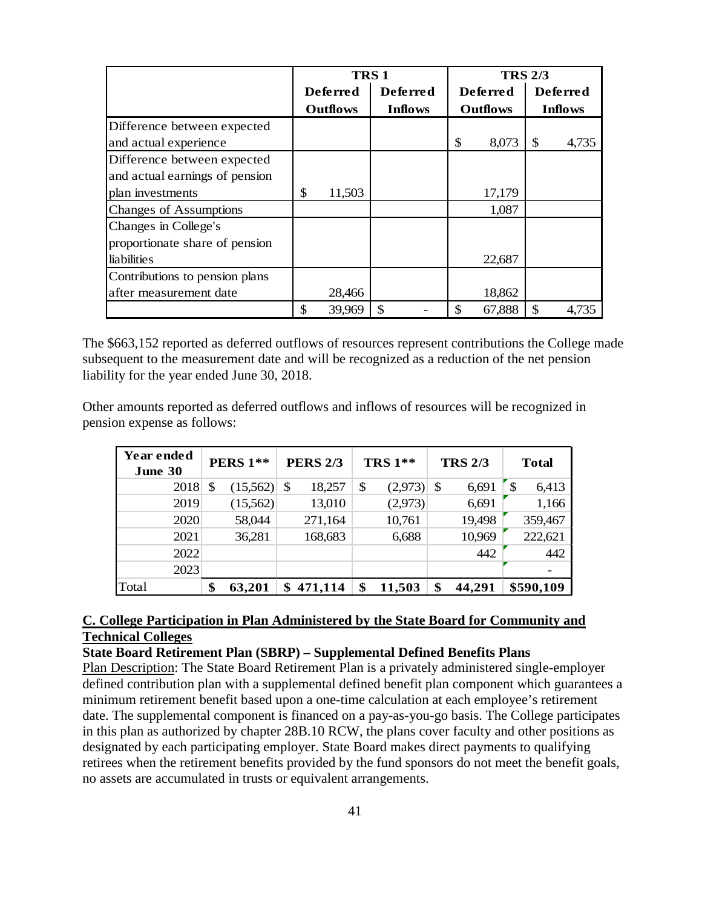| | TRS 1 | | TRS 2/3 | |
|---|---|---|---|---|
| | Deferred Outflows | Deferred Inflows | Deferred Outflows | Deferred Inflows |
| Difference between expected and actual experience | | | $ 8,073 | $ 4,735 |
| Difference between expected and actual earnings of pension plan investments | $ 11,503 | | 17,179 | |
| Changes of Assumptions | | | 1,087 | |
| Changes in College's proportionate share of pension liabilities | | | 22,687 | |
| Contributions to pension plans after measurement date | 28,466 | | 18,862 | |
| | $ 39,969 | $ - | $ 67,888 | $ 4,735 |

The $663,152 reported as deferred outflows of resources represent contributions the College made subsequent to the measurement date and will be recognized as a reduction of the net pension liability for the year ended June 30, 2018.

Other amounts reported as deferred outflows and inflows of resources will be recognized in pension expense as follows:

| Year ended June 30 | PERS 1** | PERS 2/3 | TRS 1** | TRS 2/3 | Total |
|---|---|---|---|---|---|
| 2018 | $ (15,562) | $ 18,257 | $ (2,973) | $ 6,691 | $ 6,413 |
| 2019 | (15,562) | 13,010 | (2,973) | 6,691 | 1,166 |
| 2020 | 58,044 | 271,164 | 10,761 | 19,498 | 359,467 |
| 2021 | 36,281 | 168,683 | 6,688 | 10,969 | 222,621 |
| 2022 | | | | 442 | 442 |
| 2023 | | | | | - |
| Total | **$ 63,201** | **$ 471,114** | **$ 11,503** | **$ 44,291** | **$590,109** |

## C. College Participation in Plan Administered by the State Board for Community and Technical Colleges

**State Board Retirement Plan (SBRP) – Supplemental Defined Benefits Plans**

Plan Description: The State Board Retirement Plan is a privately administered single-employer defined contribution plan with a supplemental defined benefit plan component which guarantees a minimum retirement benefit based upon a one-time calculation at each employee's retirement date. The supplemental component is financed on a pay-as-you-go basis. The College participates in this plan as authorized by chapter 28B.10 RCW, the plans cover faculty and other positions as designated by each participating employer. State Board makes direct payments to qualifying retirees when the retirement benefits provided by the fund sponsors do not meet the benefit goals, no assets are accumulated in trusts or equivalent arrangements.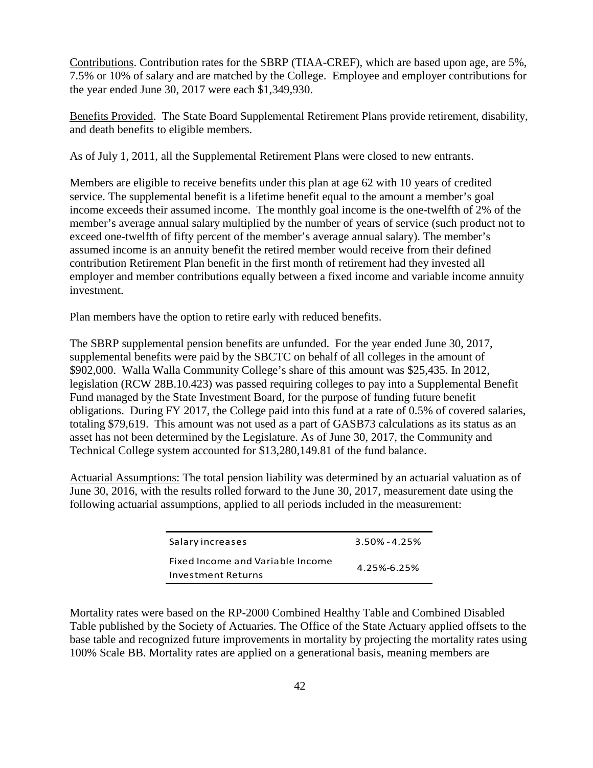Contributions. Contribution rates for the SBRP (TIAA-CREF), which are based upon age, are 5%, 7.5% or 10% of salary and are matched by the College. Employee and employer contributions for the year ended June 30, 2017 were each $1,349,930.

Benefits Provided. The State Board Supplemental Retirement Plans provide retirement, disability, and death benefits to eligible members.

As of July 1, 2011, all the Supplemental Retirement Plans were closed to new entrants.

Members are eligible to receive benefits under this plan at age 62 with 10 years of credited service. The supplemental benefit is a lifetime benefit equal to the amount a member's goal income exceeds their assumed income. The monthly goal income is the one-twelfth of 2% of the member's average annual salary multiplied by the number of years of service (such product not to exceed one-twelfth of fifty percent of the member's average annual salary). The member's assumed income is an annuity benefit the retired member would receive from their defined contribution Retirement Plan benefit in the first month of retirement had they invested all employer and member contributions equally between a fixed income and variable income annuity investment.

Plan members have the option to retire early with reduced benefits.

The SBRP supplemental pension benefits are unfunded. For the year ended June 30, 2017, supplemental benefits were paid by the SBCTC on behalf of all colleges in the amount of $902,000. Walla Walla Community College's share of this amount was $25,435. In 2012, legislation (RCW 28B.10.423) was passed requiring colleges to pay into a Supplemental Benefit Fund managed by the State Investment Board, for the purpose of funding future benefit obligations. During FY 2017, the College paid into this fund at a rate of 0.5% of covered salaries, totaling $79,619. This amount was not used as a part of GASB73 calculations as its status as an asset has not been determined by the Legislature. As of June 30, 2017, the Community and Technical College system accounted for $13,280,149.81 of the fund balance.

Actuarial Assumptions: The total pension liability was determined by an actuarial valuation as of June 30, 2016, with the results rolled forward to the June 30, 2017, measurement date using the following actuarial assumptions, applied to all periods included in the measurement:

| | |
|---|---|
| Salary increases | 3.50% - 4.25% |
| Fixed Income and Variable Income Investment Returns | 4.25%-6.25% |

Mortality rates were based on the RP-2000 Combined Healthy Table and Combined Disabled Table published by the Society of Actuaries. The Office of the State Actuary applied offsets to the base table and recognized future improvements in mortality by projecting the mortality rates using 100% Scale BB. Mortality rates are applied on a generational basis, meaning members are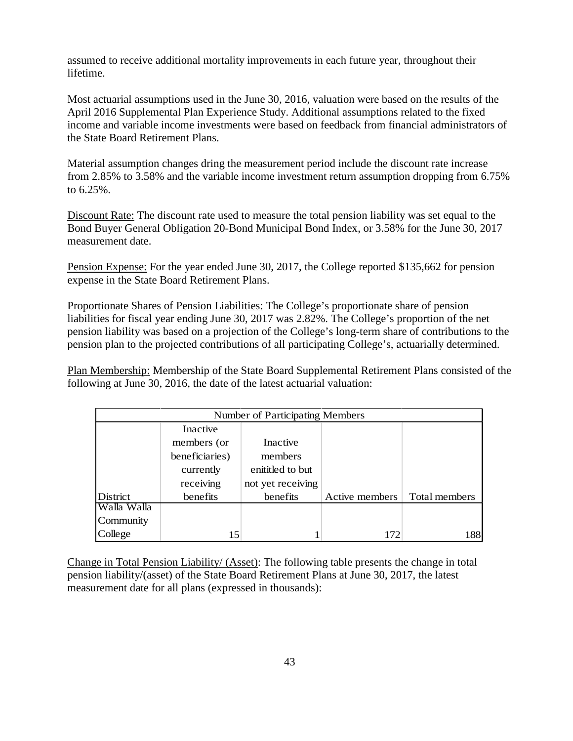assumed to receive additional mortality improvements in each future year, throughout their lifetime.

Most actuarial assumptions used in the June 30, 2016, valuation were based on the results of the April 2016 Supplemental Plan Experience Study. Additional assumptions related to the fixed income and variable income investments were based on feedback from financial administrators of the State Board Retirement Plans.

Material assumption changes dring the measurement period include the discount rate increase from 2.85% to 3.58% and the variable income investment return assumption dropping from 6.75% to 6.25%.

Discount Rate: The discount rate used to measure the total pension liability was set equal to the Bond Buyer General Obligation 20-Bond Municipal Bond Index, or 3.58% for the June 30, 2017 measurement date.

Pension Expense: For the year ended June 30, 2017, the College reported $135,662 for pension expense in the State Board Retirement Plans.

Proportionate Shares of Pension Liabilities: The College's proportionate share of pension liabilities for fiscal year ending June 30, 2017 was 2.82%. The College's proportion of the net pension liability was based on a projection of the College's long-term share of contributions to the pension plan to the projected contributions of all participating College's, actuarially determined.

Plan Membership: Membership of the State Board Supplemental Retirement Plans consisted of the following at June 30, 2016, the date of the latest actuarial valuation:

| | Number of Participating Members | | | |
|---|---|---|---|---|
| District | Inactive members (or beneficiaries) currently receiving benefits | Inactive members enititled to but not yet receiving benefits | Active members | Total members |
| Walla Walla Community College | 15 | 1 | 172 | 188 |

Change in Total Pension Liability/ (Asset): The following table presents the change in total pension liability/(asset) of the State Board Retirement Plans at June 30, 2017, the latest measurement date for all plans (expressed in thousands):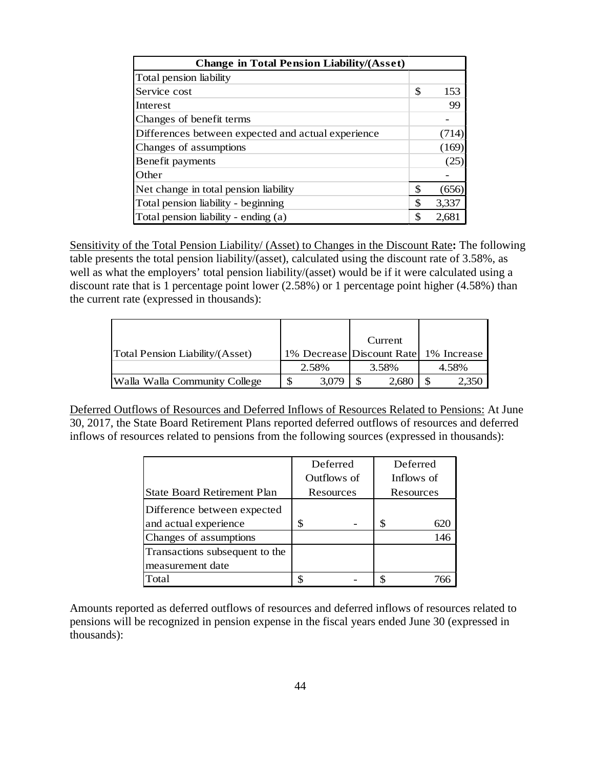| Change in Total Pension Liability/(Asset) | |
|---|---|
| Total pension liability | |
| Service cost | $ 153 |
| Interest | 99 |
| Changes of benefit terms | - |
| Differences between expected and actual experience | (714) |
| Changes of assumptions | (169) |
| Benefit payments | (25) |
| Other | - |
| Net change in total pension liability | $ (656) |
| Total pension liability - beginning | $ 3,337 |
| Total pension liability - ending (a) | $ 2,681 |

<u>Sensitivity of the Total Pension Liability/ (Asset) to Changes in the Discount Rate</u>**:** The following table presents the total pension liability/(asset), calculated using the discount rate of 3.58%, as well as what the employers' total pension liability/(asset) would be if it were calculated using a discount rate that is 1 percentage point lower (2.58%) or 1 percentage point higher (4.58%) than the current rate (expressed in thousands):

| Total Pension Liability/(Asset) | 1% Decrease | Current Discount Rate | 1% Increase |
|---|---|---|---|
| | 2.58% | 3.58% | 4.58% |
| Walla Walla Community College | $ 3,079 | $ 2,680 | $ 2,350 |

<u>Deferred Outflows of Resources and Deferred Inflows of Resources Related to Pensions:</u> At June 30, 2017, the State Board Retirement Plans reported deferred outflows of resources and deferred inflows of resources related to pensions from the following sources (expressed in thousands):

| State Board Retirement Plan | Deferred Outflows of Resources | Deferred Inflows of Resources |
|---|---|---|
| Difference between expected and actual experience | $ - | $ 620 |
| Changes of assumptions | | 146 |
| Transactions subsequent to the measurement date | | |
| Total | $ - | $ 766 |

Amounts reported as deferred outflows of resources and deferred inflows of resources related to pensions will be recognized in pension expense in the fiscal years ended June 30 (expressed in thousands):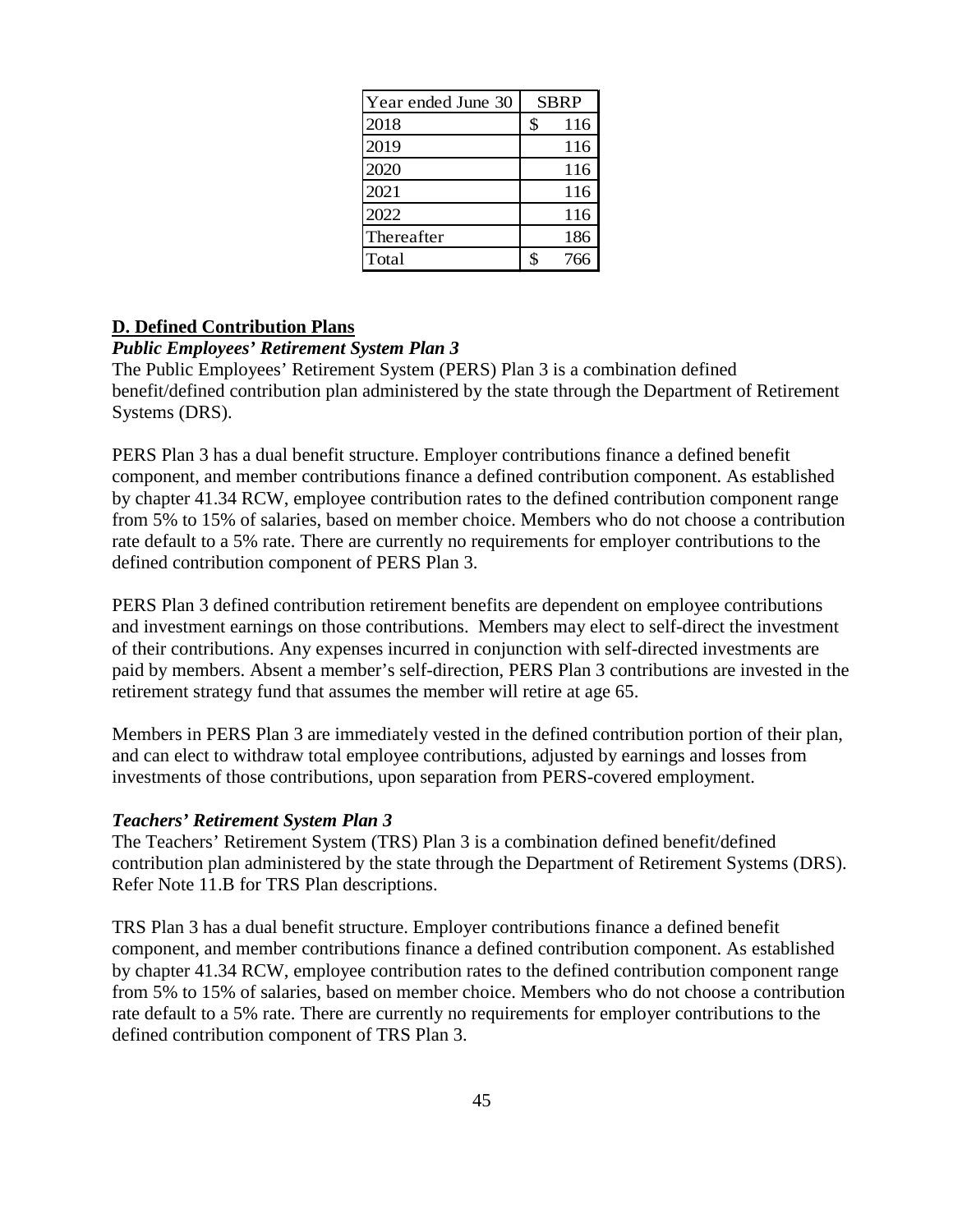| Year ended June 30 | SBRP |
|---|---|
| 2018 | $ 116 |
| 2019 | 116 |
| 2020 | 116 |
| 2021 | 116 |
| 2022 | 116 |
| Thereafter | 186 |
| Total | $ 766 |

**D. Defined Contribution Plans**

***Public Employees' Retirement System Plan 3***

The Public Employees' Retirement System (PERS) Plan 3 is a combination defined benefit/defined contribution plan administered by the state through the Department of Retirement Systems (DRS).

PERS Plan 3 has a dual benefit structure. Employer contributions finance a defined benefit component, and member contributions finance a defined contribution component. As established by chapter 41.34 RCW, employee contribution rates to the defined contribution component range from 5% to 15% of salaries, based on member choice. Members who do not choose a contribution rate default to a 5% rate. There are currently no requirements for employer contributions to the defined contribution component of PERS Plan 3.

PERS Plan 3 defined contribution retirement benefits are dependent on employee contributions and investment earnings on those contributions. Members may elect to self-direct the investment of their contributions. Any expenses incurred in conjunction with self-directed investments are paid by members. Absent a member's self-direction, PERS Plan 3 contributions are invested in the retirement strategy fund that assumes the member will retire at age 65.

Members in PERS Plan 3 are immediately vested in the defined contribution portion of their plan, and can elect to withdraw total employee contributions, adjusted by earnings and losses from investments of those contributions, upon separation from PERS-covered employment.

***Teachers' Retirement System Plan 3***

The Teachers' Retirement System (TRS) Plan 3 is a combination defined benefit/defined contribution plan administered by the state through the Department of Retirement Systems (DRS). Refer Note 11.B for TRS Plan descriptions.

TRS Plan 3 has a dual benefit structure. Employer contributions finance a defined benefit component, and member contributions finance a defined contribution component. As established by chapter 41.34 RCW, employee contribution rates to the defined contribution component range from 5% to 15% of salaries, based on member choice. Members who do not choose a contribution rate default to a 5% rate. There are currently no requirements for employer contributions to the defined contribution component of TRS Plan 3.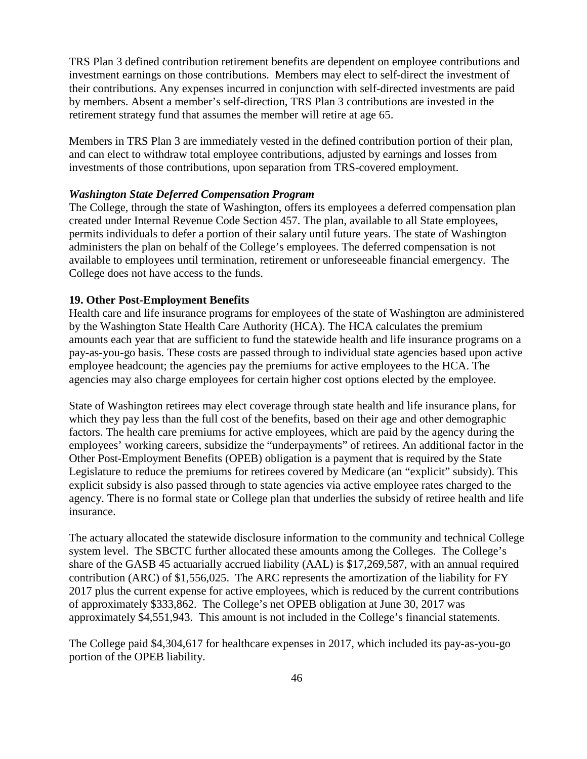TRS Plan 3 defined contribution retirement benefits are dependent on employee contributions and investment earnings on those contributions. Members may elect to self-direct the investment of their contributions. Any expenses incurred in conjunction with self-directed investments are paid by members. Absent a member's self-direction, TRS Plan 3 contributions are invested in the retirement strategy fund that assumes the member will retire at age 65.

Members in TRS Plan 3 are immediately vested in the defined contribution portion of their plan, and can elect to withdraw total employee contributions, adjusted by earnings and losses from investments of those contributions, upon separation from TRS-covered employment.

***Washington State Deferred Compensation Program***

The College, through the state of Washington, offers its employees a deferred compensation plan created under Internal Revenue Code Section 457. The plan, available to all State employees, permits individuals to defer a portion of their salary until future years. The state of Washington administers the plan on behalf of the College's employees. The deferred compensation is not available to employees until termination, retirement or unforeseeable financial emergency. The College does not have access to the funds.

**19. Other Post-Employment Benefits**

Health care and life insurance programs for employees of the state of Washington are administered by the Washington State Health Care Authority (HCA). The HCA calculates the premium amounts each year that are sufficient to fund the statewide health and life insurance programs on a pay-as-you-go basis. These costs are passed through to individual state agencies based upon active employee headcount; the agencies pay the premiums for active employees to the HCA. The agencies may also charge employees for certain higher cost options elected by the employee.

State of Washington retirees may elect coverage through state health and life insurance plans, for which they pay less than the full cost of the benefits, based on their age and other demographic factors. The health care premiums for active employees, which are paid by the agency during the employees' working careers, subsidize the "underpayments" of retirees. An additional factor in the Other Post-Employment Benefits (OPEB) obligation is a payment that is required by the State Legislature to reduce the premiums for retirees covered by Medicare (an "explicit" subsidy). This explicit subsidy is also passed through to state agencies via active employee rates charged to the agency. There is no formal state or College plan that underlies the subsidy of retiree health and life insurance.

The actuary allocated the statewide disclosure information to the community and technical College system level. The SBCTC further allocated these amounts among the Colleges. The College's share of the GASB 45 actuarially accrued liability (AAL) is $17,269,587, with an annual required contribution (ARC) of $1,556,025. The ARC represents the amortization of the liability for FY 2017 plus the current expense for active employees, which is reduced by the current contributions of approximately $333,862. The College's net OPEB obligation at June 30, 2017 was approximately $4,551,943. This amount is not included in the College's financial statements.

The College paid $4,304,617 for healthcare expenses in 2017, which included its pay-as-you-go portion of the OPEB liability.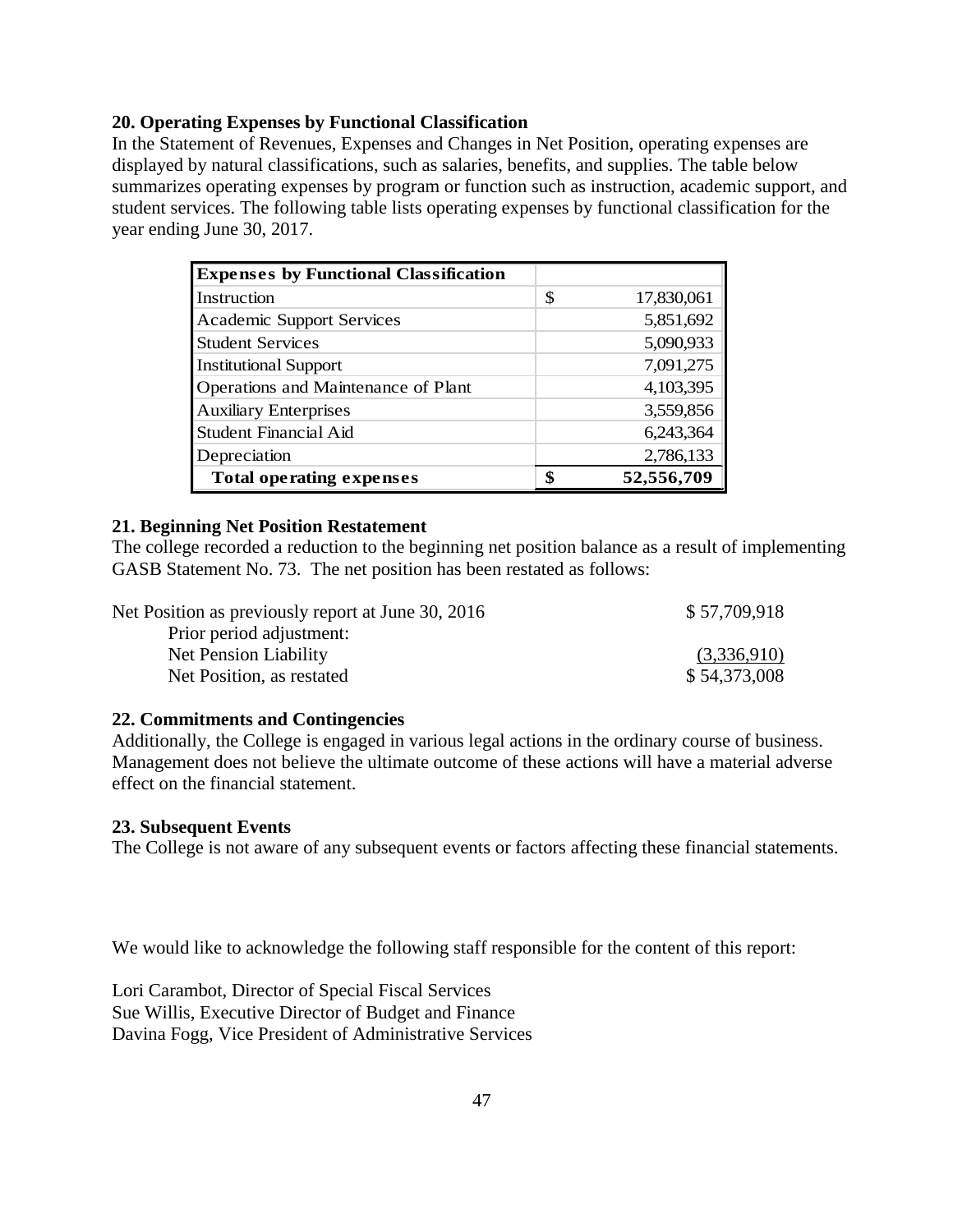**20. Operating Expenses by Functional Classification**

In the Statement of Revenues, Expenses and Changes in Net Position, operating expenses are displayed by natural classifications, such as salaries, benefits, and supplies. The table below summarizes operating expenses by program or function such as instruction, academic support, and student services. The following table lists operating expenses by functional classification for the year ending June 30, 2017.

| Expenses by Functional Classification | |
|---|---|
| Instruction | $ 17,830,061 |
| Academic Support Services | 5,851,692 |
| Student Services | 5,090,933 |
| Institutional Support | 7,091,275 |
| Operations and Maintenance of Plant | 4,103,395 |
| Auxiliary Enterprises | 3,559,856 |
| Student Financial Aid | 6,243,364 |
| Depreciation | 2,786,133 |
| **Total operating expenses** | **$ 52,556,709** |

**21. Beginning Net Position Restatement**

The college recorded a reduction to the beginning net position balance as a result of implementing GASB Statement No. 73. The net position has been restated as follows:

| | |
|---|---|
| Net Position as previously report at June 30, 2016 | $ 57,709,918 |
| Prior period adjustment: | |
| Net Pension Liability | (3,336,910) |
| Net Position, as restated | $ 54,373,008 |

**22. Commitments and Contingencies**

Additionally, the College is engaged in various legal actions in the ordinary course of business. Management does not believe the ultimate outcome of these actions will have a material adverse effect on the financial statement.

**23. Subsequent Events**

The College is not aware of any subsequent events or factors affecting these financial statements.

We would like to acknowledge the following staff responsible for the content of this report:

Lori Carambot, Director of Special Fiscal Services
Sue Willis, Executive Director of Budget and Finance
Davina Fogg, Vice President of Administrative Services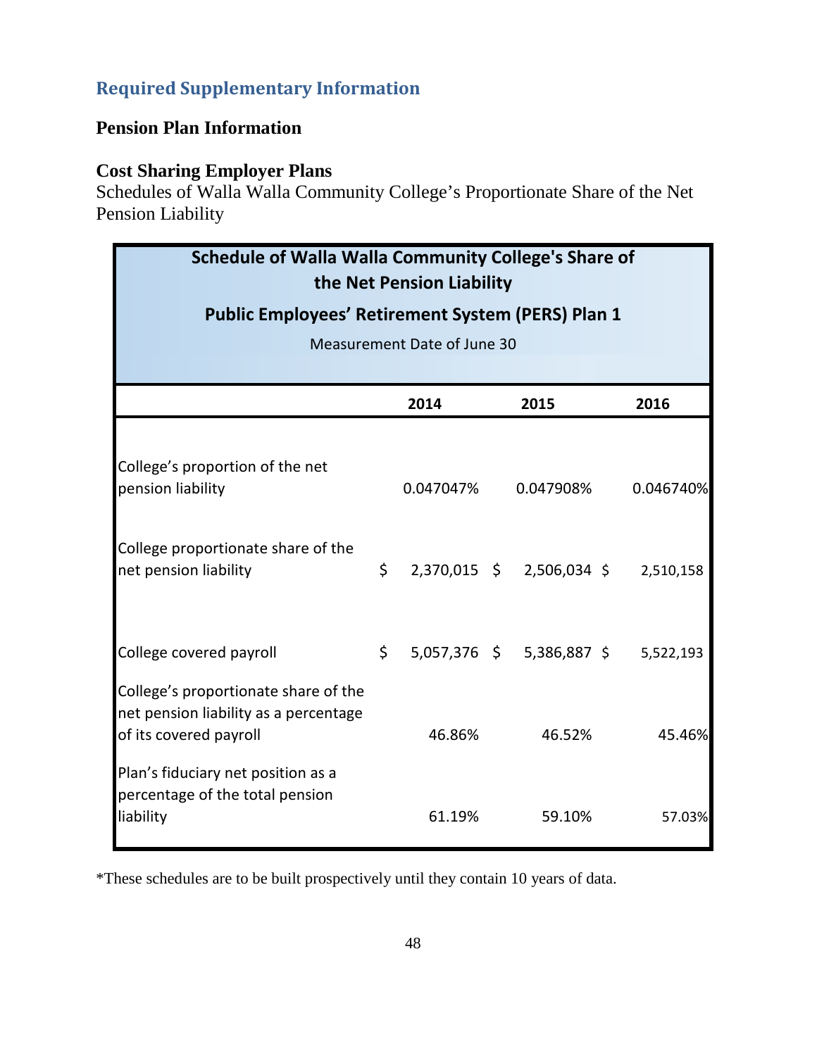## Required Supplementary Information

### Pension Plan Information

### Cost Sharing Employer Plans

Schedules of Walla Walla Community College's Proportionate Share of the Net Pension Liability

| Schedule of Walla Walla Community College's Share of the Net Pension Liability<br>Public Employees' Retirement System (PERS) Plan 1<br>Measurement Date of June 30 | | | |
|---|---|---|---|
| | **2014** | **2015** | **2016** |
| College's proportion of the net pension liability | 0.047047% | 0.047908% | 0.046740% |
| College proportionate share of the net pension liability | $ 2,370,015 | $ 2,506,034 | $ 2,510,158 |
| College covered payroll | $ 5,057,376 | $ 5,386,887 | $ 5,522,193 |
| College's proportionate share of the net pension liability as a percentage of its covered payroll | 46.86% | 46.52% | 45.46% |
| Plan's fiduciary net position as a percentage of the total pension liability | 61.19% | 59.10% | 57.03% |

*These schedules are to be built prospectively until they contain 10 years of data.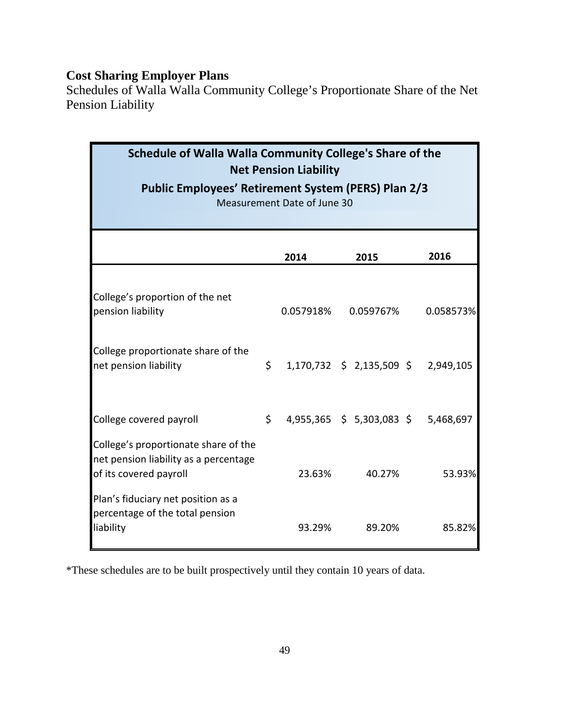**Cost Sharing Employer Plans**

Schedules of Walla Walla Community College's Proportionate Share of the Net Pension Liability

| Schedule of Walla Walla Community College's Share of the Net Pension Liability<br>Public Employees' Retirement System (PERS) Plan 2/3<br>Measurement Date of June 30 | | | |
|---|---|---|---|
| | **2014** | **2015** | **2016** |
| College's proportion of the net pension liability | 0.057918% | 0.059767% | 0.058573% |
| College proportionate share of the net pension liability | $ 1,170,732 | $ 2,135,509 | $ 2,949,105 |
| College covered payroll | $ 4,955,365 | $ 5,303,083 | $ 5,468,697 |
| College's proportionate share of the net pension liability as a percentage of its covered payroll | 23.63% | 40.27% | 53.93% |
| Plan's fiduciary net position as a percentage of the total pension liability | 93.29% | 89.20% | 85.82% |

*These schedules are to be built prospectively until they contain 10 years of data.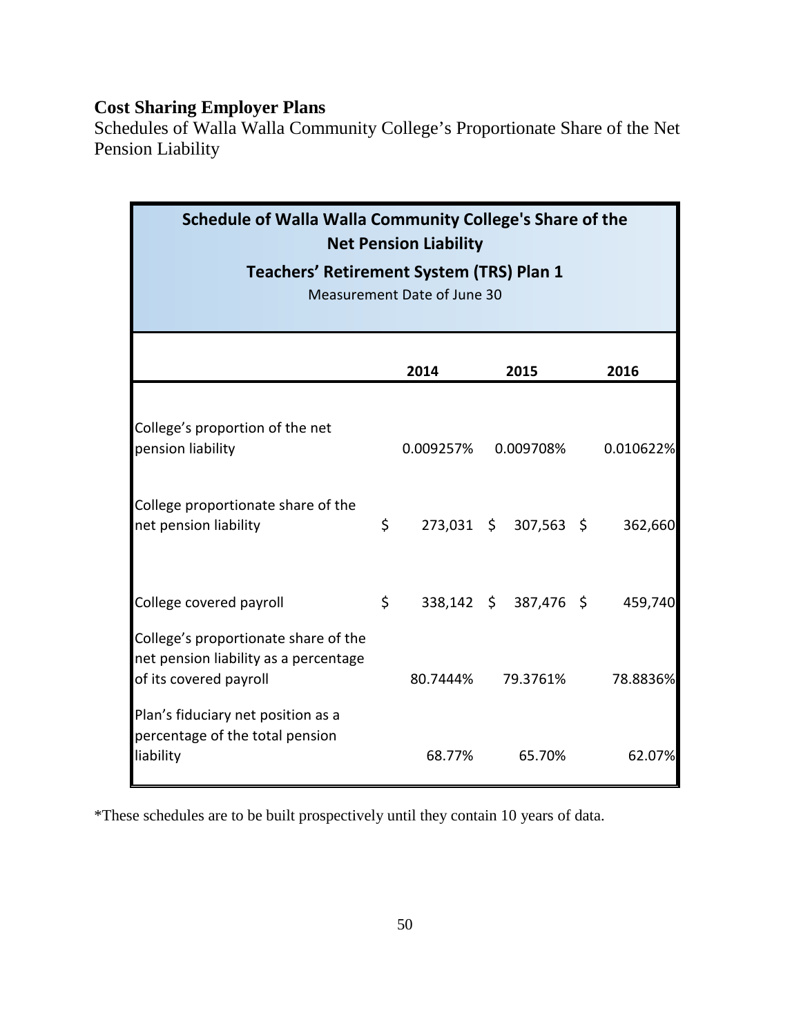**Cost Sharing Employer Plans**

Schedules of Walla Walla Community College's Proportionate Share of the Net Pension Liability

| **Schedule of Walla Walla Community College's Share of the Net Pension Liability** **Teachers' Retirement System (TRS) Plan 1** Measurement Date of June 30 | | | |
|---|---|---|---|
| | **2014** | **2015** | **2016** |
| College's proportion of the net pension liability | 0.009257% | 0.009708% | 0.010622% |
| College proportionate share of the net pension liability | $ 273,031 | $ 307,563 | $ 362,660 |
| College covered payroll | $ 338,142 | $ 387,476 | $ 459,740 |
| College's proportionate share of the net pension liability as a percentage of its covered payroll | 80.7444% | 79.3761% | 78.8836% |
| Plan's fiduciary net position as a percentage of the total pension liability | 68.77% | 65.70% | 62.07% |

*These schedules are to be built prospectively until they contain 10 years of data.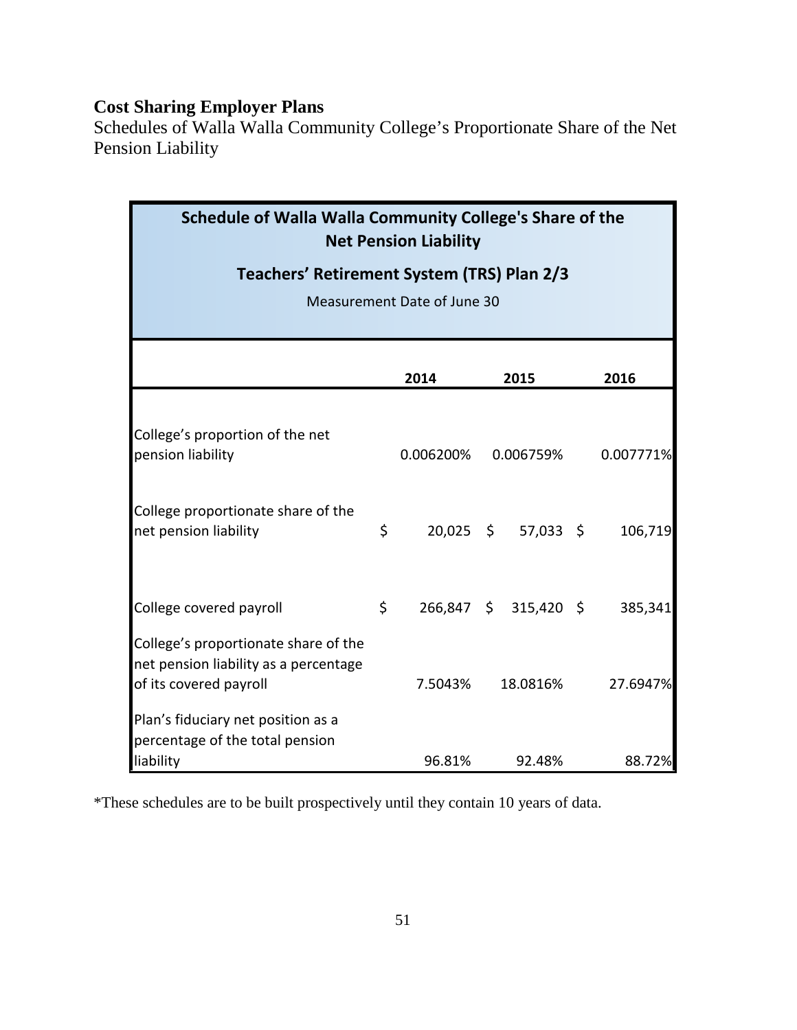**Cost Sharing Employer Plans**

Schedules of Walla Walla Community College's Proportionate Share of the Net Pension Liability

| Schedule of Walla Walla Community College's Share of the Net Pension Liability<br>Teachers' Retirement System (TRS) Plan 2/3<br>Measurement Date of June 30 | | | |
|---|---|---|---|
| | **2014** | **2015** | **2016** |
| College's proportion of the net pension liability | 0.006200% | 0.006759% | 0.007771% |
| College proportionate share of the net pension liability | $ 20,025 | $ 57,033 | $ 106,719 |
| College covered payroll | $ 266,847 | $ 315,420 | $ 385,341 |
| College's proportionate share of the net pension liability as a percentage of its covered payroll | 7.5043% | 18.0816% | 27.6947% |
| Plan's fiduciary net position as a percentage of the total pension liability | 96.81% | 92.48% | 88.72% |

*These schedules are to be built prospectively until they contain 10 years of data.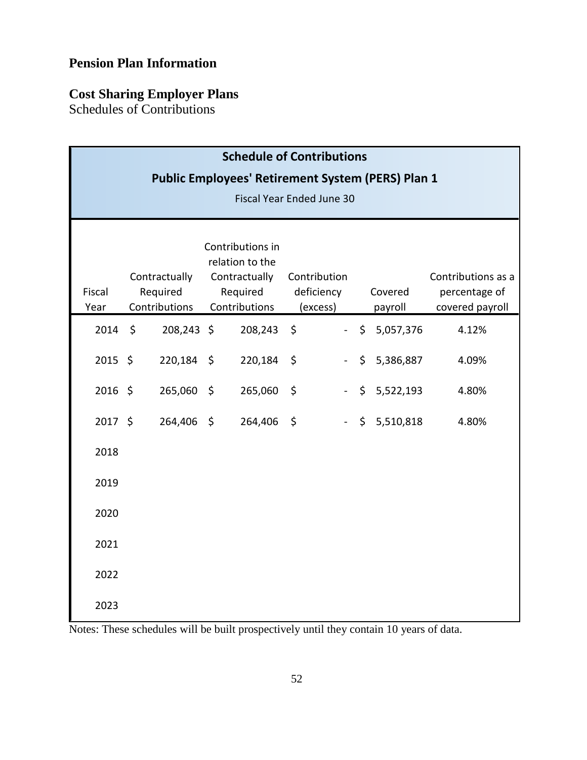## Pension Plan Information

### Cost Sharing Employer Plans

Schedules of Contributions

| Schedule of Contributions<br>Public Employees' Retirement System (PERS) Plan 1<br>Fiscal Year Ended June 30 | | | | | |
|---|---|---|---|---|---|
| Fiscal Year | Contractually Required Contributions | Contributions in relation to the Contractually Required Contributions | Contribution deficiency (excess) | Covered payroll | Contributions as a percentage of covered payroll |
| 2014 | $ 208,243 | $ 208,243 | $ - | $ 5,057,376 | 4.12% |
| 2015 | $ 220,184 | $ 220,184 | $ - | $ 5,386,887 | 4.09% |
| 2016 | $ 265,060 | $ 265,060 | $ - | $ 5,522,193 | 4.80% |
| 2017 | $ 264,406 | $ 264,406 | $ - | $ 5,510,818 | 4.80% |
| 2018 | | | | | |
| 2019 | | | | | |
| 2020 | | | | | |
| 2021 | | | | | |
| 2022 | | | | | |
| 2023 | | | | | |

Notes: These schedules will be built prospectively until they contain 10 years of data.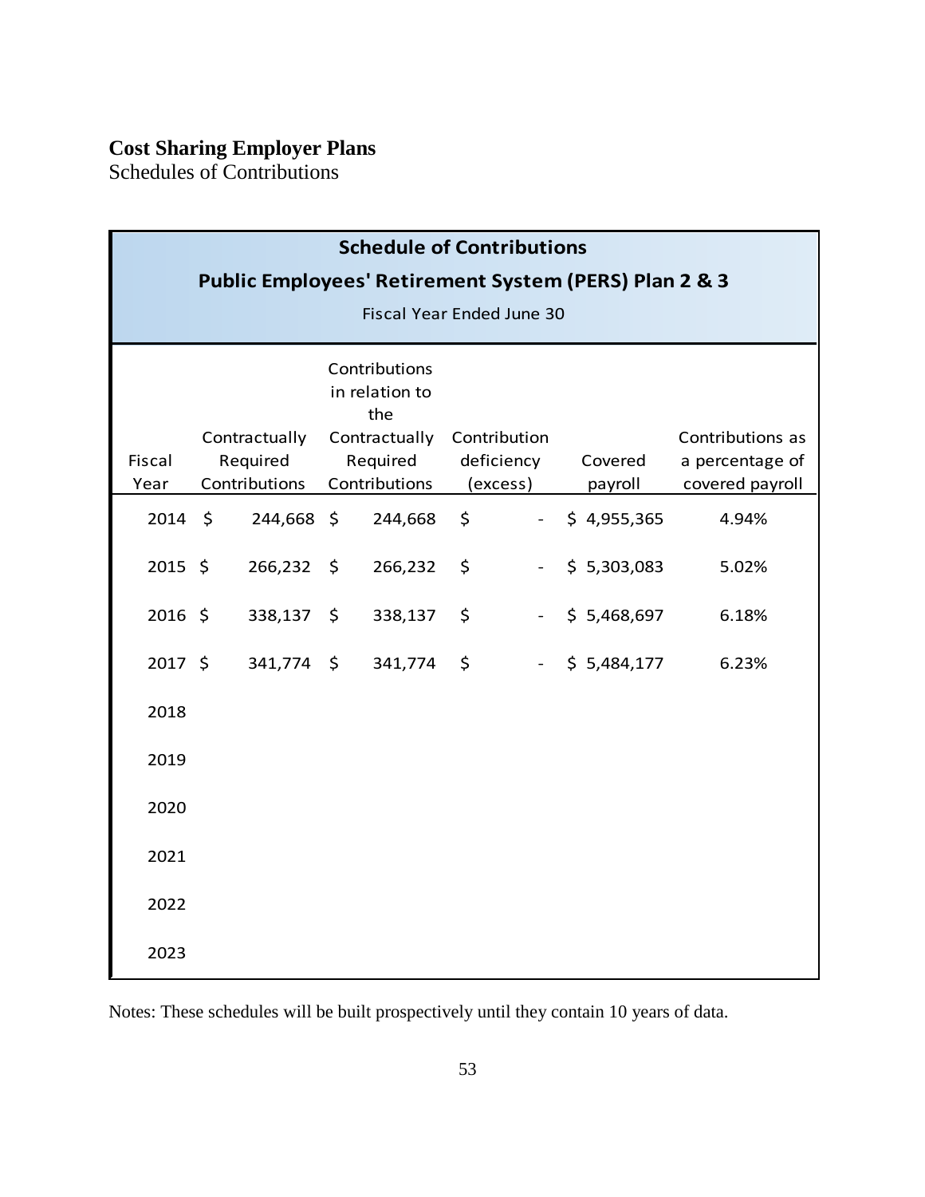**Cost Sharing Employer Plans**

Schedules of Contributions

| Schedule of Contributions<br>Public Employees' Retirement System (PERS) Plan 2 & 3<br>Fiscal Year Ended June 30 | | | | | |
|---|---|---|---|---|---|
| Fiscal Year | Contractually Required Contributions | Contributions in relation to the Contractually Required Contributions | Contribution deficiency (excess) | Covered payroll | Contributions as a percentage of covered payroll |
| 2014 | $ 244,668 | $ 244,668 | $ - | $ 4,955,365 | 4.94% |
| 2015 | $ 266,232 | $ 266,232 | $ - | $ 5,303,083 | 5.02% |
| 2016 | $ 338,137 | $ 338,137 | $ - | $ 5,468,697 | 6.18% |
| 2017 | $ 341,774 | $ 341,774 | $ - | $ 5,484,177 | 6.23% |
| 2018 | | | | | |
| 2019 | | | | | |
| 2020 | | | | | |
| 2021 | | | | | |
| 2022 | | | | | |
| 2023 | | | | | |

Notes: These schedules will be built prospectively until they contain 10 years of data.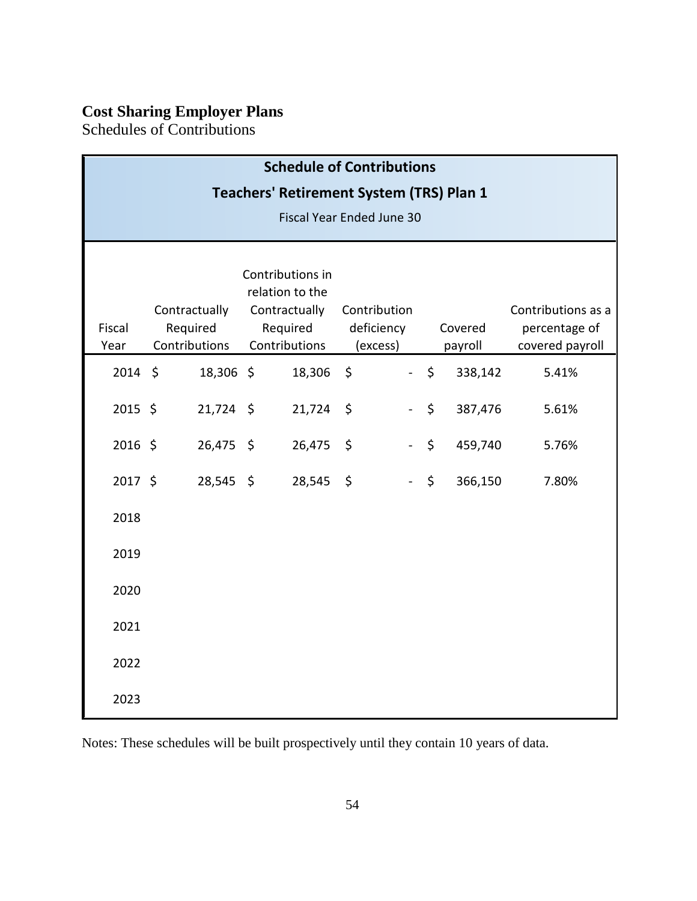**Cost Sharing Employer Plans**
Schedules of Contributions

**Schedule of Contributions**
**Teachers' Retirement System (TRS) Plan 1**
Fiscal Year Ended June 30

| Fiscal Year | Contractually Required Contributions | Contributions in relation to the Contractually Required Contributions | Contribution deficiency (excess) | Covered payroll | Contributions as a percentage of covered payroll |
|---|---|---|---|---|---|
| 2014 | $ 18,306 | $ 18,306 | $ - | $ 338,142 | 5.41% |
| 2015 | $ 21,724 | $ 21,724 | $ - | $ 387,476 | 5.61% |
| 2016 | $ 26,475 | $ 26,475 | $ - | $ 459,740 | 5.76% |
| 2017 | $ 28,545 | $ 28,545 | $ - | $ 366,150 | 7.80% |
| 2018 | | | | | |
| 2019 | | | | | |
| 2020 | | | | | |
| 2021 | | | | | |
| 2022 | | | | | |
| 2023 | | | | | |

Notes: These schedules will be built prospectively until they contain 10 years of data.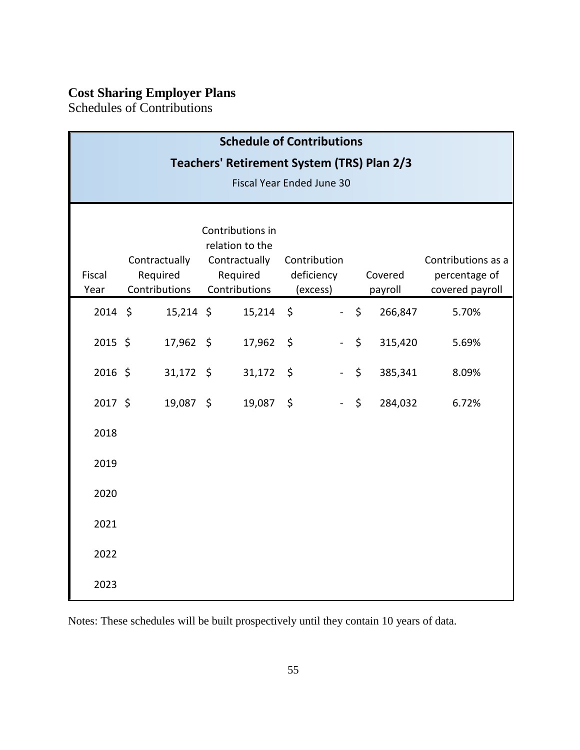**Cost Sharing Employer Plans**

Schedules of Contributions

| Schedule of Contributions<br>Teachers' Retirement System (TRS) Plan 2/3<br>Fiscal Year Ended June 30 | | | | | |
|---|---|---|---|---|---|
| Fiscal Year | Contractually Required Contributions | Contributions in relation to the Contractually Required Contributions | Contribution deficiency (excess) | Covered payroll | Contributions as a percentage of covered payroll |
| 2014 | $ 15,214 | $ 15,214 | $ - | $ 266,847 | 5.70% |
| 2015 | $ 17,962 | $ 17,962 | $ - | $ 315,420 | 5.69% |
| 2016 | $ 31,172 | $ 31,172 | $ - | $ 385,341 | 8.09% |
| 2017 | $ 19,087 | $ 19,087 | $ - | $ 284,032 | 6.72% |
| 2018 | | | | | |
| 2019 | | | | | |
| 2020 | | | | | |
| 2021 | | | | | |
| 2022 | | | | | |
| 2023 | | | | | |

Notes: These schedules will be built prospectively until they contain 10 years of data.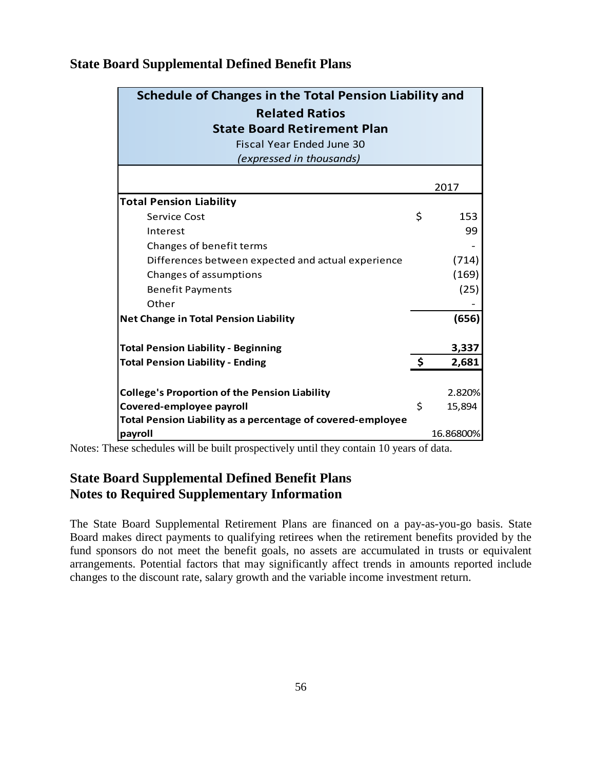## State Board Supplemental Defined Benefit Plans

| Schedule of Changes in the Total Pension Liability and Related Ratios<br>State Board Retirement Plan<br>Fiscal Year Ended June 30<br>*(expressed in thousands)* | |
|---|---|
| | 2017 |
| **Total Pension Liability** | |
| Service Cost | $ 153 |
| Interest | 99 |
| Changes of benefit terms | - |
| Differences between expected and actual experience | (714) |
| Changes of assumptions | (169) |
| Benefit Payments | (25) |
| Other | - |
| **Net Change in Total Pension Liability** | **(656)** |
| | |
| **Total Pension Liability - Beginning** | **3,337** |
| **Total Pension Liability - Ending** | **$ 2,681** |
| | |
| **College's Proportion of the Pension Liability** | 2.820% |
| **Covered-employee payroll** | $ 15,894 |
| **Total Pension Liability as a percentage of covered-employee payroll** | 16.86800% |

Notes: These schedules will be built prospectively until they contain 10 years of data.

## State Board Supplemental Defined Benefit Plans
## Notes to Required Supplementary Information

The State Board Supplemental Retirement Plans are financed on a pay-as-you-go basis. State Board makes direct payments to qualifying retirees when the retirement benefits provided by the fund sponsors do not meet the benefit goals, no assets are accumulated in trusts or equivalent arrangements. Potential factors that may significantly affect trends in amounts reported include changes to the discount rate, salary growth and the variable income investment return.